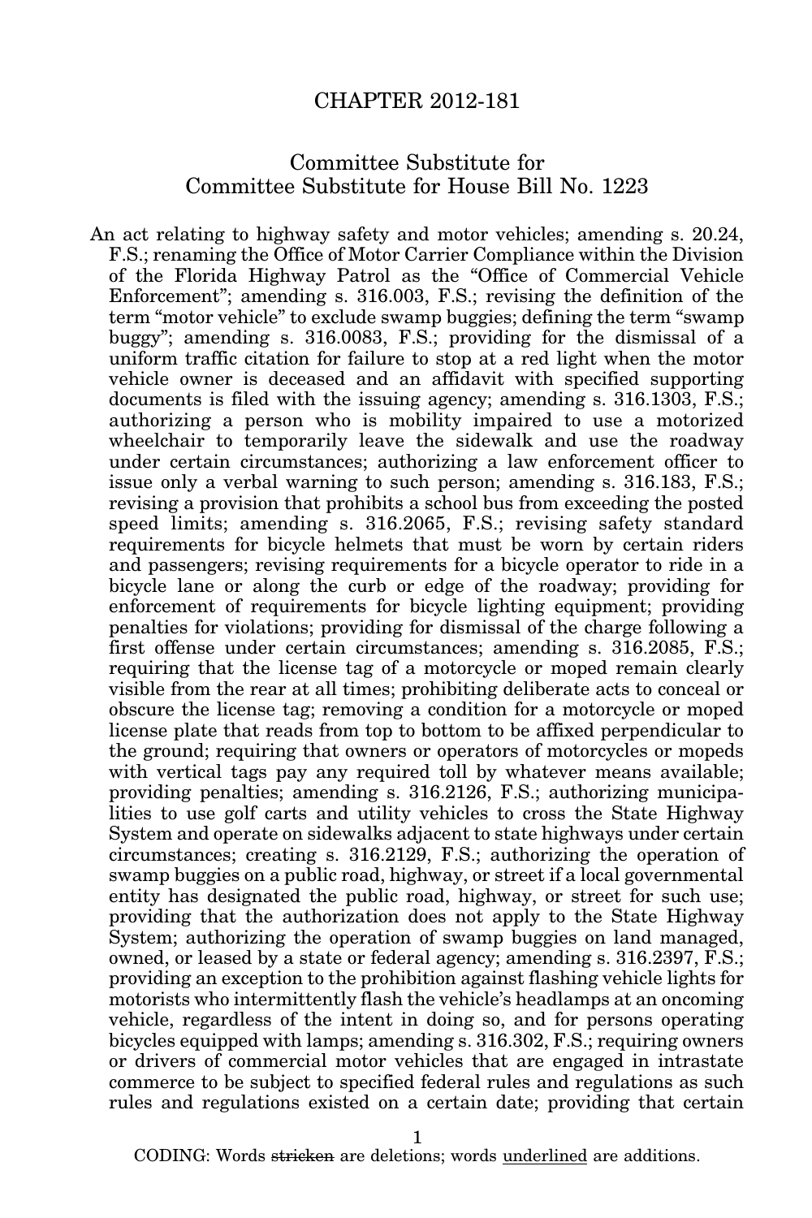# CHAPTER 2012-181

## Committee Substitute for Committee Substitute for House Bill No. 1223

An act relating to highway safety and motor vehicles; amending s. 20.24, F.S.; renaming the Office of Motor Carrier Compliance within the Division of the Florida Highway Patrol as the "Office of Commercial Vehicle Enforcement"; amending s. 316.003, F.S.; revising the definition of the term "motor vehicle" to exclude swamp buggies; defining the term "swamp buggy"; amending s. 316.0083, F.S.; providing for the dismissal of a uniform traffic citation for failure to stop at a red light when the motor vehicle owner is deceased and an affidavit with specified supporting documents is filed with the issuing agency; amending s. 316.1303, F.S.; authorizing a person who is mobility impaired to use a motorized wheelchair to temporarily leave the sidewalk and use the roadway under certain circumstances; authorizing a law enforcement officer to issue only a verbal warning to such person; amending s. 316.183, F.S.; revising a provision that prohibits a school bus from exceeding the posted speed limits; amending s. 316.2065, F.S.; revising safety standard requirements for bicycle helmets that must be worn by certain riders and passengers; revising requirements for a bicycle operator to ride in a bicycle lane or along the curb or edge of the roadway; providing for enforcement of requirements for bicycle lighting equipment; providing penalties for violations; providing for dismissal of the charge following a first offense under certain circumstances; amending s. 316.2085, F.S.; requiring that the license tag of a motorcycle or moped remain clearly visible from the rear at all times; prohibiting deliberate acts to conceal or obscure the license tag; removing a condition for a motorcycle or moped license plate that reads from top to bottom to be affixed perpendicular to the ground; requiring that owners or operators of motorcycles or mopeds with vertical tags pay any required toll by whatever means available; providing penalties; amending s. 316.2126, F.S.; authorizing municipalities to use golf carts and utility vehicles to cross the State Highway System and operate on sidewalks adjacent to state highways under certain circumstances; creating s. 316.2129, F.S.; authorizing the operation of swamp buggies on a public road, highway, or street if a local governmental entity has designated the public road, highway, or street for such use; providing that the authorization does not apply to the State Highway System; authorizing the operation of swamp buggies on land managed, owned, or leased by a state or federal agency; amending s. 316.2397, F.S.; providing an exception to the prohibition against flashing vehicle lights for motorists who intermittently flash the vehicle's headlamps at an oncoming vehicle, regardless of the intent in doing so, and for persons operating bicycles equipped with lamps; amending s. 316.302, F.S.; requiring owners or drivers of commercial motor vehicles that are engaged in intrastate commerce to be subject to specified federal rules and regulations as such rules and regulations existed on a certain date; providing that certain

CODING: Words ~~stricken~~ are deletions; words <u>underlined</u> are additions.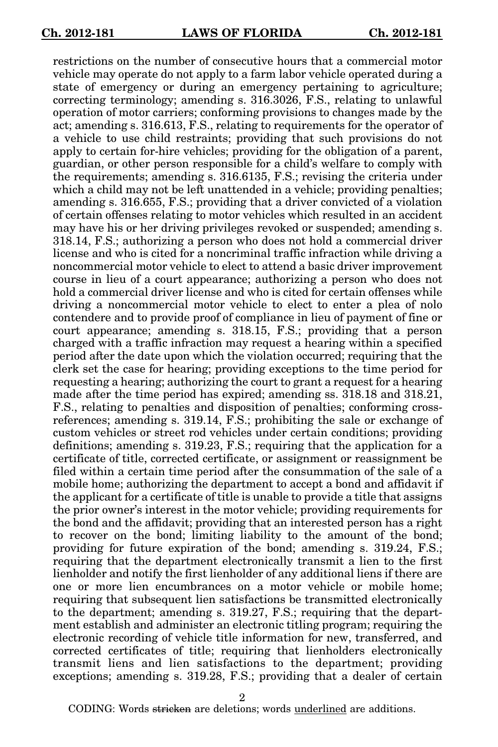restrictions on the number of consecutive hours that a commercial motor vehicle may operate do not apply to a farm labor vehicle operated during a state of emergency or during an emergency pertaining to agriculture; correcting terminology; amending s. 316.3026, F.S., relating to unlawful operation of motor carriers; conforming provisions to changes made by the act; amending s. 316.613, F.S., relating to requirements for the operator of a vehicle to use child restraints; providing that such provisions do not apply to certain for-hire vehicles; providing for the obligation of a parent, guardian, or other person responsible for a child's welfare to comply with the requirements; amending s. 316.6135, F.S.; revising the criteria under which a child may not be left unattended in a vehicle; providing penalties; amending s. 316.655, F.S.; providing that a driver convicted of a violation of certain offenses relating to motor vehicles which resulted in an accident may have his or her driving privileges revoked or suspended; amending s. 318.14, F.S.; authorizing a person who does not hold a commercial driver license and who is cited for a noncriminal traffic infraction while driving a noncommercial motor vehicle to elect to attend a basic driver improvement course in lieu of a court appearance; authorizing a person who does not hold a commercial driver license and who is cited for certain offenses while driving a noncommercial motor vehicle to elect to enter a plea of nolo contendere and to provide proof of compliance in lieu of payment of fine or court appearance; amending s. 318.15, F.S.; providing that a person charged with a traffic infraction may request a hearing within a specified period after the date upon which the violation occurred; requiring that the clerk set the case for hearing; providing exceptions to the time period for requesting a hearing; authorizing the court to grant a request for a hearing made after the time period has expired; amending ss. 318.18 and 318.21, F.S., relating to penalties and disposition of penalties; conforming cross-references; amending s. 319.14, F.S.; prohibiting the sale or exchange of custom vehicles or street rod vehicles under certain conditions; providing definitions; amending s. 319.23, F.S.; requiring that the application for a certificate of title, corrected certificate, or assignment or reassignment be filed within a certain time period after the consummation of the sale of a mobile home; authorizing the department to accept a bond and affidavit if the applicant for a certificate of title is unable to provide a title that assigns the prior owner's interest in the motor vehicle; providing requirements for the bond and the affidavit; providing that an interested person has a right to recover on the bond; limiting liability to the amount of the bond; providing for future expiration of the bond; amending s. 319.24, F.S.; requiring that the department electronically transmit a lien to the first lienholder and notify the first lienholder of any additional liens if there are one or more lien encumbrances on a motor vehicle or mobile home; requiring that subsequent lien satisfactions be transmitted electronically to the department; amending s. 319.27, F.S.; requiring that the department establish and administer an electronic titling program; requiring the electronic recording of vehicle title information for new, transferred, and corrected certificates of title; requiring that lienholders electronically transmit liens and lien satisfactions to the department; providing exceptions; amending s. 319.28, F.S.; providing that a dealer of certain

CODING: Words ~~stricken~~ are deletions; words <u>underlined</u> are additions.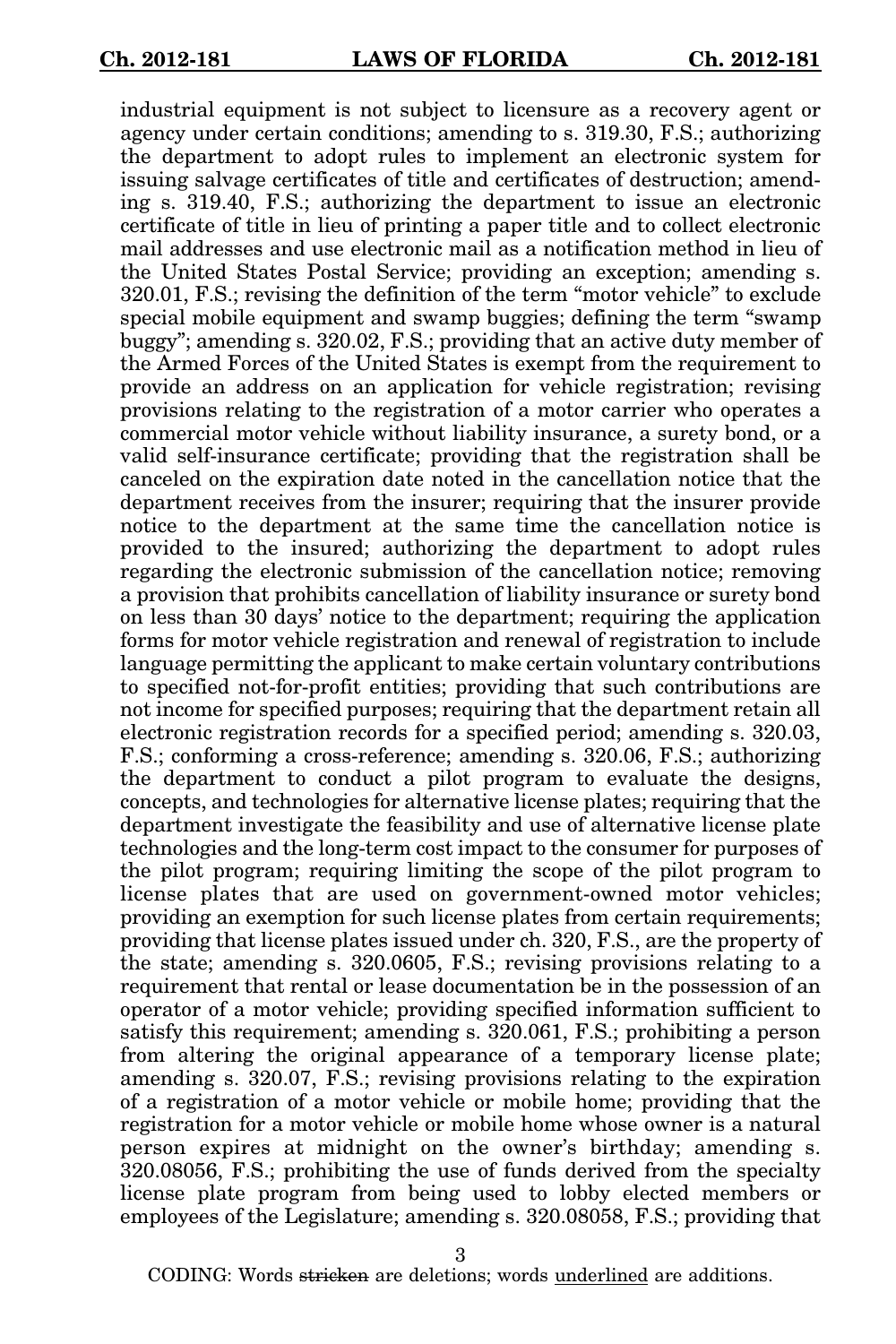industrial equipment is not subject to licensure as a recovery agent or agency under certain conditions; amending to s. 319.30, F.S.; authorizing the department to adopt rules to implement an electronic system for issuing salvage certificates of title and certificates of destruction; amending s. 319.40, F.S.; authorizing the department to issue an electronic certificate of title in lieu of printing a paper title and to collect electronic mail addresses and use electronic mail as a notification method in lieu of the United States Postal Service; providing an exception; amending s. 320.01, F.S.; revising the definition of the term "motor vehicle" to exclude special mobile equipment and swamp buggies; defining the term "swamp buggy"; amending s. 320.02, F.S.; providing that an active duty member of the Armed Forces of the United States is exempt from the requirement to provide an address on an application for vehicle registration; revising provisions relating to the registration of a motor carrier who operates a commercial motor vehicle without liability insurance, a surety bond, or a valid self-insurance certificate; providing that the registration shall be canceled on the expiration date noted in the cancellation notice that the department receives from the insurer; requiring that the insurer provide notice to the department at the same time the cancellation notice is provided to the insured; authorizing the department to adopt rules regarding the electronic submission of the cancellation notice; removing a provision that prohibits cancellation of liability insurance or surety bond on less than 30 days' notice to the department; requiring the application forms for motor vehicle registration and renewal of registration to include language permitting the applicant to make certain voluntary contributions to specified not-for-profit entities; providing that such contributions are not income for specified purposes; requiring that the department retain all electronic registration records for a specified period; amending s. 320.03, F.S.; conforming a cross-reference; amending s. 320.06, F.S.; authorizing the department to conduct a pilot program to evaluate the designs, concepts, and technologies for alternative license plates; requiring that the department investigate the feasibility and use of alternative license plate technologies and the long-term cost impact to the consumer for purposes of the pilot program; requiring limiting the scope of the pilot program to license plates that are used on government-owned motor vehicles; providing an exemption for such license plates from certain requirements; providing that license plates issued under ch. 320, F.S., are the property of the state; amending s. 320.0605, F.S.; revising provisions relating to a requirement that rental or lease documentation be in the possession of an operator of a motor vehicle; providing specified information sufficient to satisfy this requirement; amending s. 320.061, F.S.; prohibiting a person from altering the original appearance of a temporary license plate; amending s. 320.07, F.S.; revising provisions relating to the expiration of a registration of a motor vehicle or mobile home; providing that the registration for a motor vehicle or mobile home whose owner is a natural person expires at midnight on the owner's birthday; amending s. 320.08056, F.S.; prohibiting the use of funds derived from the specialty license plate program from being used to lobby elected members or employees of the Legislature; amending s. 320.08058, F.S.; providing that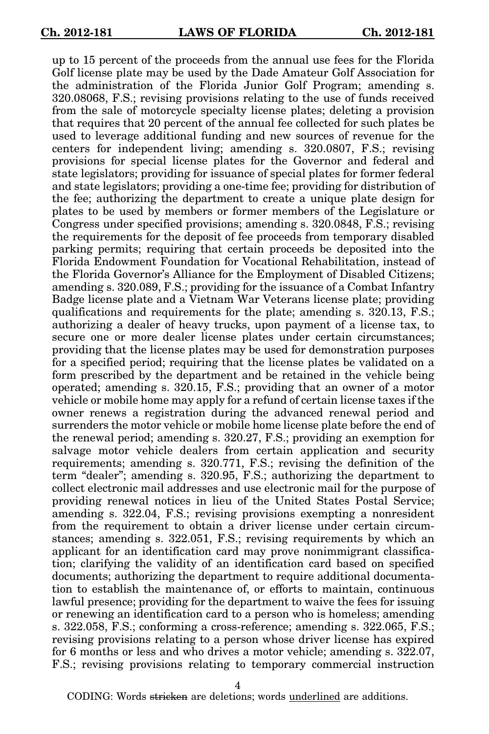up to 15 percent of the proceeds from the annual use fees for the Florida Golf license plate may be used by the Dade Amateur Golf Association for the administration of the Florida Junior Golf Program; amending s. 320.08068, F.S.; revising provisions relating to the use of funds received from the sale of motorcycle specialty license plates; deleting a provision that requires that 20 percent of the annual fee collected for such plates be used to leverage additional funding and new sources of revenue for the centers for independent living; amending s. 320.0807, F.S.; revising provisions for special license plates for the Governor and federal and state legislators; providing for issuance of special plates for former federal and state legislators; providing a one-time fee; providing for distribution of the fee; authorizing the department to create a unique plate design for plates to be used by members or former members of the Legislature or Congress under specified provisions; amending s. 320.0848, F.S.; revising the requirements for the deposit of fee proceeds from temporary disabled parking permits; requiring that certain proceeds be deposited into the Florida Endowment Foundation for Vocational Rehabilitation, instead of the Florida Governor's Alliance for the Employment of Disabled Citizens; amending s. 320.089, F.S.; providing for the issuance of a Combat Infantry Badge license plate and a Vietnam War Veterans license plate; providing qualifications and requirements for the plate; amending s. 320.13, F.S.; authorizing a dealer of heavy trucks, upon payment of a license tax, to secure one or more dealer license plates under certain circumstances; providing that the license plates may be used for demonstration purposes for a specified period; requiring that the license plates be validated on a form prescribed by the department and be retained in the vehicle being operated; amending s. 320.15, F.S.; providing that an owner of a motor vehicle or mobile home may apply for a refund of certain license taxes if the owner renews a registration during the advanced renewal period and surrenders the motor vehicle or mobile home license plate before the end of the renewal period; amending s. 320.27, F.S.; providing an exemption for salvage motor vehicle dealers from certain application and security requirements; amending s. 320.771, F.S.; revising the definition of the term "dealer"; amending s. 320.95, F.S.; authorizing the department to collect electronic mail addresses and use electronic mail for the purpose of providing renewal notices in lieu of the United States Postal Service; amending s. 322.04, F.S.; revising provisions exempting a nonresident from the requirement to obtain a driver license under certain circumstances; amending s. 322.051, F.S.; revising requirements by which an applicant for an identification card may prove nonimmigrant classification; clarifying the validity of an identification card based on specified documents; authorizing the department to require additional documentation to establish the maintenance of, or efforts to maintain, continuous lawful presence; providing for the department to waive the fees for issuing or renewing an identification card to a person who is homeless; amending s. 322.058, F.S.; conforming a cross-reference; amending s. 322.065, F.S.; revising provisions relating to a person whose driver license has expired for 6 months or less and who drives a motor vehicle; amending s. 322.07, F.S.; revising provisions relating to temporary commercial instruction

CODING: Words ~~stricken~~ are deletions; words <u>underlined</u> are additions.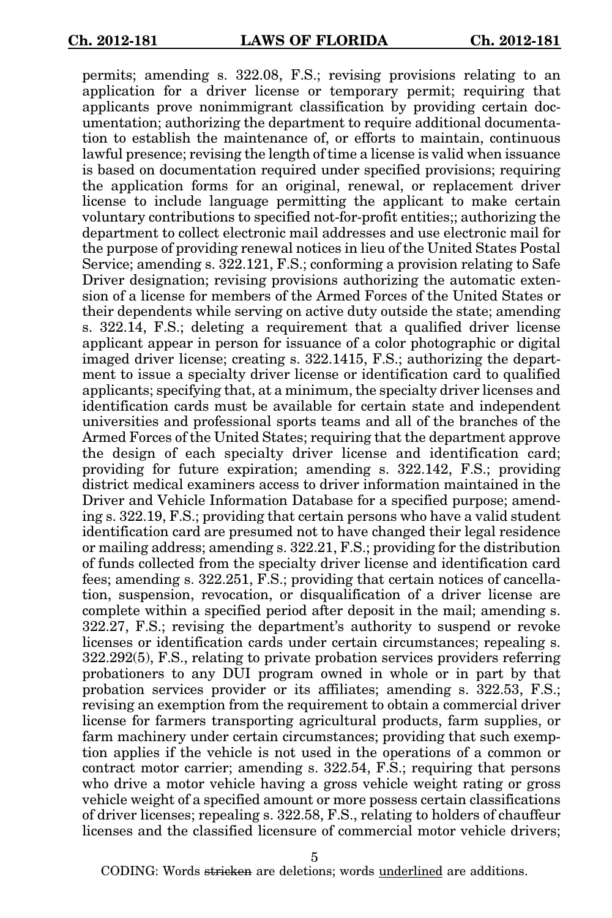permits; amending s. 322.08, F.S.; revising provisions relating to an application for a driver license or temporary permit; requiring that applicants prove nonimmigrant classification by providing certain documentation; authorizing the department to require additional documentation to establish the maintenance of, or efforts to maintain, continuous lawful presence; revising the length of time a license is valid when issuance is based on documentation required under specified provisions; requiring the application forms for an original, renewal, or replacement driver license to include language permitting the applicant to make certain voluntary contributions to specified not-for-profit entities;; authorizing the department to collect electronic mail addresses and use electronic mail for the purpose of providing renewal notices in lieu of the United States Postal Service; amending s. 322.121, F.S.; conforming a provision relating to Safe Driver designation; revising provisions authorizing the automatic extension of a license for members of the Armed Forces of the United States or their dependents while serving on active duty outside the state; amending s. 322.14, F.S.; deleting a requirement that a qualified driver license applicant appear in person for issuance of a color photographic or digital imaged driver license; creating s. 322.1415, F.S.; authorizing the department to issue a specialty driver license or identification card to qualified applicants; specifying that, at a minimum, the specialty driver licenses and identification cards must be available for certain state and independent universities and professional sports teams and all of the branches of the Armed Forces of the United States; requiring that the department approve the design of each specialty driver license and identification card; providing for future expiration; amending s. 322.142, F.S.; providing district medical examiners access to driver information maintained in the Driver and Vehicle Information Database for a specified purpose; amending s. 322.19, F.S.; providing that certain persons who have a valid student identification card are presumed not to have changed their legal residence or mailing address; amending s. 322.21, F.S.; providing for the distribution of funds collected from the specialty driver license and identification card fees; amending s. 322.251, F.S.; providing that certain notices of cancellation, suspension, revocation, or disqualification of a driver license are complete within a specified period after deposit in the mail; amending s. 322.27, F.S.; revising the department's authority to suspend or revoke licenses or identification cards under certain circumstances; repealing s. 322.292(5), F.S., relating to private probation services providers referring probationers to any DUI program owned in whole or in part by that probation services provider or its affiliates; amending s. 322.53, F.S.; revising an exemption from the requirement to obtain a commercial driver license for farmers transporting agricultural products, farm supplies, or farm machinery under certain circumstances; providing that such exemption applies if the vehicle is not used in the operations of a common or contract motor carrier; amending s. 322.54, F.S.; requiring that persons who drive a motor vehicle having a gross vehicle weight rating or gross vehicle weight of a specified amount or more possess certain classifications of driver licenses; repealing s. 322.58, F.S., relating to holders of chauffeur licenses and the classified licensure of commercial motor vehicle drivers;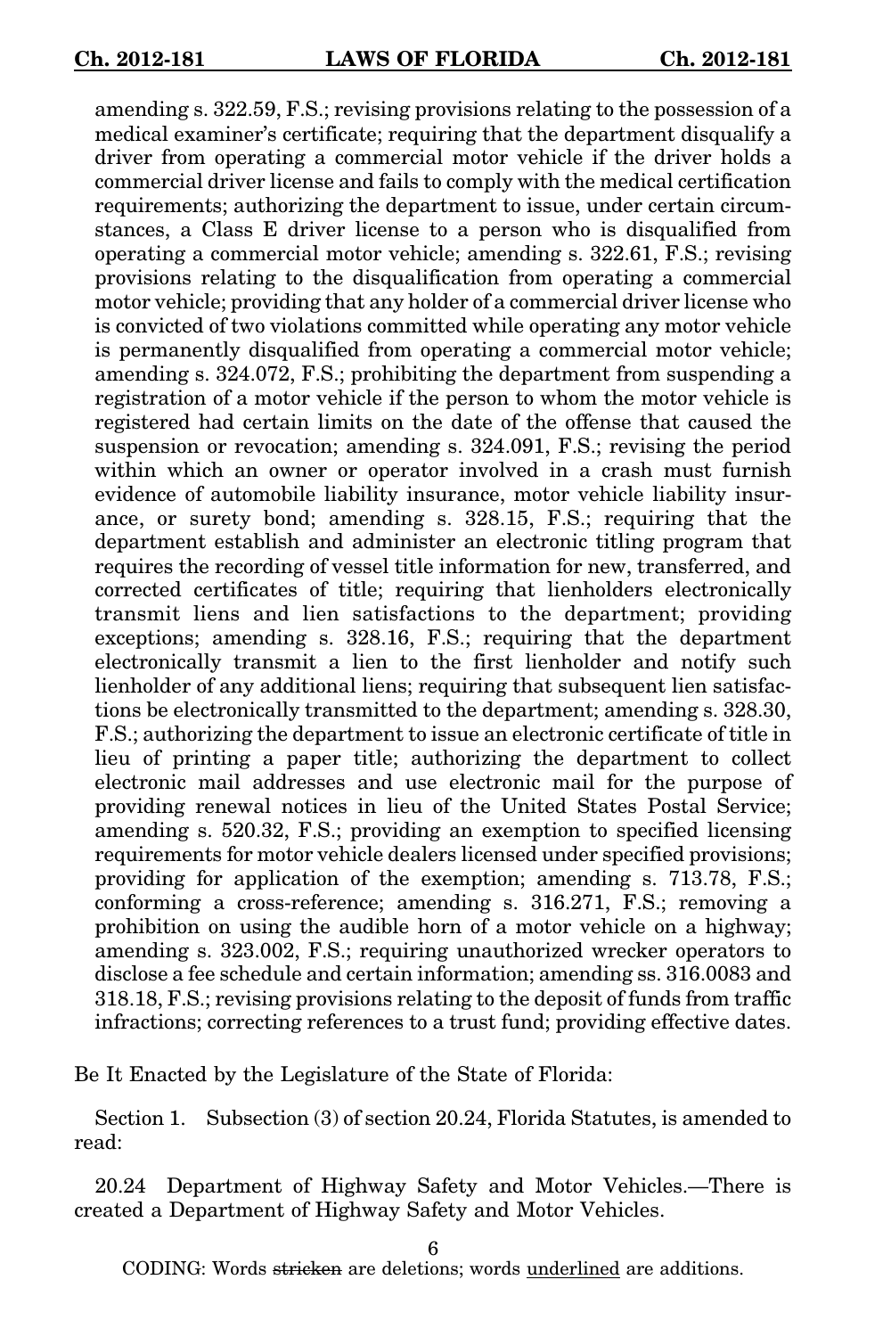amending s. 322.59, F.S.; revising provisions relating to the possession of a medical examiner's certificate; requiring that the department disqualify a driver from operating a commercial motor vehicle if the driver holds a commercial driver license and fails to comply with the medical certification requirements; authorizing the department to issue, under certain circumstances, a Class E driver license to a person who is disqualified from operating a commercial motor vehicle; amending s. 322.61, F.S.; revising provisions relating to the disqualification from operating a commercial motor vehicle; providing that any holder of a commercial driver license who is convicted of two violations committed while operating any motor vehicle is permanently disqualified from operating a commercial motor vehicle; amending s. 324.072, F.S.; prohibiting the department from suspending a registration of a motor vehicle if the person to whom the motor vehicle is registered had certain limits on the date of the offense that caused the suspension or revocation; amending s. 324.091, F.S.; revising the period within which an owner or operator involved in a crash must furnish evidence of automobile liability insurance, motor vehicle liability insurance, or surety bond; amending s. 328.15, F.S.; requiring that the department establish and administer an electronic titling program that requires the recording of vessel title information for new, transferred, and corrected certificates of title; requiring that lienholders electronically transmit liens and lien satisfactions to the department; providing exceptions; amending s. 328.16, F.S.; requiring that the department electronically transmit a lien to the first lienholder and notify such lienholder of any additional liens; requiring that subsequent lien satisfactions be electronically transmitted to the department; amending s. 328.30, F.S.; authorizing the department to issue an electronic certificate of title in lieu of printing a paper title; authorizing the department to collect electronic mail addresses and use electronic mail for the purpose of providing renewal notices in lieu of the United States Postal Service; amending s. 520.32, F.S.; providing an exemption to specified licensing requirements for motor vehicle dealers licensed under specified provisions; providing for application of the exemption; amending s. 713.78, F.S.; conforming a cross-reference; amending s. 316.271, F.S.; removing a prohibition on using the audible horn of a motor vehicle on a highway; amending s. 323.002, F.S.; requiring unauthorized wrecker operators to disclose a fee schedule and certain information; amending ss. 316.0083 and 318.18, F.S.; revising provisions relating to the deposit of funds from traffic infractions; correcting references to a trust fund; providing effective dates.

Be It Enacted by the Legislature of the State of Florida:

Section 1. Subsection (3) of section 20.24, Florida Statutes, is amended to read:

20.24 Department of Highway Safety and Motor Vehicles.—There is created a Department of Highway Safety and Motor Vehicles.

CODING: Words ~~stricken~~ are deletions; words underlined are additions.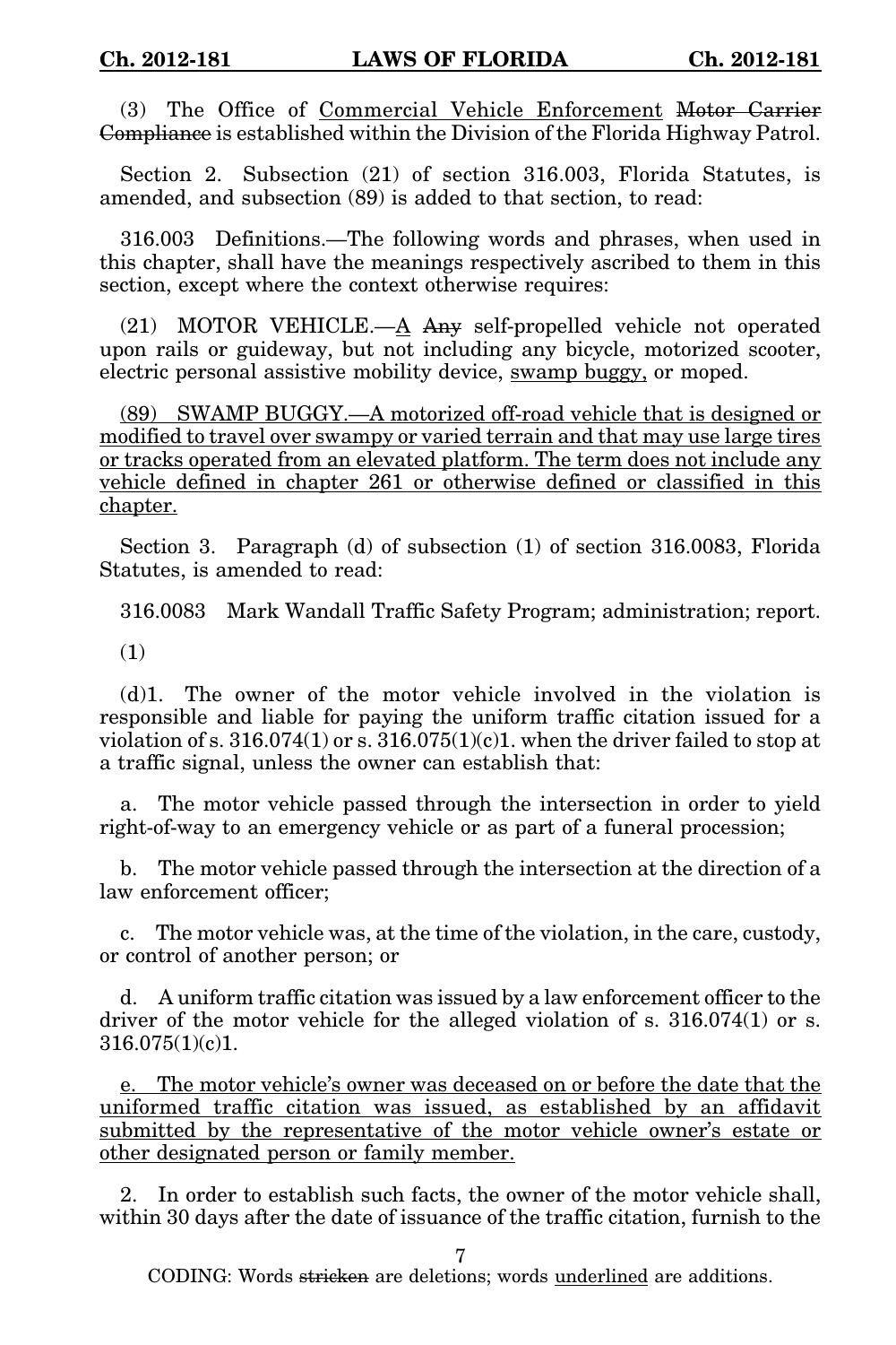(3) The Office of <u>Commercial Vehicle Enforcement</u> ~~Motor Carrier Compliance~~ is established within the Division of the Florida Highway Patrol.

Section 2. Subsection (21) of section 316.003, Florida Statutes, is amended, and subsection (89) is added to that section, to read:

316.003 Definitions.—The following words and phrases, when used in this chapter, shall have the meanings respectively ascribed to them in this section, except where the context otherwise requires:

(21) MOTOR VEHICLE.—<u>A</u> ~~Any~~ self-propelled vehicle not operated upon rails or guideway, but not including any bicycle, motorized scooter, electric personal assistive mobility device, <u>swamp buggy,</u> or moped.

<u>(89) SWAMP BUGGY.—A motorized off-road vehicle that is designed or modified to travel over swampy or varied terrain and that may use large tires or tracks operated from an elevated platform. The term does not include any vehicle defined in chapter 261 or otherwise defined or classified in this chapter.</u>

Section 3. Paragraph (d) of subsection (1) of section 316.0083, Florida Statutes, is amended to read:

316.0083 Mark Wandall Traffic Safety Program; administration; report.

(1)

(d)1. The owner of the motor vehicle involved in the violation is responsible and liable for paying the uniform traffic citation issued for a violation of s. 316.074(1) or s. 316.075(1)(c)1. when the driver failed to stop at a traffic signal, unless the owner can establish that:

a. The motor vehicle passed through the intersection in order to yield right-of-way to an emergency vehicle or as part of a funeral procession;

b. The motor vehicle passed through the intersection at the direction of a law enforcement officer;

c. The motor vehicle was, at the time of the violation, in the care, custody, or control of another person; or

d. A uniform traffic citation was issued by a law enforcement officer to the driver of the motor vehicle for the alleged violation of s. 316.074(1) or s. 316.075(1)(c)1.

<u>e. The motor vehicle's owner was deceased on or before the date that the uniformed traffic citation was issued, as established by an affidavit submitted by the representative of the motor vehicle owner's estate or other designated person or family member.</u>

2. In order to establish such facts, the owner of the motor vehicle shall, within 30 days after the date of issuance of the traffic citation, furnish to the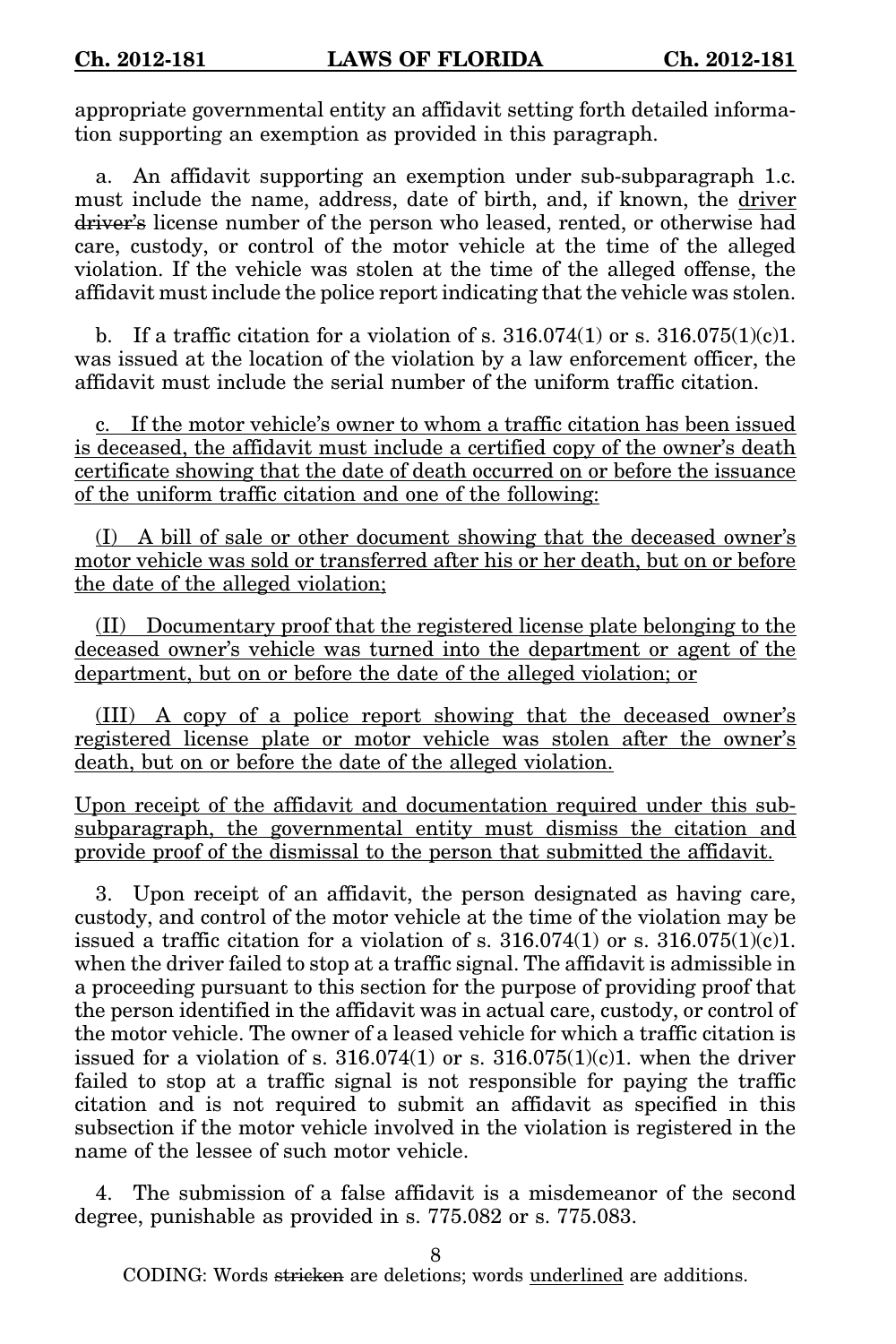appropriate governmental entity an affidavit setting forth detailed information supporting an exemption as provided in this paragraph.

a. An affidavit supporting an exemption under sub-subparagraph 1.c. must include the name, address, date of birth, and, if known, the <u>driver</u> ~~driver's~~ license number of the person who leased, rented, or otherwise had care, custody, or control of the motor vehicle at the time of the alleged violation. If the vehicle was stolen at the time of the alleged offense, the affidavit must include the police report indicating that the vehicle was stolen.

b. If a traffic citation for a violation of s. 316.074(1) or s. 316.075(1)(c)1. was issued at the location of the violation by a law enforcement officer, the affidavit must include the serial number of the uniform traffic citation.

<u>c. If the motor vehicle's owner to whom a traffic citation has been issued is deceased, the affidavit must include a certified copy of the owner's death certificate showing that the date of death occurred on or before the issuance of the uniform traffic citation and one of the following:</u>

<u>(I) A bill of sale or other document showing that the deceased owner's motor vehicle was sold or transferred after his or her death, but on or before the date of the alleged violation;</u>

<u>(II) Documentary proof that the registered license plate belonging to the deceased owner's vehicle was turned into the department or agent of the department, but on or before the date of the alleged violation; or</u>

<u>(III) A copy of a police report showing that the deceased owner's registered license plate or motor vehicle was stolen after the owner's death, but on or before the date of the alleged violation.</u>

<u>Upon receipt of the affidavit and documentation required under this sub-subparagraph, the governmental entity must dismiss the citation and provide proof of the dismissal to the person that submitted the affidavit.</u>

3. Upon receipt of an affidavit, the person designated as having care, custody, and control of the motor vehicle at the time of the violation may be issued a traffic citation for a violation of s. 316.074(1) or s. 316.075(1)(c)1. when the driver failed to stop at a traffic signal. The affidavit is admissible in a proceeding pursuant to this section for the purpose of providing proof that the person identified in the affidavit was in actual care, custody, or control of the motor vehicle. The owner of a leased vehicle for which a traffic citation is issued for a violation of s. 316.074(1) or s. 316.075(1)(c)1. when the driver failed to stop at a traffic signal is not responsible for paying the traffic citation and is not required to submit an affidavit as specified in this subsection if the motor vehicle involved in the violation is registered in the name of the lessee of such motor vehicle.

4. The submission of a false affidavit is a misdemeanor of the second degree, punishable as provided in s. 775.082 or s. 775.083.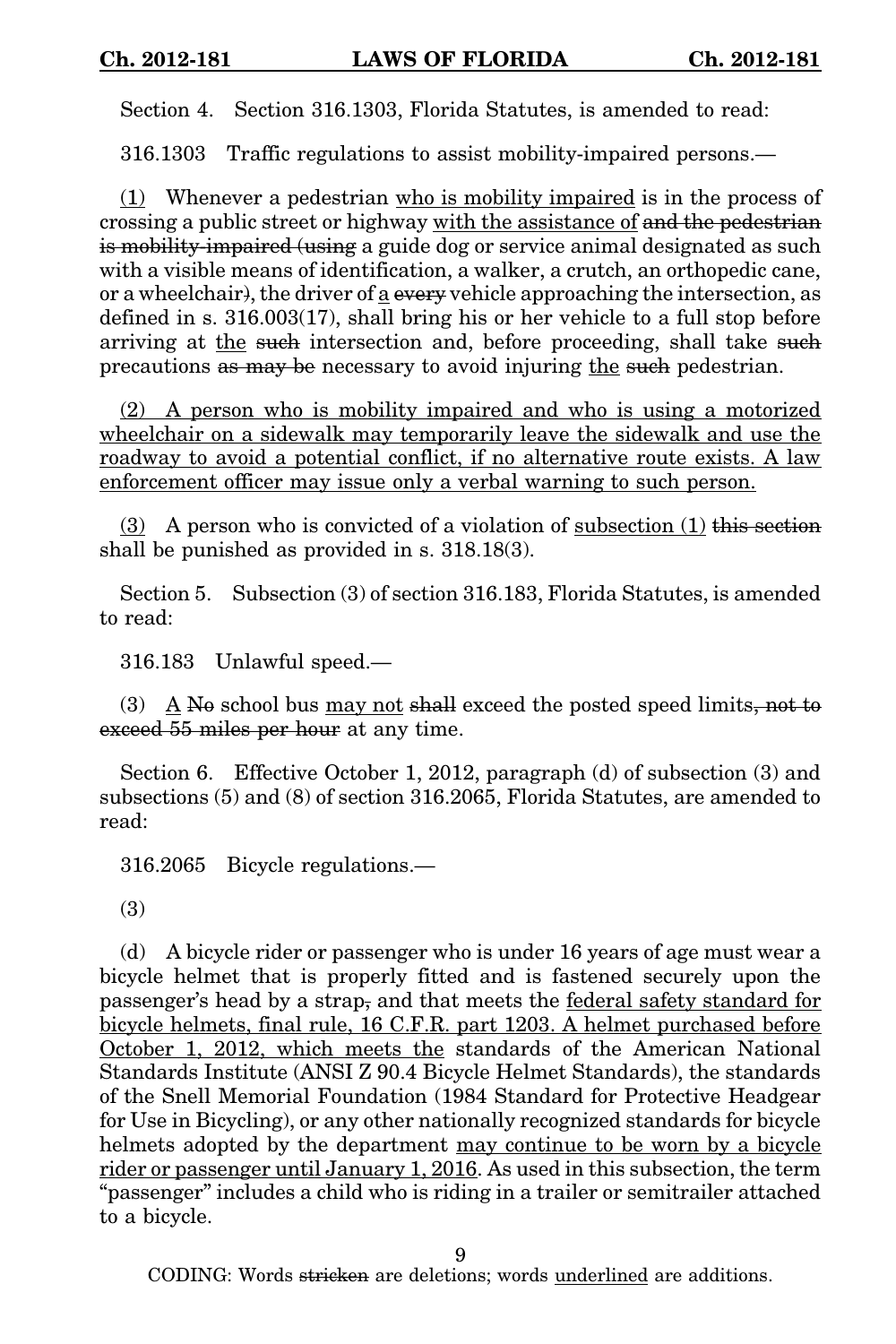Section 4. Section 316.1303, Florida Statutes, is amended to read:

316.1303 Traffic regulations to assist mobility-impaired persons.—

<u>(1)</u> Whenever a pedestrian <u>who is mobility impaired</u> is in the process of crossing a public street or highway <u>with the assistance of</u> ~~and the pedestrian is mobility-impaired (using~~ a guide dog or service animal designated as such with a visible means of identification, a walker, a crutch, an orthopedic cane, or a wheelchair~~)~~, the driver of <u>a</u> ~~every~~ vehicle approaching the intersection, as defined in s. 316.003(17), shall bring his or her vehicle to a full stop before arriving at <u>the</u> ~~such~~ intersection and, before proceeding, shall take ~~such~~ precautions ~~as may be~~ necessary to avoid injuring <u>the</u> ~~such~~ pedestrian.

<u>(2) A person who is mobility impaired and who is using a motorized wheelchair on a sidewalk may temporarily leave the sidewalk and use the roadway to avoid a potential conflict, if no alternative route exists. A law enforcement officer may issue only a verbal warning to such person.</u>

<u>(3)</u> A person who is convicted of a violation of <u>subsection (1)</u> ~~this section~~ shall be punished as provided in s. 318.18(3).

Section 5. Subsection (3) of section 316.183, Florida Statutes, is amended to read:

316.183 Unlawful speed.—

(3) <u>A</u> ~~No~~ school bus <u>may not</u> ~~shall~~ exceed the posted speed limits~~, not to exceed 55 miles per hour~~ at any time.

Section 6. Effective October 1, 2012, paragraph (d) of subsection (3) and subsections (5) and (8) of section 316.2065, Florida Statutes, are amended to read:

316.2065 Bicycle regulations.—

(3)

(d) A bicycle rider or passenger who is under 16 years of age must wear a bicycle helmet that is properly fitted and is fastened securely upon the passenger's head by a strap~~,~~ and that meets the <u>federal safety standard for bicycle helmets, final rule, 16 C.F.R. part 1203. A helmet purchased before October 1, 2012, which meets the</u> standards of the American National Standards Institute (ANSI Z 90.4 Bicycle Helmet Standards), the standards of the Snell Memorial Foundation (1984 Standard for Protective Headgear for Use in Bicycling), or any other nationally recognized standards for bicycle helmets adopted by the department <u>may continue to be worn by a bicycle rider or passenger until January 1, 2016</u>. As used in this subsection, the term "passenger" includes a child who is riding in a trailer or semitrailer attached to a bicycle.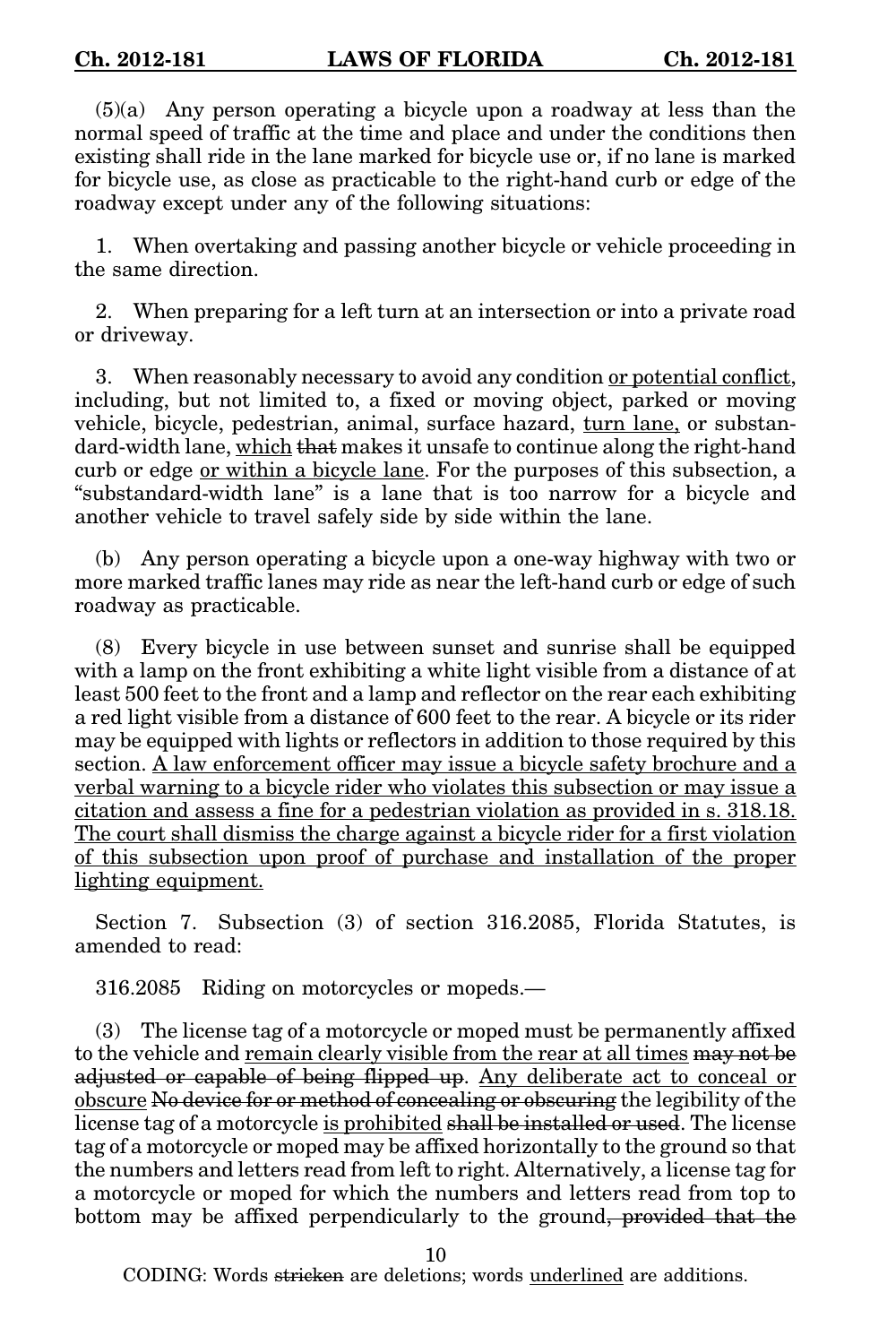(5)(a) Any person operating a bicycle upon a roadway at less than the normal speed of traffic at the time and place and under the conditions then existing shall ride in the lane marked for bicycle use or, if no lane is marked for bicycle use, as close as practicable to the right-hand curb or edge of the roadway except under any of the following situations:

1. When overtaking and passing another bicycle or vehicle proceeding in the same direction.

2. When preparing for a left turn at an intersection or into a private road or driveway.

3. When reasonably necessary to avoid any condition <u>or potential conflict</u>, including, but not limited to, a fixed or moving object, parked or moving vehicle, bicycle, pedestrian, animal, surface hazard, <u>turn lane,</u> or substandard-width lane, <u>which</u> ~~that~~ makes it unsafe to continue along the right-hand curb or edge <u>or within a bicycle lane</u>. For the purposes of this subsection, a "substandard-width lane" is a lane that is too narrow for a bicycle and another vehicle to travel safely side by side within the lane.

(b) Any person operating a bicycle upon a one-way highway with two or more marked traffic lanes may ride as near the left-hand curb or edge of such roadway as practicable.

(8) Every bicycle in use between sunset and sunrise shall be equipped with a lamp on the front exhibiting a white light visible from a distance of at least 500 feet to the front and a lamp and reflector on the rear each exhibiting a red light visible from a distance of 600 feet to the rear. A bicycle or its rider may be equipped with lights or reflectors in addition to those required by this section. <u>A law enforcement officer may issue a bicycle safety brochure and a verbal warning to a bicycle rider who violates this subsection or may issue a citation and assess a fine for a pedestrian violation as provided in s. 318.18. The court shall dismiss the charge against a bicycle rider for a first violation of this subsection upon proof of purchase and installation of the proper lighting equipment.</u>

Section 7. Subsection (3) of section 316.2085, Florida Statutes, is amended to read:

316.2085 Riding on motorcycles or mopeds.—

(3) The license tag of a motorcycle or moped must be permanently affixed to the vehicle and <u>remain clearly visible from the rear at all times</u> ~~may not be adjusted or capable of being flipped up~~. <u>Any deliberate act to conceal or obscure</u> ~~No device for or method of concealing or obscuring~~ the legibility of the license tag of a motorcycle <u>is prohibited</u> ~~shall be installed or used~~. The license tag of a motorcycle or moped may be affixed horizontally to the ground so that the numbers and letters read from left to right. Alternatively, a license tag for a motorcycle or moped for which the numbers and letters read from top to bottom may be affixed perpendicularly to the ground~~, provided that the~~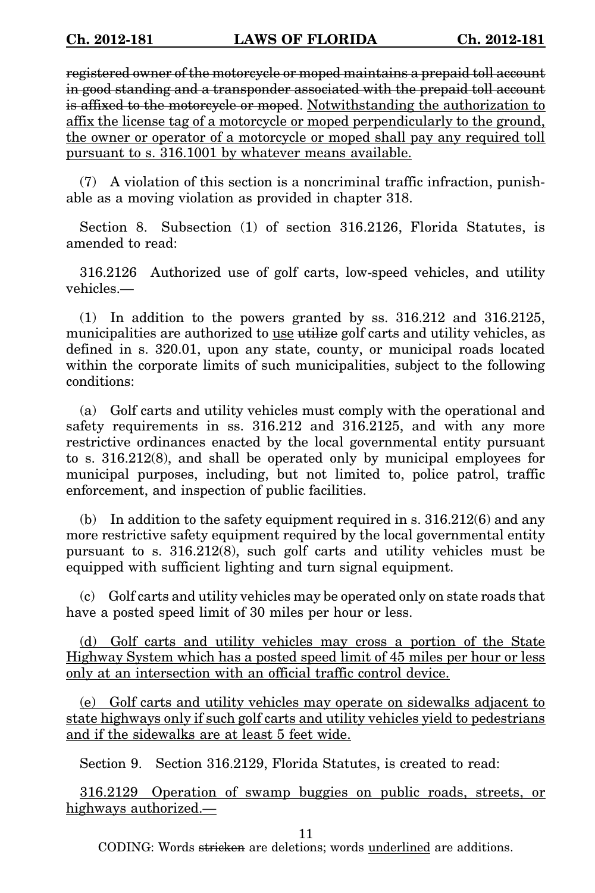~~registered owner of the motorcycle or moped maintains a prepaid toll account in good standing and a transponder associated with the prepaid toll account is affixed to the motorcycle or moped~~. <u>Notwithstanding the authorization to affix the license tag of a motorcycle or moped perpendicularly to the ground, the owner or operator of a motorcycle or moped shall pay any required toll pursuant to s. 316.1001 by whatever means available.</u>

(7) A violation of this section is a noncriminal traffic infraction, punishable as a moving violation as provided in chapter 318.

Section 8. Subsection (1) of section 316.2126, Florida Statutes, is amended to read:

316.2126 Authorized use of golf carts, low-speed vehicles, and utility vehicles.—

(1) In addition to the powers granted by ss. 316.212 and 316.2125, municipalities are authorized to <u>use</u> ~~utilize~~ golf carts and utility vehicles, as defined in s. 320.01, upon any state, county, or municipal roads located within the corporate limits of such municipalities, subject to the following conditions:

(a) Golf carts and utility vehicles must comply with the operational and safety requirements in ss. 316.212 and 316.2125, and with any more restrictive ordinances enacted by the local governmental entity pursuant to s. 316.212(8), and shall be operated only by municipal employees for municipal purposes, including, but not limited to, police patrol, traffic enforcement, and inspection of public facilities.

(b) In addition to the safety equipment required in s. 316.212(6) and any more restrictive safety equipment required by the local governmental entity pursuant to s. 316.212(8), such golf carts and utility vehicles must be equipped with sufficient lighting and turn signal equipment.

(c) Golf carts and utility vehicles may be operated only on state roads that have a posted speed limit of 30 miles per hour or less.

<u>(d) Golf carts and utility vehicles may cross a portion of the State Highway System which has a posted speed limit of 45 miles per hour or less only at an intersection with an official traffic control device.</u>

<u>(e) Golf carts and utility vehicles may operate on sidewalks adjacent to state highways only if such golf carts and utility vehicles yield to pedestrians and if the sidewalks are at least 5 feet wide.</u>

Section 9. Section 316.2129, Florida Statutes, is created to read:

<u>316.2129 Operation of swamp buggies on public roads, streets, or highways authorized.—</u>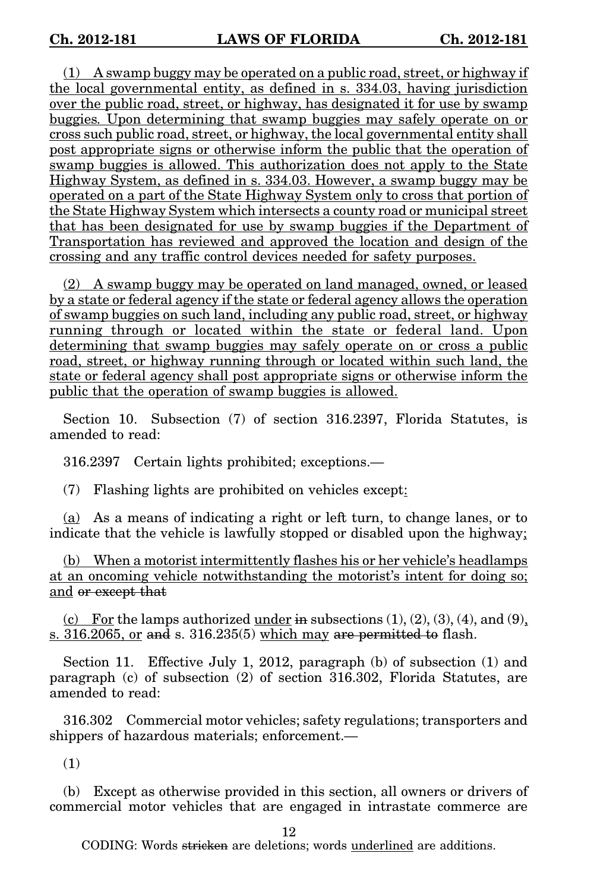<u>(1) A swamp buggy may be operated on a public road, street, or highway if the local governmental entity, as defined in s. 334.03, having jurisdiction over the public road, street, or highway, has designated it for use by swamp buggies. Upon determining that swamp buggies may safely operate on or cross such public road, street, or highway, the local governmental entity shall post appropriate signs or otherwise inform the public that the operation of swamp buggies is allowed. This authorization does not apply to the State Highway System, as defined in s. 334.03. However, a swamp buggy may be operated on a part of the State Highway System only to cross that portion of the State Highway System which intersects a county road or municipal street that has been designated for use by swamp buggies if the Department of Transportation has reviewed and approved the location and design of the crossing and any traffic control devices needed for safety purposes.</u>

<u>(2) A swamp buggy may be operated on land managed, owned, or leased by a state or federal agency if the state or federal agency allows the operation of swamp buggies on such land, including any public road, street, or highway running through or located within the state or federal land. Upon determining that swamp buggies may safely operate on or cross a public road, street, or highway running through or located within such land, the state or federal agency shall post appropriate signs or otherwise inform the public that the operation of swamp buggies is allowed.</u>

Section 10. Subsection (7) of section 316.2397, Florida Statutes, is amended to read:

316.2397 Certain lights prohibited; exceptions.—

(7) Flashing lights are prohibited on vehicles except<u>:</u>

<u>(a)</u> As a means of indicating a right or left turn, to change lanes, or to indicate that the vehicle is lawfully stopped or disabled upon the highway<u>;</u>

<u>(b) When a motorist intermittently flashes his or her vehicle's headlamps at an oncoming vehicle notwithstanding the motorist's intent for doing so; and</u> ~~or except that~~

<u>(c) For</u> the lamps authorized <u>under</u> ~~in~~ subsections (1), (2), (3), (4), and (9)<u>,</u> <u>s. 316.2065, or</u> ~~and~~ s. 316.235(5) <u>which may</u> ~~are permitted to~~ flash.

Section 11. Effective July 1, 2012, paragraph (b) of subsection (1) and paragraph (c) of subsection (2) of section 316.302, Florida Statutes, are amended to read:

316.302 Commercial motor vehicles; safety regulations; transporters and shippers of hazardous materials; enforcement.—

(1)

(b) Except as otherwise provided in this section, all owners or drivers of commercial motor vehicles that are engaged in intrastate commerce are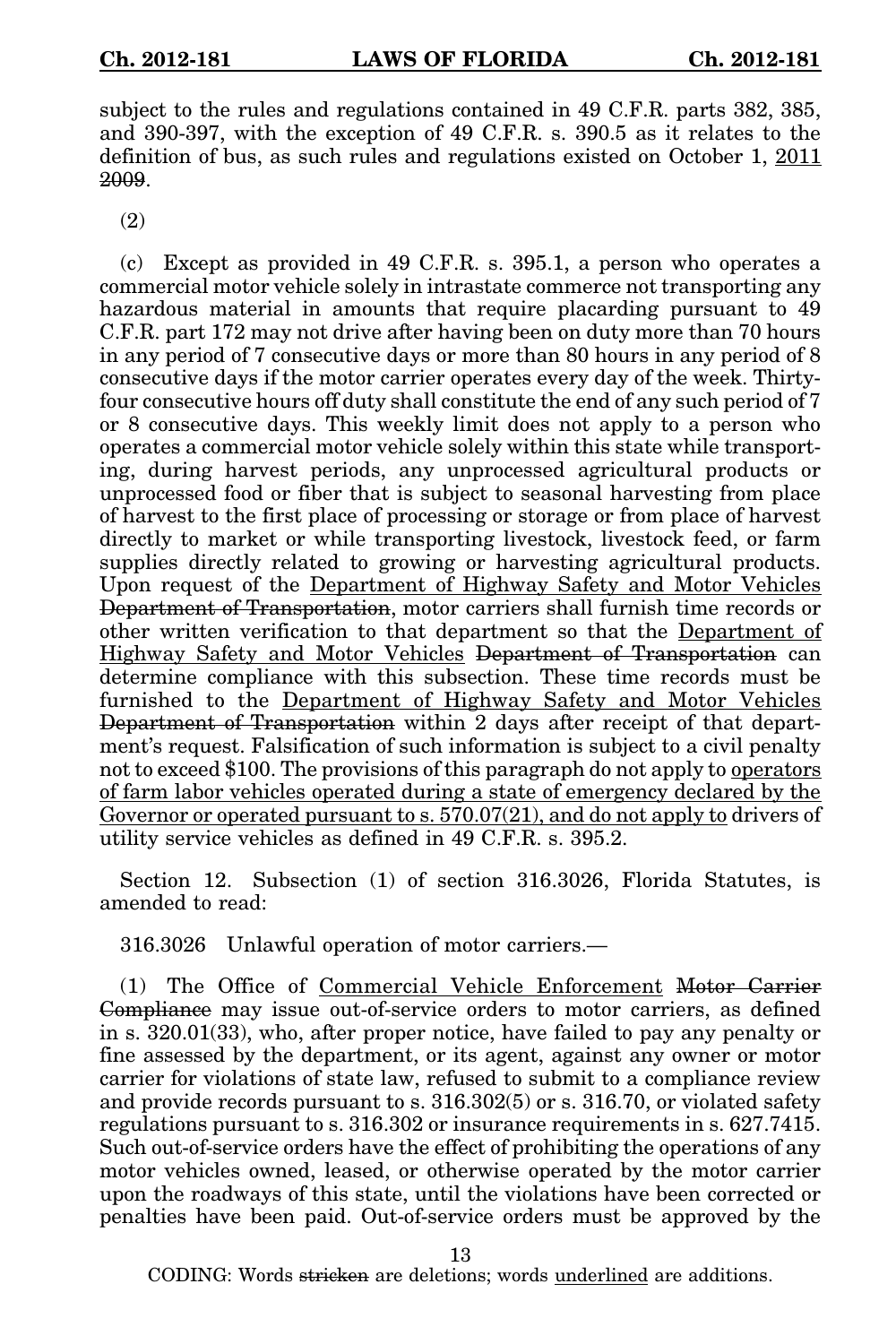subject to the rules and regulations contained in 49 C.F.R. parts 382, 385, and 390-397, with the exception of 49 C.F.R. s. 390.5 as it relates to the definition of bus, as such rules and regulations existed on October 1, <u>2011</u> ~~2009~~.

(2)

(c) Except as provided in 49 C.F.R. s. 395.1, a person who operates a commercial motor vehicle solely in intrastate commerce not transporting any hazardous material in amounts that require placarding pursuant to 49 C.F.R. part 172 may not drive after having been on duty more than 70 hours in any period of 7 consecutive days or more than 80 hours in any period of 8 consecutive days if the motor carrier operates every day of the week. Thirty-four consecutive hours off duty shall constitute the end of any such period of 7 or 8 consecutive days. This weekly limit does not apply to a person who operates a commercial motor vehicle solely within this state while transporting, during harvest periods, any unprocessed agricultural products or unprocessed food or fiber that is subject to seasonal harvesting from place of harvest to the first place of processing or storage or from place of harvest directly to market or while transporting livestock, livestock feed, or farm supplies directly related to growing or harvesting agricultural products. Upon request of the <u>Department of Highway Safety and Motor Vehicles</u> ~~Department of Transportation~~, motor carriers shall furnish time records or other written verification to that department so that the <u>Department of Highway Safety and Motor Vehicles</u> ~~Department of Transportation~~ can determine compliance with this subsection. These time records must be furnished to the <u>Department of Highway Safety and Motor Vehicles</u> ~~Department of Transportation~~ within 2 days after receipt of that department's request. Falsification of such information is subject to a civil penalty not to exceed $100. The provisions of this paragraph do not apply to <u>operators of farm labor vehicles operated during a state of emergency declared by the Governor or operated pursuant to s. 570.07(21), and do not apply to</u> drivers of utility service vehicles as defined in 49 C.F.R. s. 395.2.

Section 12. Subsection (1) of section 316.3026, Florida Statutes, is amended to read:

316.3026 Unlawful operation of motor carriers.—

(1) The Office of <u>Commercial Vehicle Enforcement</u> ~~Motor Carrier Compliance~~ may issue out-of-service orders to motor carriers, as defined in s. 320.01(33), who, after proper notice, have failed to pay any penalty or fine assessed by the department, or its agent, against any owner or motor carrier for violations of state law, refused to submit to a compliance review and provide records pursuant to s. 316.302(5) or s. 316.70, or violated safety regulations pursuant to s. 316.302 or insurance requirements in s. 627.7415. Such out-of-service orders have the effect of prohibiting the operations of any motor vehicles owned, leased, or otherwise operated by the motor carrier upon the roadways of this state, until the violations have been corrected or penalties have been paid. Out-of-service orders must be approved by the

CODING: Words ~~stricken~~ are deletions; words <u>underlined</u> are additions.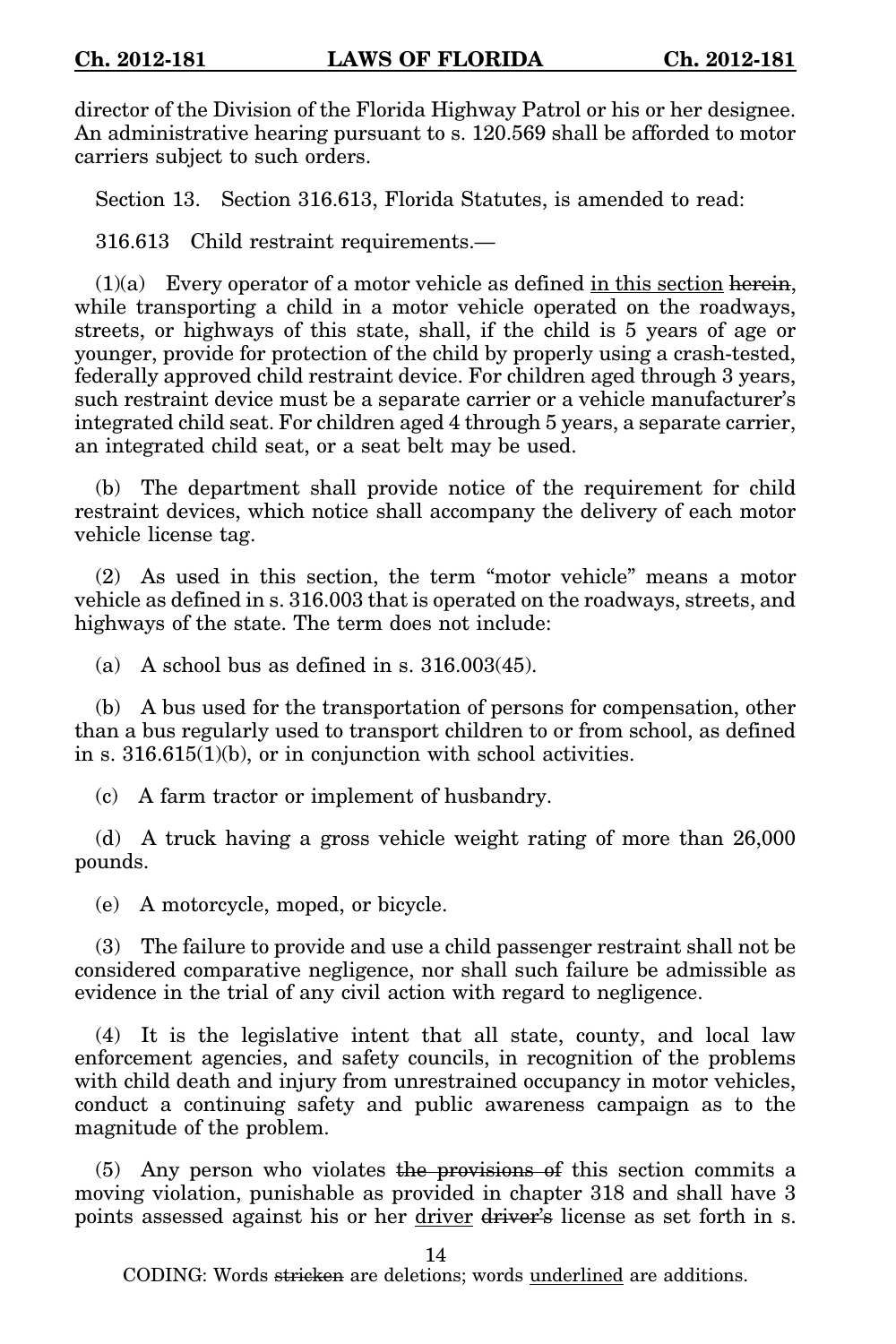director of the Division of the Florida Highway Patrol or his or her designee. An administrative hearing pursuant to s. 120.569 shall be afforded to motor carriers subject to such orders.

Section 13. Section 316.613, Florida Statutes, is amended to read:

316.613 Child restraint requirements.—

(1)(a) Every operator of a motor vehicle as defined in this section ~~herein~~, while transporting a child in a motor vehicle operated on the roadways, streets, or highways of this state, shall, if the child is 5 years of age or younger, provide for protection of the child by properly using a crash-tested, federally approved child restraint device. For children aged through 3 years, such restraint device must be a separate carrier or a vehicle manufacturer's integrated child seat. For children aged 4 through 5 years, a separate carrier, an integrated child seat, or a seat belt may be used.

(b) The department shall provide notice of the requirement for child restraint devices, which notice shall accompany the delivery of each motor vehicle license tag.

(2) As used in this section, the term "motor vehicle" means a motor vehicle as defined in s. 316.003 that is operated on the roadways, streets, and highways of the state. The term does not include:

(a) A school bus as defined in s. 316.003(45).

(b) A bus used for the transportation of persons for compensation, other than a bus regularly used to transport children to or from school, as defined in s. 316.615(1)(b), or in conjunction with school activities.

(c) A farm tractor or implement of husbandry.

(d) A truck having a gross vehicle weight rating of more than 26,000 pounds.

(e) A motorcycle, moped, or bicycle.

(3) The failure to provide and use a child passenger restraint shall not be considered comparative negligence, nor shall such failure be admissible as evidence in the trial of any civil action with regard to negligence.

(4) It is the legislative intent that all state, county, and local law enforcement agencies, and safety councils, in recognition of the problems with child death and injury from unrestrained occupancy in motor vehicles, conduct a continuing safety and public awareness campaign as to the magnitude of the problem.

(5) Any person who violates ~~the provisions of~~ this section commits a moving violation, punishable as provided in chapter 318 and shall have 3 points assessed against his or her driver ~~driver's~~ license as set forth in s.

CODING: Words ~~stricken~~ are deletions; words underlined are additions.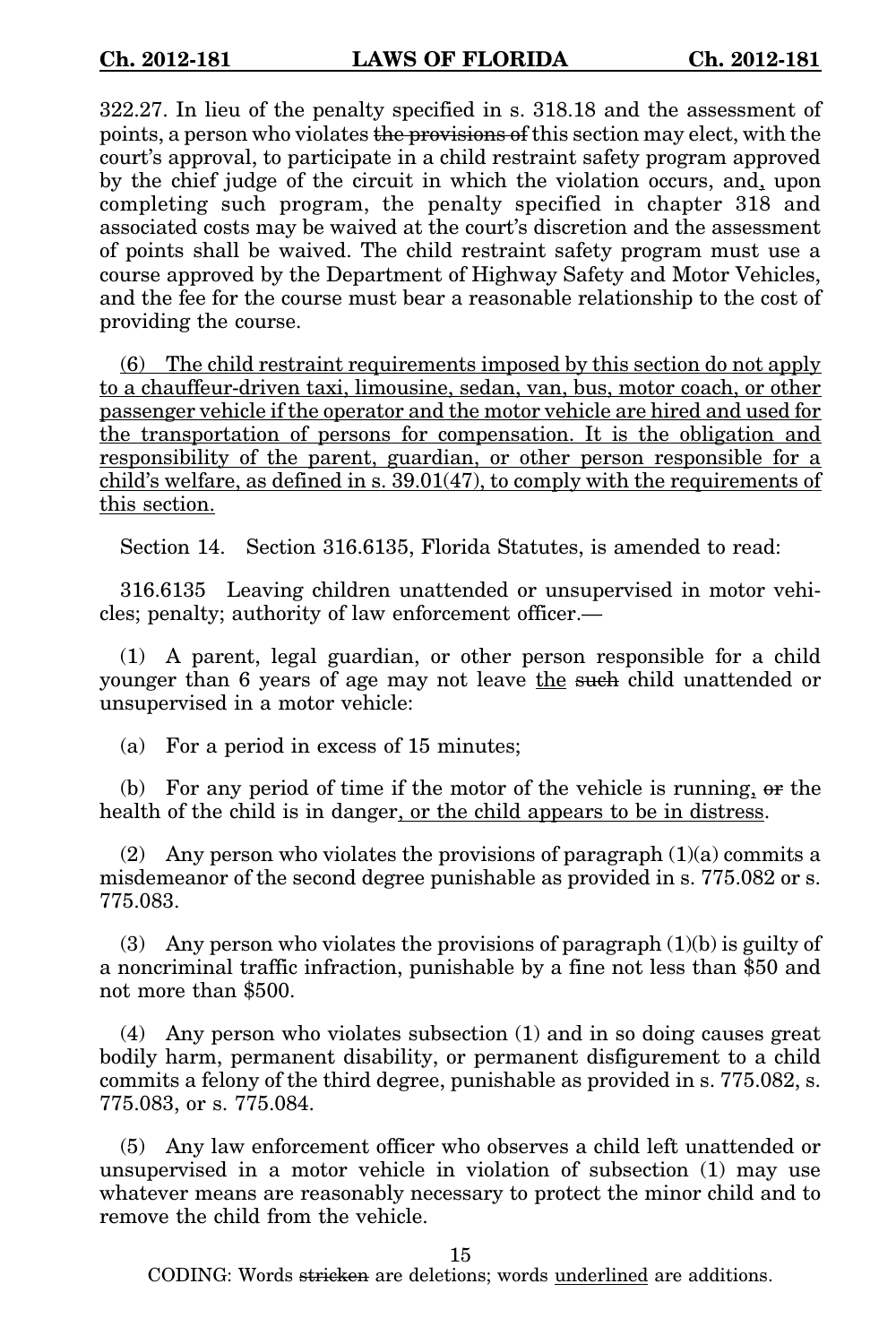322.27. In lieu of the penalty specified in s. 318.18 and the assessment of points, a person who violates ~~the provisions of~~ this section may elect, with the court's approval, to participate in a child restraint safety program approved by the chief judge of the circuit in which the violation occurs, and<u>,</u> upon completing such program, the penalty specified in chapter 318 and associated costs may be waived at the court's discretion and the assessment of points shall be waived. The child restraint safety program must use a course approved by the Department of Highway Safety and Motor Vehicles, and the fee for the course must bear a reasonable relationship to the cost of providing the course.

<u>(6) The child restraint requirements imposed by this section do not apply to a chauffeur-driven taxi, limousine, sedan, van, bus, motor coach, or other passenger vehicle if the operator and the motor vehicle are hired and used for the transportation of persons for compensation. It is the obligation and responsibility of the parent, guardian, or other person responsible for a child's welfare, as defined in s. 39.01(47), to comply with the requirements of this section.</u>

Section 14. Section 316.6135, Florida Statutes, is amended to read:

316.6135 Leaving children unattended or unsupervised in motor vehicles; penalty; authority of law enforcement officer.—

(1) A parent, legal guardian, or other person responsible for a child younger than 6 years of age may not leave <u>the</u> ~~such~~ child unattended or unsupervised in a motor vehicle:

(a) For a period in excess of 15 minutes;

(b) For any period of time if the motor of the vehicle is running<u>,</u> ~~or~~ the health of the child is in danger<u>, or the child appears to be in distress</u>.

(2) Any person who violates the provisions of paragraph (1)(a) commits a misdemeanor of the second degree punishable as provided in s. 775.082 or s. 775.083.

(3) Any person who violates the provisions of paragraph (1)(b) is guilty of a noncriminal traffic infraction, punishable by a fine not less than $50 and not more than $500.

(4) Any person who violates subsection (1) and in so doing causes great bodily harm, permanent disability, or permanent disfigurement to a child commits a felony of the third degree, punishable as provided in s. 775.082, s. 775.083, or s. 775.084.

(5) Any law enforcement officer who observes a child left unattended or unsupervised in a motor vehicle in violation of subsection (1) may use whatever means are reasonably necessary to protect the minor child and to remove the child from the vehicle.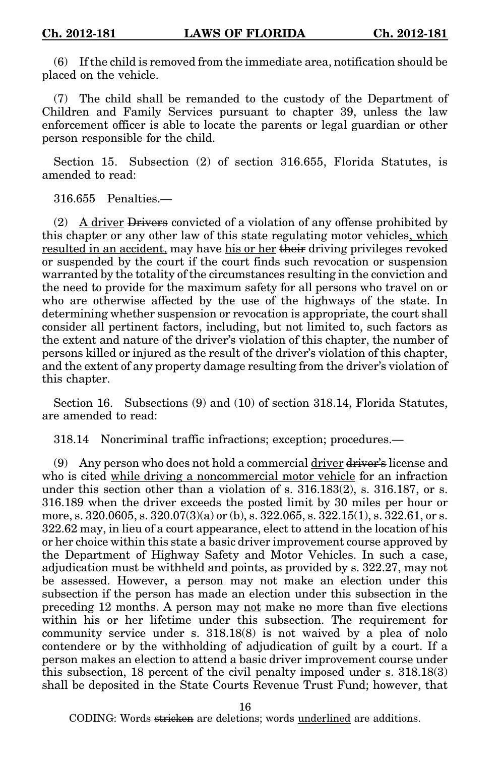(6) If the child is removed from the immediate area, notification should be placed on the vehicle.

(7) The child shall be remanded to the custody of the Department of Children and Family Services pursuant to chapter 39, unless the law enforcement officer is able to locate the parents or legal guardian or other person responsible for the child.

Section 15. Subsection (2) of section 316.655, Florida Statutes, is amended to read:

316.655 Penalties.—

(2) <u>A driver</u> ~~Drivers~~ convicted of a violation of any offense prohibited by this chapter or any other law of this state regulating motor vehicles<u>, which resulted in an accident,</u> may have <u>his or her</u> ~~their~~ driving privileges revoked or suspended by the court if the court finds such revocation or suspension warranted by the totality of the circumstances resulting in the conviction and the need to provide for the maximum safety for all persons who travel on or who are otherwise affected by the use of the highways of the state. In determining whether suspension or revocation is appropriate, the court shall consider all pertinent factors, including, but not limited to, such factors as the extent and nature of the driver's violation of this chapter, the number of persons killed or injured as the result of the driver's violation of this chapter, and the extent of any property damage resulting from the driver's violation of this chapter.

Section 16. Subsections (9) and (10) of section 318.14, Florida Statutes, are amended to read:

318.14 Noncriminal traffic infractions; exception; procedures.—

(9) Any person who does not hold a commercial <u>driver</u> ~~driver's~~ license and who is cited <u>while driving a noncommercial motor vehicle</u> for an infraction under this section other than a violation of s. 316.183(2), s. 316.187, or s. 316.189 when the driver exceeds the posted limit by 30 miles per hour or more, s. 320.0605, s. 320.07(3)(a) or (b), s. 322.065, s. 322.15(1), s. 322.61, or s. 322.62 may, in lieu of a court appearance, elect to attend in the location of his or her choice within this state a basic driver improvement course approved by the Department of Highway Safety and Motor Vehicles. In such a case, adjudication must be withheld and points, as provided by s. 322.27, may not be assessed. However, a person may not make an election under this subsection if the person has made an election under this subsection in the preceding 12 months. A person may <u>not</u> make ~~no~~ more than five elections within his or her lifetime under this subsection. The requirement for community service under s. 318.18(8) is not waived by a plea of nolo contendere or by the withholding of adjudication of guilt by a court. If a person makes an election to attend a basic driver improvement course under this subsection, 18 percent of the civil penalty imposed under s. 318.18(3) shall be deposited in the State Courts Revenue Trust Fund; however, that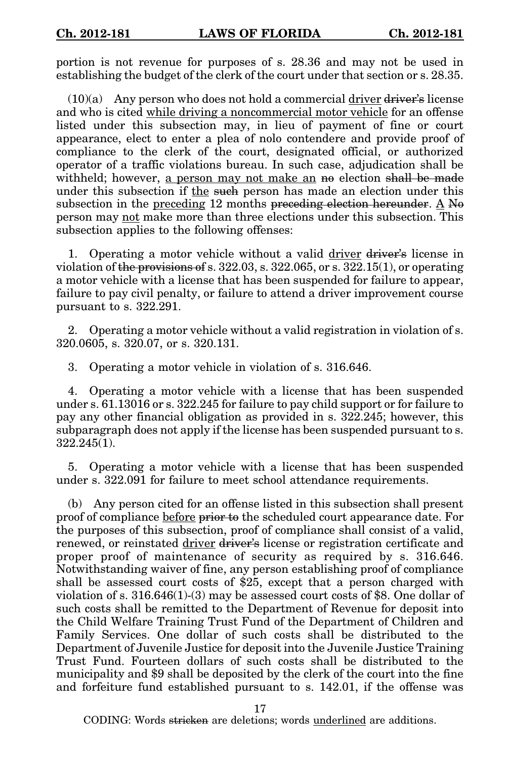portion is not revenue for purposes of s. 28.36 and may not be used in establishing the budget of the clerk of the court under that section or s. 28.35.

(10)(a) Any person who does not hold a commercial <u>driver</u> ~~driver's~~ license and who is cited <u>while driving a noncommercial motor vehicle</u> for an offense listed under this subsection may, in lieu of payment of fine or court appearance, elect to enter a plea of nolo contendere and provide proof of compliance to the clerk of the court, designated official, or authorized operator of a traffic violations bureau. In such case, adjudication shall be withheld; however, <u>a person may not make an</u> ~~no~~ election ~~shall be made~~ under this subsection if <u>the</u> ~~such~~ person has made an election under this subsection in the <u>preceding</u> 12 months ~~preceding election hereunder~~. <u>A</u> ~~No~~ person may <u>not</u> make more than three elections under this subsection. This subsection applies to the following offenses:

1. Operating a motor vehicle without a valid <u>driver</u> ~~driver's~~ license in violation of ~~the provisions of~~ s. 322.03, s. 322.065, or s. 322.15(1), or operating a motor vehicle with a license that has been suspended for failure to appear, failure to pay civil penalty, or failure to attend a driver improvement course pursuant to s. 322.291.

2. Operating a motor vehicle without a valid registration in violation of s. 320.0605, s. 320.07, or s. 320.131.

3. Operating a motor vehicle in violation of s. 316.646.

4. Operating a motor vehicle with a license that has been suspended under s. 61.13016 or s. 322.245 for failure to pay child support or for failure to pay any other financial obligation as provided in s. 322.245; however, this subparagraph does not apply if the license has been suspended pursuant to s. 322.245(1).

5. Operating a motor vehicle with a license that has been suspended under s. 322.091 for failure to meet school attendance requirements.

(b) Any person cited for an offense listed in this subsection shall present proof of compliance <u>before</u> ~~prior to~~ the scheduled court appearance date. For the purposes of this subsection, proof of compliance shall consist of a valid, renewed, or reinstated <u>driver</u> ~~driver's~~ license or registration certificate and proper proof of maintenance of security as required by s. 316.646. Notwithstanding waiver of fine, any person establishing proof of compliance shall be assessed court costs of $25, except that a person charged with violation of s. 316.646(1)-(3) may be assessed court costs of $8. One dollar of such costs shall be remitted to the Department of Revenue for deposit into the Child Welfare Training Trust Fund of the Department of Children and Family Services. One dollar of such costs shall be distributed to the Department of Juvenile Justice for deposit into the Juvenile Justice Training Trust Fund. Fourteen dollars of such costs shall be distributed to the municipality and $9 shall be deposited by the clerk of the court into the fine and forfeiture fund established pursuant to s. 142.01, if the offense was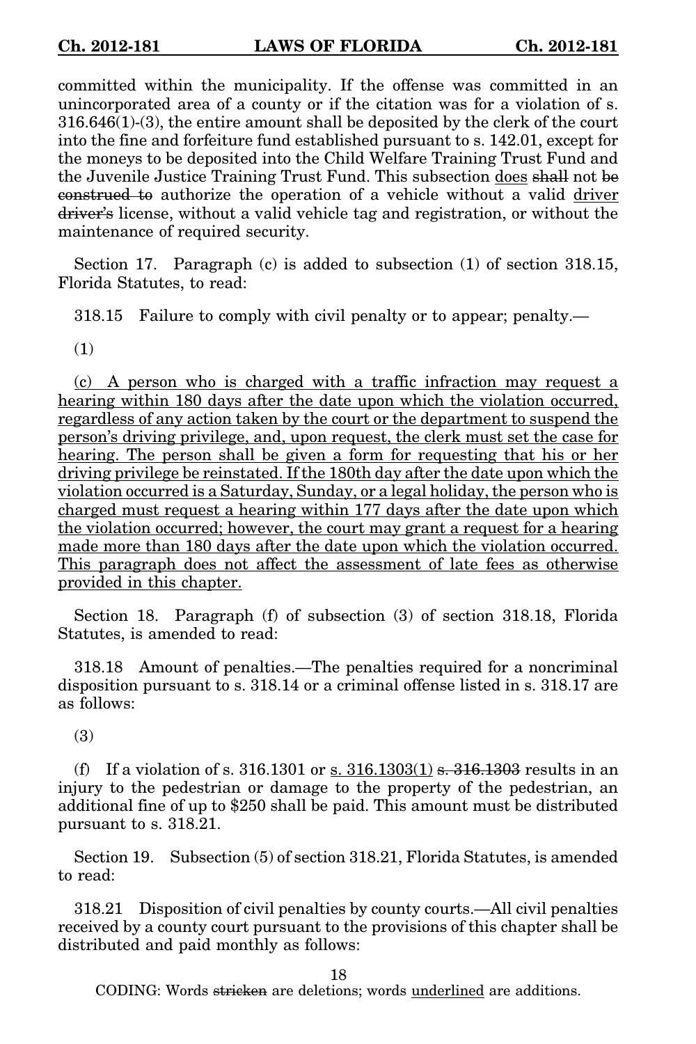committed within the municipality. If the offense was committed in an unincorporated area of a county or if the citation was for a violation of s. 316.646(1)-(3), the entire amount shall be deposited by the clerk of the court into the fine and forfeiture fund established pursuant to s. 142.01, except for the moneys to be deposited into the Child Welfare Training Trust Fund and the Juvenile Justice Training Trust Fund. This subsection <u>does</u> ~~shall~~ not ~~be construed to~~ authorize the operation of a vehicle without a valid <u>driver</u> ~~driver's~~ license, without a valid vehicle tag and registration, or without the maintenance of required security.

Section 17. Paragraph (c) is added to subsection (1) of section 318.15, Florida Statutes, to read:

318.15 Failure to comply with civil penalty or to appear; penalty.—

(1)

<u>(c) A person who is charged with a traffic infraction may request a hearing within 180 days after the date upon which the violation occurred, regardless of any action taken by the court or the department to suspend the person's driving privilege, and, upon request, the clerk must set the case for hearing. The person shall be given a form for requesting that his or her driving privilege be reinstated. If the 180th day after the date upon which the violation occurred is a Saturday, Sunday, or a legal holiday, the person who is charged must request a hearing within 177 days after the date upon which the violation occurred; however, the court may grant a request for a hearing made more than 180 days after the date upon which the violation occurred. This paragraph does not affect the assessment of late fees as otherwise provided in this chapter.</u>

Section 18. Paragraph (f) of subsection (3) of section 318.18, Florida Statutes, is amended to read:

318.18 Amount of penalties.—The penalties required for a noncriminal disposition pursuant to s. 318.14 or a criminal offense listed in s. 318.17 are as follows:

(3)

(f) If a violation of s. 316.1301 or <u>s. 316.1303(1)</u> ~~s. 316.1303~~ results in an injury to the pedestrian or damage to the property of the pedestrian, an additional fine of up to $250 shall be paid. This amount must be distributed pursuant to s. 318.21.

Section 19. Subsection (5) of section 318.21, Florida Statutes, is amended to read:

318.21 Disposition of civil penalties by county courts.—All civil penalties received by a county court pursuant to the provisions of this chapter shall be distributed and paid monthly as follows:

CODING: Words ~~stricken~~ are deletions; words <u>underlined</u> are additions.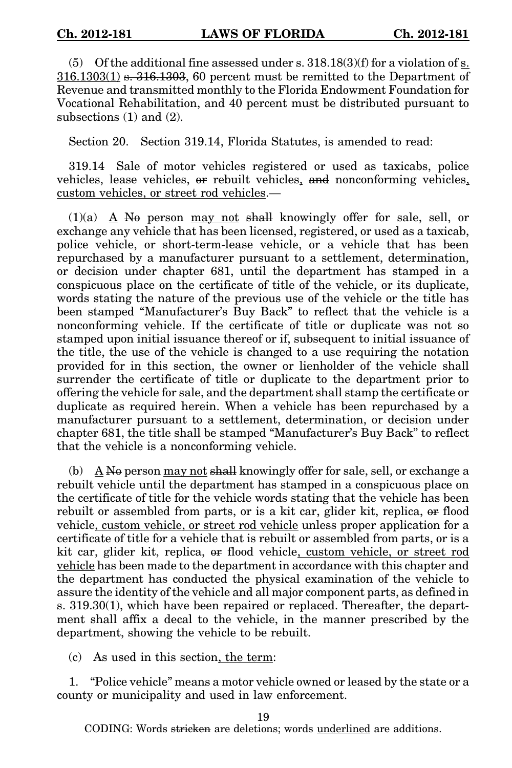(5) Of the additional fine assessed under s. 318.18(3)(f) for a violation of <u>s. 316.1303(1)</u> ~~s. 316.1303~~, 60 percent must be remitted to the Department of Revenue and transmitted monthly to the Florida Endowment Foundation for Vocational Rehabilitation, and 40 percent must be distributed pursuant to subsections (1) and (2).

Section 20. Section 319.14, Florida Statutes, is amended to read:

319.14 Sale of motor vehicles registered or used as taxicabs, police vehicles, lease vehicles, ~~or~~ rebuilt vehicles, ~~and~~ nonconforming vehicles<u>, custom vehicles, or street rod vehicles</u>.—

(1)(a) <u>A</u> ~~No~~ person <u>may not</u> ~~shall~~ knowingly offer for sale, sell, or exchange any vehicle that has been licensed, registered, or used as a taxicab, police vehicle, or short-term-lease vehicle, or a vehicle that has been repurchased by a manufacturer pursuant to a settlement, determination, or decision under chapter 681, until the department has stamped in a conspicuous place on the certificate of title of the vehicle, or its duplicate, words stating the nature of the previous use of the vehicle or the title has been stamped "Manufacturer's Buy Back" to reflect that the vehicle is a nonconforming vehicle. If the certificate of title or duplicate was not so stamped upon initial issuance thereof or if, subsequent to initial issuance of the title, the use of the vehicle is changed to a use requiring the notation provided for in this section, the owner or lienholder of the vehicle shall surrender the certificate of title or duplicate to the department prior to offering the vehicle for sale, and the department shall stamp the certificate or duplicate as required herein. When a vehicle has been repurchased by a manufacturer pursuant to a settlement, determination, or decision under chapter 681, the title shall be stamped "Manufacturer's Buy Back" to reflect that the vehicle is a nonconforming vehicle.

(b) <u>A</u> ~~No~~ person <u>may not</u> ~~shall~~ knowingly offer for sale, sell, or exchange a rebuilt vehicle until the department has stamped in a conspicuous place on the certificate of title for the vehicle words stating that the vehicle has been rebuilt or assembled from parts, or is a kit car, glider kit, replica, ~~or~~ flood vehicle<u>, custom vehicle, or street rod vehicle</u> unless proper application for a certificate of title for a vehicle that is rebuilt or assembled from parts, or is a kit car, glider kit, replica, ~~or~~ flood vehicle<u>, custom vehicle, or street rod vehicle</u> has been made to the department in accordance with this chapter and the department has conducted the physical examination of the vehicle to assure the identity of the vehicle and all major component parts, as defined in s. 319.30(1), which have been repaired or replaced. Thereafter, the department shall affix a decal to the vehicle, in the manner prescribed by the department, showing the vehicle to be rebuilt.

(c) As used in this section<u>, the term</u>:

1. "Police vehicle" means a motor vehicle owned or leased by the state or a county or municipality and used in law enforcement.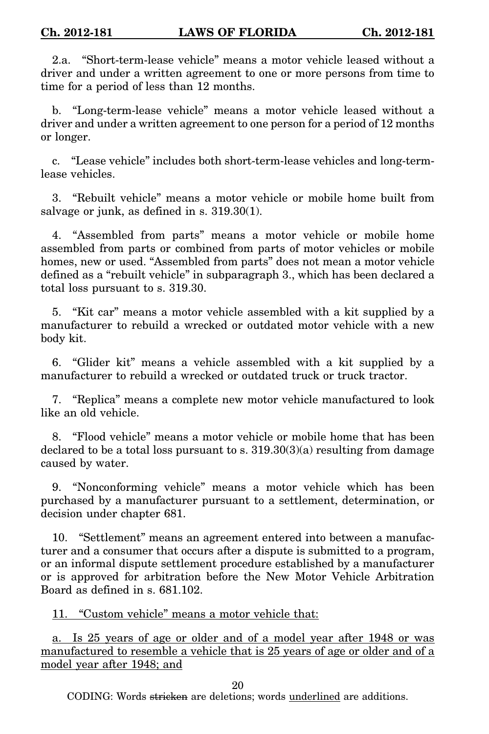2.a. "Short-term-lease vehicle" means a motor vehicle leased without a driver and under a written agreement to one or more persons from time to time for a period of less than 12 months.

b. "Long-term-lease vehicle" means a motor vehicle leased without a driver and under a written agreement to one person for a period of 12 months or longer.

c. "Lease vehicle" includes both short-term-lease vehicles and long-term-lease vehicles.

3. "Rebuilt vehicle" means a motor vehicle or mobile home built from salvage or junk, as defined in s. 319.30(1).

4. "Assembled from parts" means a motor vehicle or mobile home assembled from parts or combined from parts of motor vehicles or mobile homes, new or used. "Assembled from parts" does not mean a motor vehicle defined as a "rebuilt vehicle" in subparagraph 3., which has been declared a total loss pursuant to s. 319.30.

5. "Kit car" means a motor vehicle assembled with a kit supplied by a manufacturer to rebuild a wrecked or outdated motor vehicle with a new body kit.

6. "Glider kit" means a vehicle assembled with a kit supplied by a manufacturer to rebuild a wrecked or outdated truck or truck tractor.

7. "Replica" means a complete new motor vehicle manufactured to look like an old vehicle.

8. "Flood vehicle" means a motor vehicle or mobile home that has been declared to be a total loss pursuant to s. 319.30(3)(a) resulting from damage caused by water.

9. "Nonconforming vehicle" means a motor vehicle which has been purchased by a manufacturer pursuant to a settlement, determination, or decision under chapter 681.

10. "Settlement" means an agreement entered into between a manufacturer and a consumer that occurs after a dispute is submitted to a program, or an informal dispute settlement procedure established by a manufacturer or is approved for arbitration before the New Motor Vehicle Arbitration Board as defined in s. 681.102.

<u>11. "Custom vehicle" means a motor vehicle that:</u>

<u>a. Is 25 years of age or older and of a model year after 1948 or was manufactured to resemble a vehicle that is 25 years of age or older and of a model year after 1948; and</u>

CODING: Words ~~stricken~~ are deletions; words <u>underlined</u> are additions.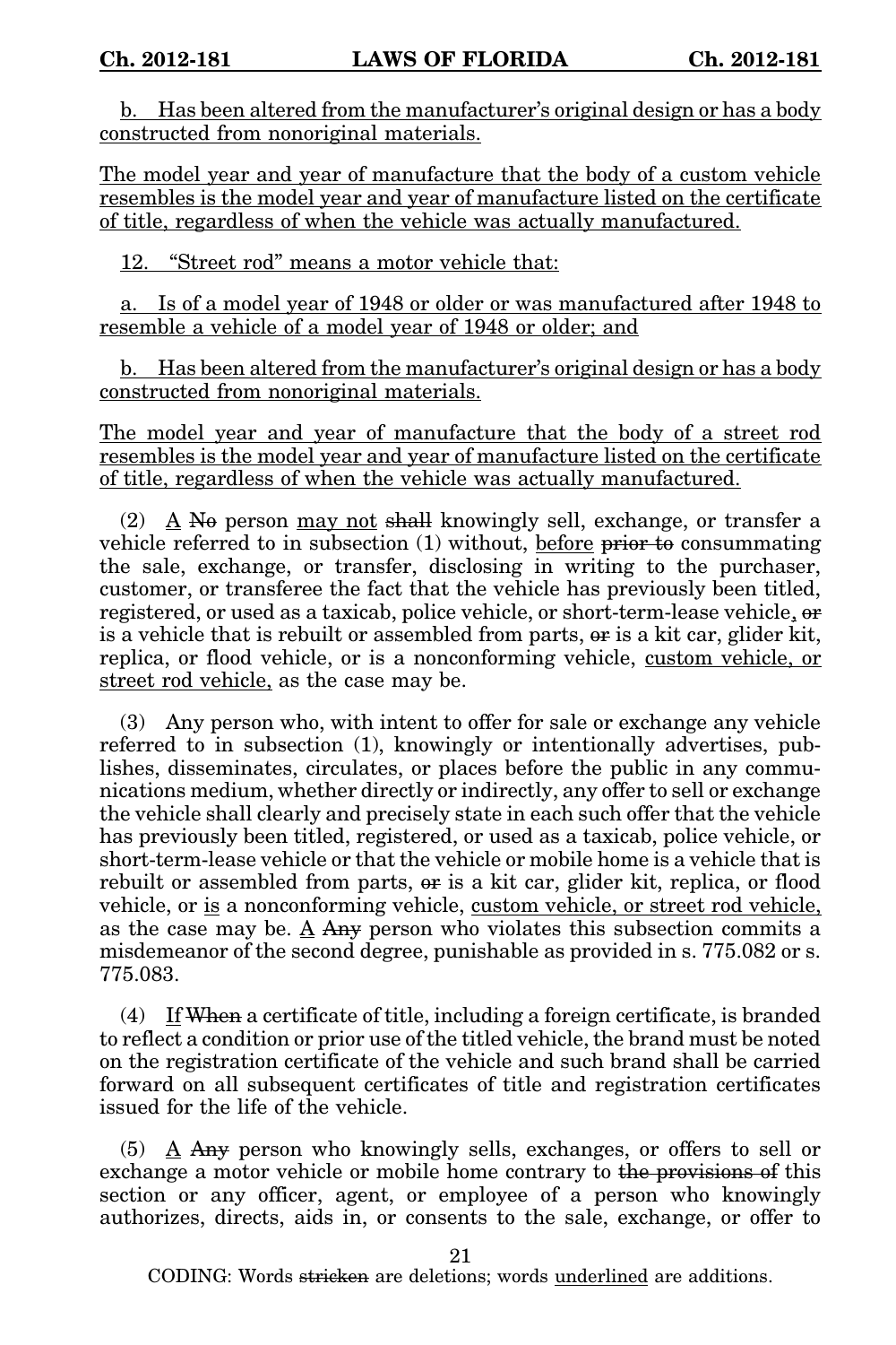<u>b. Has been altered from the manufacturer's original design or has a body constructed from nonoriginal materials.</u>

<u>The model year and year of manufacture that the body of a custom vehicle resembles is the model year and year of manufacture listed on the certificate of title, regardless of when the vehicle was actually manufactured.</u>

<u>12. "Street rod" means a motor vehicle that:</u>

<u>a. Is of a model year of 1948 or older or was manufactured after 1948 to resemble a vehicle of a model year of 1948 or older; and</u>

<u>b. Has been altered from the manufacturer's original design or has a body constructed from nonoriginal materials.</u>

<u>The model year and year of manufacture that the body of a street rod resembles is the model year and year of manufacture listed on the certificate of title, regardless of when the vehicle was actually manufactured.</u>

(2) <u>A</u> ~~No~~ person <u>may not</u> ~~shall~~ knowingly sell, exchange, or transfer a vehicle referred to in subsection (1) without, <u>before</u> ~~prior to~~ consummating the sale, exchange, or transfer, disclosing in writing to the purchaser, customer, or transferee the fact that the vehicle has previously been titled, registered, or used as a taxicab, police vehicle, or short-term-lease vehicle~~, or~~ is a vehicle that is rebuilt or assembled from parts, ~~or~~ is a kit car, glider kit, replica, or flood vehicle, or is a nonconforming vehicle, <u>custom vehicle, or street rod vehicle,</u> as the case may be.

(3) Any person who, with intent to offer for sale or exchange any vehicle referred to in subsection (1), knowingly or intentionally advertises, publishes, disseminates, circulates, or places before the public in any communications medium, whether directly or indirectly, any offer to sell or exchange the vehicle shall clearly and precisely state in each such offer that the vehicle has previously been titled, registered, or used as a taxicab, police vehicle, or short-term-lease vehicle or that the vehicle or mobile home is a vehicle that is rebuilt or assembled from parts, ~~or~~ is a kit car, glider kit, replica, or flood vehicle, or <u>is</u> a nonconforming vehicle, <u>custom vehicle, or street rod vehicle,</u> as the case may be. <u>A</u> ~~Any~~ person who violates this subsection commits a misdemeanor of the second degree, punishable as provided in s. 775.082 or s. 775.083.

(4) <u>If</u> ~~When~~ a certificate of title, including a foreign certificate, is branded to reflect a condition or prior use of the titled vehicle, the brand must be noted on the registration certificate of the vehicle and such brand shall be carried forward on all subsequent certificates of title and registration certificates issued for the life of the vehicle.

(5) <u>A</u> ~~Any~~ person who knowingly sells, exchanges, or offers to sell or exchange a motor vehicle or mobile home contrary to ~~the provisions of~~ this section or any officer, agent, or employee of a person who knowingly authorizes, directs, aids in, or consents to the sale, exchange, or offer to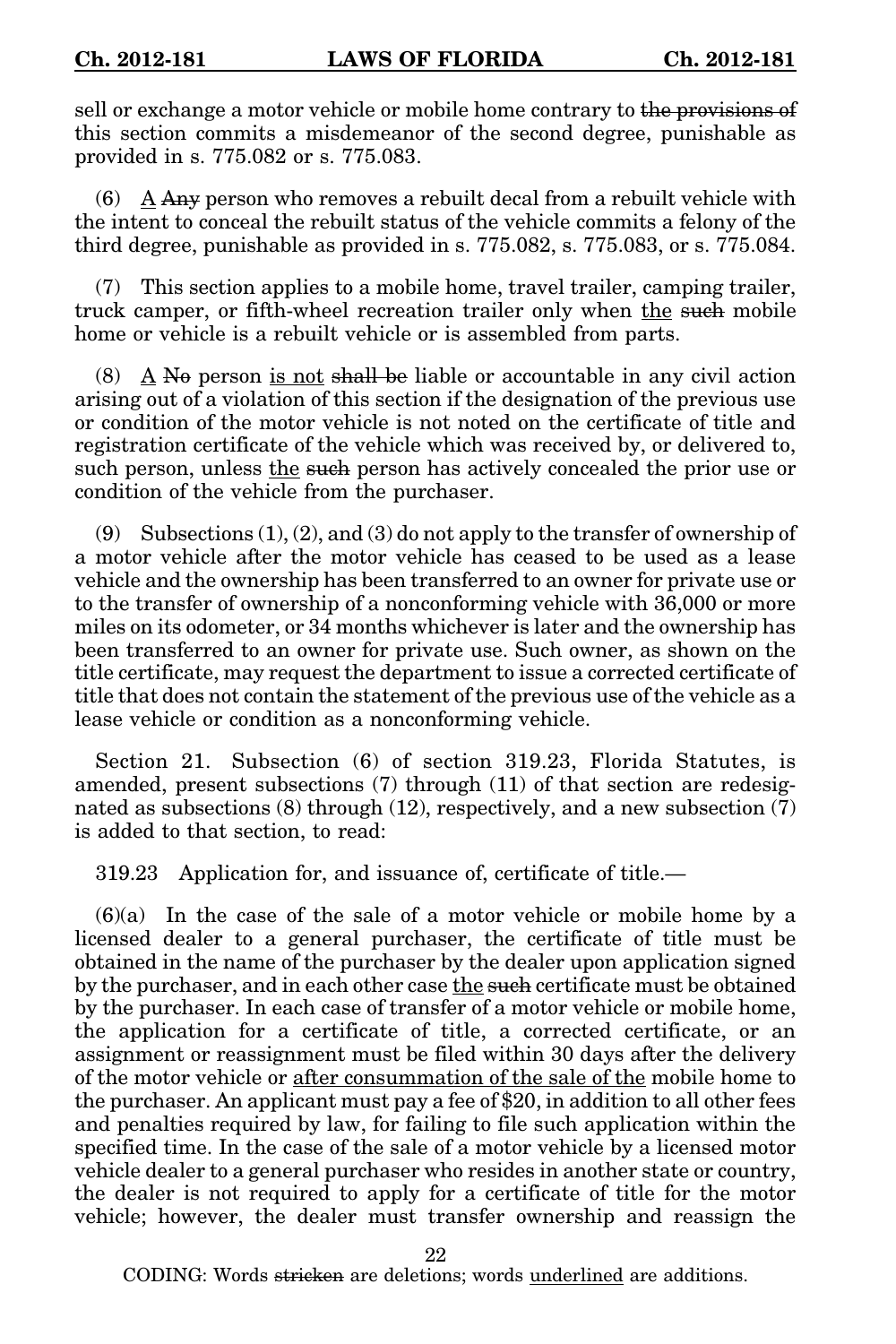sell or exchange a motor vehicle or mobile home contrary to ~~the provisions of~~ this section commits a misdemeanor of the second degree, punishable as provided in s. 775.082 or s. 775.083.

(6) <u>A</u> ~~Any~~ person who removes a rebuilt decal from a rebuilt vehicle with the intent to conceal the rebuilt status of the vehicle commits a felony of the third degree, punishable as provided in s. 775.082, s. 775.083, or s. 775.084.

(7) This section applies to a mobile home, travel trailer, camping trailer, truck camper, or fifth-wheel recreation trailer only when <u>the</u> ~~such~~ mobile home or vehicle is a rebuilt vehicle or is assembled from parts.

(8) <u>A</u> ~~No~~ person <u>is not</u> ~~shall be~~ liable or accountable in any civil action arising out of a violation of this section if the designation of the previous use or condition of the motor vehicle is not noted on the certificate of title and registration certificate of the vehicle which was received by, or delivered to, such person, unless <u>the</u> ~~such~~ person has actively concealed the prior use or condition of the vehicle from the purchaser.

(9) Subsections (1), (2), and (3) do not apply to the transfer of ownership of a motor vehicle after the motor vehicle has ceased to be used as a lease vehicle and the ownership has been transferred to an owner for private use or to the transfer of ownership of a nonconforming vehicle with 36,000 or more miles on its odometer, or 34 months whichever is later and the ownership has been transferred to an owner for private use. Such owner, as shown on the title certificate, may request the department to issue a corrected certificate of title that does not contain the statement of the previous use of the vehicle as a lease vehicle or condition as a nonconforming vehicle.

Section 21. Subsection (6) of section 319.23, Florida Statutes, is amended, present subsections (7) through (11) of that section are redesignated as subsections (8) through (12), respectively, and a new subsection (7) is added to that section, to read:

319.23 Application for, and issuance of, certificate of title.—

(6)(a) In the case of the sale of a motor vehicle or mobile home by a licensed dealer to a general purchaser, the certificate of title must be obtained in the name of the purchaser by the dealer upon application signed by the purchaser, and in each other case <u>the</u> ~~such~~ certificate must be obtained by the purchaser. In each case of transfer of a motor vehicle or mobile home, the application for a certificate of title, a corrected certificate, or an assignment or reassignment must be filed within 30 days after the delivery of the motor vehicle or <u>after consummation of the sale of the</u> mobile home to the purchaser. An applicant must pay a fee of $20, in addition to all other fees and penalties required by law, for failing to file such application within the specified time. In the case of the sale of a motor vehicle by a licensed motor vehicle dealer to a general purchaser who resides in another state or country, the dealer is not required to apply for a certificate of title for the motor vehicle; however, the dealer must transfer ownership and reassign the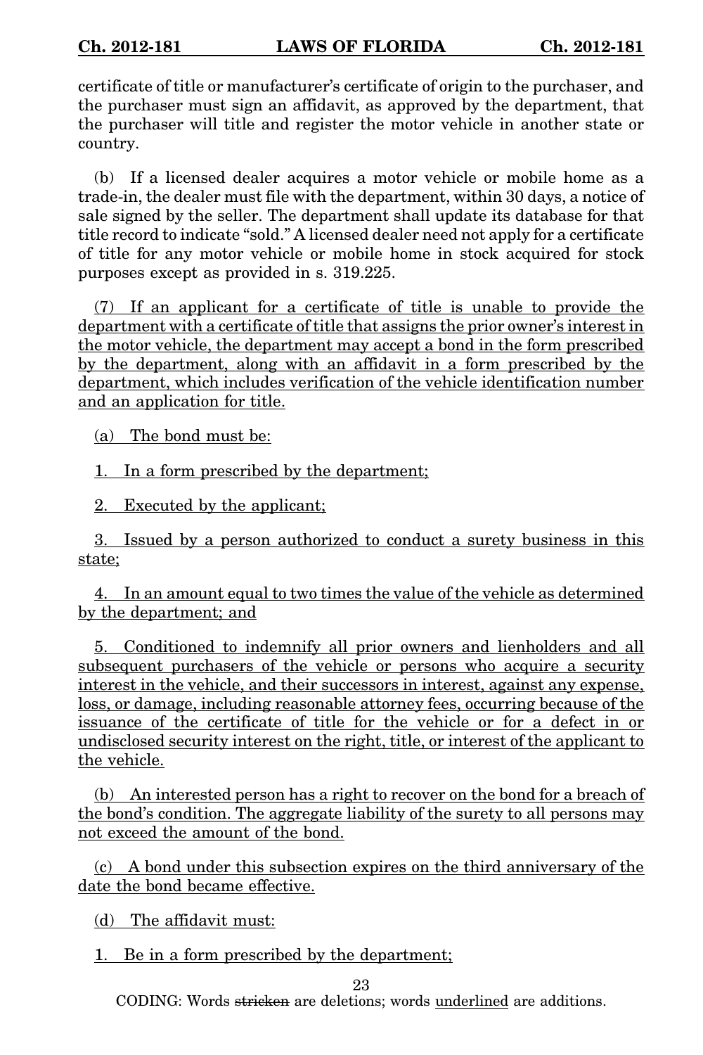certificate of title or manufacturer's certificate of origin to the purchaser, and the purchaser must sign an affidavit, as approved by the department, that the purchaser will title and register the motor vehicle in another state or country.

(b) If a licensed dealer acquires a motor vehicle or mobile home as a trade-in, the dealer must file with the department, within 30 days, a notice of sale signed by the seller. The department shall update its database for that title record to indicate "sold." A licensed dealer need not apply for a certificate of title for any motor vehicle or mobile home in stock acquired for stock purposes except as provided in s. 319.225.

<u>(7) If an applicant for a certificate of title is unable to provide the department with a certificate of title that assigns the prior owner's interest in the motor vehicle, the department may accept a bond in the form prescribed by the department, along with an affidavit in a form prescribed by the department, which includes verification of the vehicle identification number and an application for title.</u>

<u>(a) The bond must be:</u>

<u>1. In a form prescribed by the department;</u>

<u>2. Executed by the applicant;</u>

<u>3. Issued by a person authorized to conduct a surety business in this state;</u>

<u>4. In an amount equal to two times the value of the vehicle as determined by the department; and</u>

<u>5. Conditioned to indemnify all prior owners and lienholders and all subsequent purchasers of the vehicle or persons who acquire a security interest in the vehicle, and their successors in interest, against any expense, loss, or damage, including reasonable attorney fees, occurring because of the issuance of the certificate of title for the vehicle or for a defect in or undisclosed security interest on the right, title, or interest of the applicant to the vehicle.</u>

<u>(b) An interested person has a right to recover on the bond for a breach of the bond's condition. The aggregate liability of the surety to all persons may not exceed the amount of the bond.</u>

<u>(c) A bond under this subsection expires on the third anniversary of the date the bond became effective.</u>

<u>(d) The affidavit must:</u>

<u>1. Be in a form prescribed by the department;</u>

CODING: Words ~~stricken~~ are deletions; words <u>underlined</u> are additions.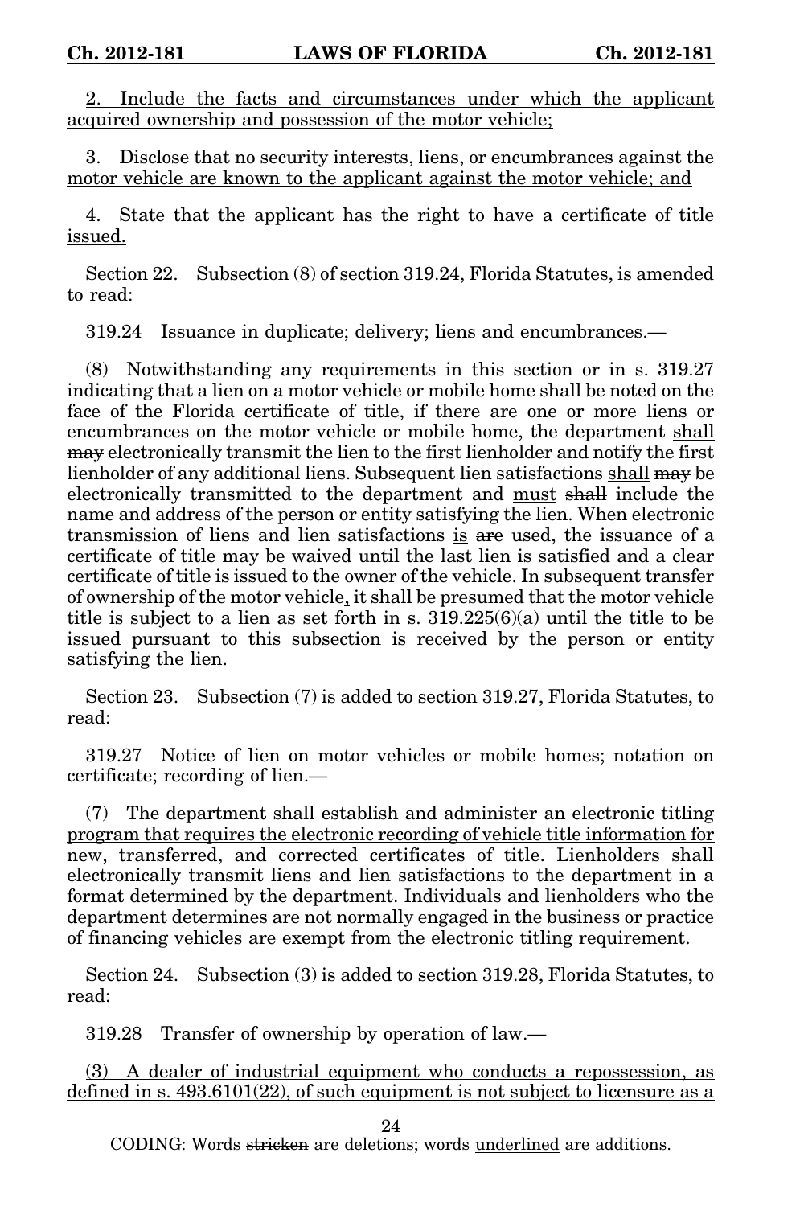<u>2. Include the facts and circumstances under which the applicant acquired ownership and possession of the motor vehicle;</u>

<u>3. Disclose that no security interests, liens, or encumbrances against the motor vehicle are known to the applicant against the motor vehicle; and</u>

<u>4. State that the applicant has the right to have a certificate of title issued.</u>

Section 22. Subsection (8) of section 319.24, Florida Statutes, is amended to read:

319.24 Issuance in duplicate; delivery; liens and encumbrances.—

(8) Notwithstanding any requirements in this section or in s. 319.27 indicating that a lien on a motor vehicle or mobile home shall be noted on the face of the Florida certificate of title, if there are one or more liens or encumbrances on the motor vehicle or mobile home, the department <u>shall</u> ~~may~~ electronically transmit the lien to the first lienholder and notify the first lienholder of any additional liens. Subsequent lien satisfactions <u>shall</u> ~~may~~ be electronically transmitted to the department and <u>must</u> ~~shall~~ include the name and address of the person or entity satisfying the lien. When electronic transmission of liens and lien satisfactions <u>is</u> ~~are~~ used, the issuance of a certificate of title may be waived until the last lien is satisfied and a clear certificate of title is issued to the owner of the vehicle. In subsequent transfer of ownership of the motor vehicle<u>,</u> it shall be presumed that the motor vehicle title is subject to a lien as set forth in s. 319.225(6)(a) until the title to be issued pursuant to this subsection is received by the person or entity satisfying the lien.

Section 23. Subsection (7) is added to section 319.27, Florida Statutes, to read:

319.27 Notice of lien on motor vehicles or mobile homes; notation on certificate; recording of lien.—

<u>(7) The department shall establish and administer an electronic titling program that requires the electronic recording of vehicle title information for new, transferred, and corrected certificates of title. Lienholders shall electronically transmit liens and lien satisfactions to the department in a format determined by the department. Individuals and lienholders who the department determines are not normally engaged in the business or practice of financing vehicles are exempt from the electronic titling requirement.</u>

Section 24. Subsection (3) is added to section 319.28, Florida Statutes, to read:

319.28 Transfer of ownership by operation of law.—

<u>(3) A dealer of industrial equipment who conducts a repossession, as defined in s. 493.6101(22), of such equipment is not subject to licensure as a</u>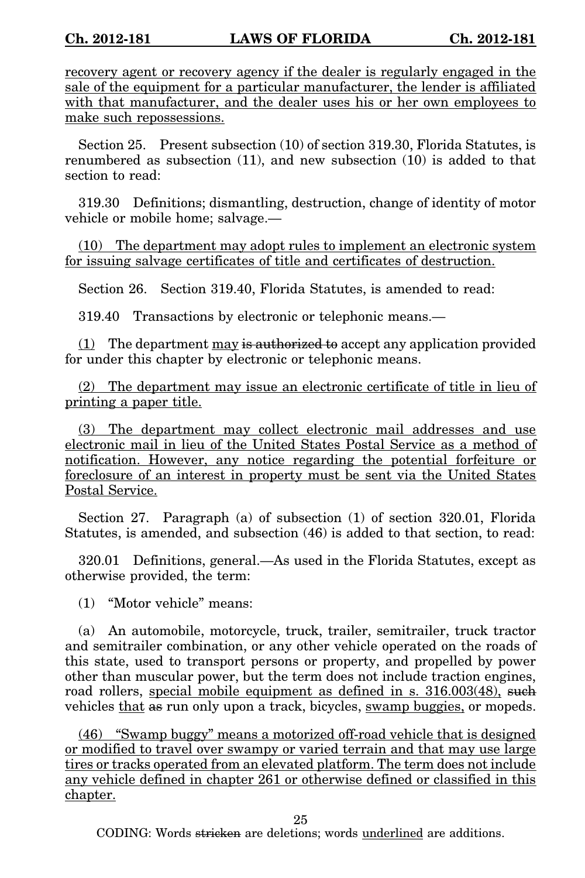recovery agent or recovery agency if the dealer is regularly engaged in the sale of the equipment for a particular manufacturer, the lender is affiliated with that manufacturer, and the dealer uses his or her own employees to make such repossessions.

Section 25. Present subsection (10) of section 319.30, Florida Statutes, is renumbered as subsection (11), and new subsection (10) is added to that section to read:

319.30 Definitions; dismantling, destruction, change of identity of motor vehicle or mobile home; salvage.—

(10) The department may adopt rules to implement an electronic system for issuing salvage certificates of title and certificates of destruction.

Section 26. Section 319.40, Florida Statutes, is amended to read:

319.40 Transactions by electronic or telephonic means.—

(1) The department may ~~is authorized to~~ accept any application provided for under this chapter by electronic or telephonic means.

(2) The department may issue an electronic certificate of title in lieu of printing a paper title.

(3) The department may collect electronic mail addresses and use electronic mail in lieu of the United States Postal Service as a method of notification. However, any notice regarding the potential forfeiture or foreclosure of an interest in property must be sent via the United States Postal Service.

Section 27. Paragraph (a) of subsection (1) of section 320.01, Florida Statutes, is amended, and subsection (46) is added to that section, to read:

320.01 Definitions, general.—As used in the Florida Statutes, except as otherwise provided, the term:

(1) "Motor vehicle" means:

(a) An automobile, motorcycle, truck, trailer, semitrailer, truck tractor and semitrailer combination, or any other vehicle operated on the roads of this state, used to transport persons or property, and propelled by power other than muscular power, but the term does not include traction engines, road rollers, special mobile equipment as defined in s. 316.003(48), ~~such~~ vehicles that ~~as~~ run only upon a track, bicycles, swamp buggies, or mopeds.

(46) "Swamp buggy" means a motorized off-road vehicle that is designed or modified to travel over swampy or varied terrain and that may use large tires or tracks operated from an elevated platform. The term does not include any vehicle defined in chapter 261 or otherwise defined or classified in this chapter.

CODING: Words ~~stricken~~ are deletions; words underlined are additions.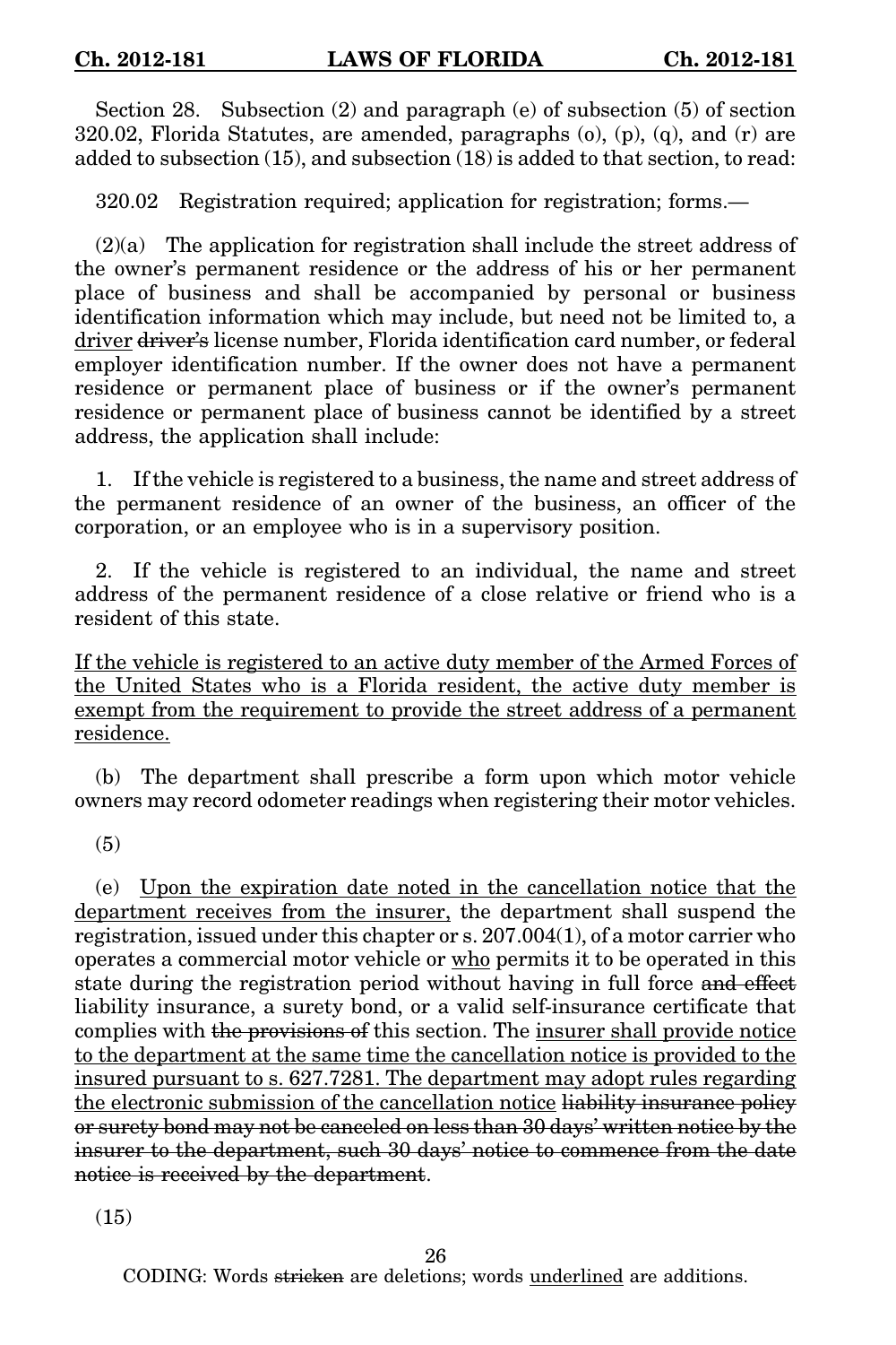Section 28. Subsection (2) and paragraph (e) of subsection (5) of section 320.02, Florida Statutes, are amended, paragraphs (o), (p), (q), and (r) are added to subsection (15), and subsection (18) is added to that section, to read:

320.02 Registration required; application for registration; forms.—

(2)(a) The application for registration shall include the street address of the owner's permanent residence or the address of his or her permanent place of business and shall be accompanied by personal or business identification information which may include, but need not be limited to, a <u>driver</u> ~~driver's~~ license number, Florida identification card number, or federal employer identification number. If the owner does not have a permanent residence or permanent place of business or if the owner's permanent residence or permanent place of business cannot be identified by a street address, the application shall include:

1. If the vehicle is registered to a business, the name and street address of the permanent residence of an owner of the business, an officer of the corporation, or an employee who is in a supervisory position.

2. If the vehicle is registered to an individual, the name and street address of the permanent residence of a close relative or friend who is a resident of this state.

<u>If the vehicle is registered to an active duty member of the Armed Forces of the United States who is a Florida resident, the active duty member is exempt from the requirement to provide the street address of a permanent residence.</u>

(b) The department shall prescribe a form upon which motor vehicle owners may record odometer readings when registering their motor vehicles.

(5)

(e) <u>Upon the expiration date noted in the cancellation notice that the department receives from the insurer,</u> the department shall suspend the registration, issued under this chapter or s. 207.004(1), of a motor carrier who operates a commercial motor vehicle or <u>who</u> permits it to be operated in this state during the registration period without having in full force ~~and effect~~ liability insurance, a surety bond, or a valid self-insurance certificate that complies with ~~the provisions of~~ this section. The <u>insurer shall provide notice to the department at the same time the cancellation notice is provided to the insured pursuant to s. 627.7281. The department may adopt rules regarding the electronic submission of the cancellation notice</u> ~~liability insurance policy or surety bond may not be canceled on less than 30 days' written notice by the insurer to the department, such 30 days' notice to commence from the date notice is received by the department~~.

(15)

CODING: Words ~~stricken~~ are deletions; words <u>underlined</u> are additions.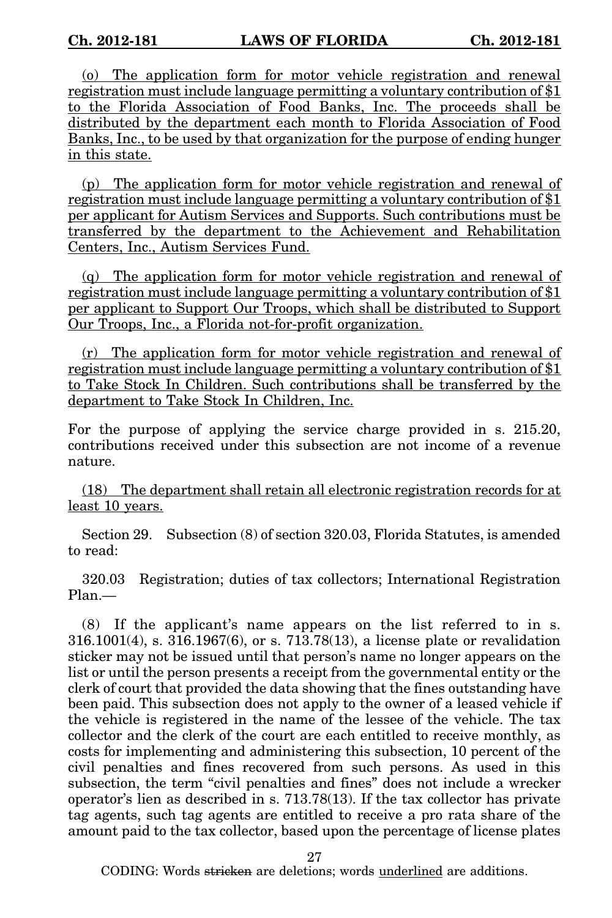(o) The application form for motor vehicle registration and renewal registration must include language permitting a voluntary contribution of $1 to the Florida Association of Food Banks, Inc. The proceeds shall be distributed by the department each month to Florida Association of Food Banks, Inc., to be used by that organization for the purpose of ending hunger in this state.

(p) The application form for motor vehicle registration and renewal of registration must include language permitting a voluntary contribution of $1 per applicant for Autism Services and Supports. Such contributions must be transferred by the department to the Achievement and Rehabilitation Centers, Inc., Autism Services Fund.

(q) The application form for motor vehicle registration and renewal of registration must include language permitting a voluntary contribution of $1 per applicant to Support Our Troops, which shall be distributed to Support Our Troops, Inc., a Florida not-for-profit organization.

(r) The application form for motor vehicle registration and renewal of registration must include language permitting a voluntary contribution of $1 to Take Stock In Children. Such contributions shall be transferred by the department to Take Stock In Children, Inc.

For the purpose of applying the service charge provided in s. 215.20, contributions received under this subsection are not income of a revenue nature.

(18) The department shall retain all electronic registration records for at least 10 years.

Section 29. Subsection (8) of section 320.03, Florida Statutes, is amended to read:

320.03 Registration; duties of tax collectors; International Registration Plan.—

(8) If the applicant's name appears on the list referred to in s. 316.1001(4), s. 316.1967(6), or s. 713.78(13), a license plate or revalidation sticker may not be issued until that person's name no longer appears on the list or until the person presents a receipt from the governmental entity or the clerk of court that provided the data showing that the fines outstanding have been paid. This subsection does not apply to the owner of a leased vehicle if the vehicle is registered in the name of the lessee of the vehicle. The tax collector and the clerk of the court are each entitled to receive monthly, as costs for implementing and administering this subsection, 10 percent of the civil penalties and fines recovered from such persons. As used in this subsection, the term "civil penalties and fines" does not include a wrecker operator's lien as described in s. 713.78(13). If the tax collector has private tag agents, such tag agents are entitled to receive a pro rata share of the amount paid to the tax collector, based upon the percentage of license plates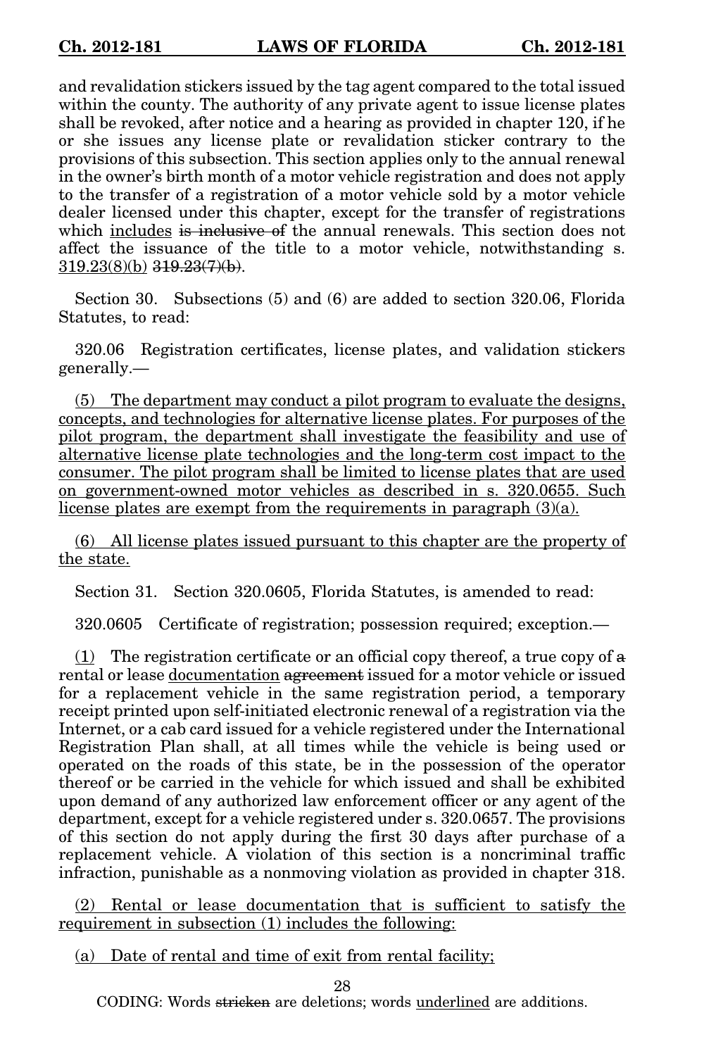and revalidation stickers issued by the tag agent compared to the total issued within the county. The authority of any private agent to issue license plates shall be revoked, after notice and a hearing as provided in chapter 120, if he or she issues any license plate or revalidation sticker contrary to the provisions of this subsection. This section applies only to the annual renewal in the owner's birth month of a motor vehicle registration and does not apply to the transfer of a registration of a motor vehicle sold by a motor vehicle dealer licensed under this chapter, except for the transfer of registrations which <u>includes</u> ~~is inclusive of~~ the annual renewals. This section does not affect the issuance of the title to a motor vehicle, notwithstanding s. <u>319.23(8)(b)</u> ~~319.23(7)(b)~~.

Section 30. Subsections (5) and (6) are added to section 320.06, Florida Statutes, to read:

320.06 Registration certificates, license plates, and validation stickers generally.—

<u>(5) The department may conduct a pilot program to evaluate the designs, concepts, and technologies for alternative license plates. For purposes of the pilot program, the department shall investigate the feasibility and use of alternative license plate technologies and the long-term cost impact to the consumer. The pilot program shall be limited to license plates that are used on government-owned motor vehicles as described in s. 320.0655. Such license plates are exempt from the requirements in paragraph (3)(a).</u>

<u>(6) All license plates issued pursuant to this chapter are the property of the state.</u>

Section 31. Section 320.0605, Florida Statutes, is amended to read:

320.0605 Certificate of registration; possession required; exception.—

<u>(1)</u> The registration certificate or an official copy thereof, a true copy of ~~a~~ rental or lease <u>documentation</u> ~~agreement~~ issued for a motor vehicle or issued for a replacement vehicle in the same registration period, a temporary receipt printed upon self-initiated electronic renewal of a registration via the Internet, or a cab card issued for a vehicle registered under the International Registration Plan shall, at all times while the vehicle is being used or operated on the roads of this state, be in the possession of the operator thereof or be carried in the vehicle for which issued and shall be exhibited upon demand of any authorized law enforcement officer or any agent of the department, except for a vehicle registered under s. 320.0657. The provisions of this section do not apply during the first 30 days after purchase of a replacement vehicle. A violation of this section is a noncriminal traffic infraction, punishable as a nonmoving violation as provided in chapter 318.

<u>(2) Rental or lease documentation that is sufficient to satisfy the requirement in subsection (1) includes the following:</u>

<u>(a) Date of rental and time of exit from rental facility;</u>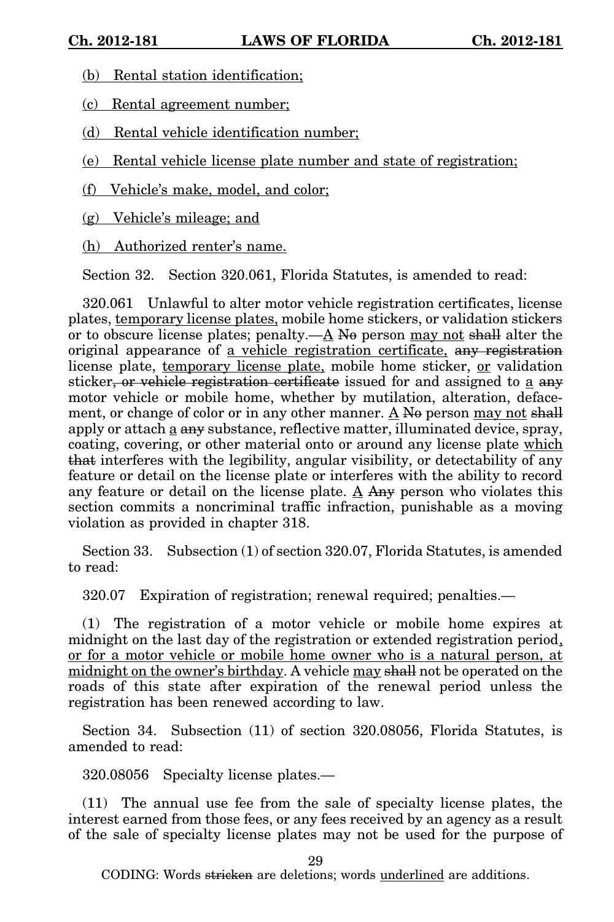<u>(b) Rental station identification;</u>

<u>(c) Rental agreement number;</u>

<u>(d) Rental vehicle identification number;</u>

<u>(e) Rental vehicle license plate number and state of registration;</u>

<u>(f) Vehicle's make, model, and color;</u>

<u>(g) Vehicle's mileage; and</u>

<u>(h) Authorized renter's name.</u>

Section 32. Section 320.061, Florida Statutes, is amended to read:

320.061 Unlawful to alter motor vehicle registration certificates, license plates, <u>temporary license plates,</u> mobile home stickers, or validation stickers or to obscure license plates; penalty.—<u>A</u> ~~No~~ person <u>may not</u> ~~shall~~ alter the original appearance of <u>a vehicle registration certificate,</u> ~~any registration~~ license plate, <u>temporary license plate,</u> mobile home sticker, <u>or</u> validation sticker~~, or vehicle registration certificate~~ issued for and assigned to <u>a</u> ~~any~~ motor vehicle or mobile home, whether by mutilation, alteration, defacement, or change of color or in any other manner. <u>A</u> ~~No~~ person <u>may not</u> ~~shall~~ apply or attach <u>a</u> ~~any~~ substance, reflective matter, illuminated device, spray, coating, covering, or other material onto or around any license plate <u>which</u> ~~that~~ interferes with the legibility, angular visibility, or detectability of any feature or detail on the license plate or interferes with the ability to record any feature or detail on the license plate. <u>A</u> ~~Any~~ person who violates this section commits a noncriminal traffic infraction, punishable as a moving violation as provided in chapter 318.

Section 33. Subsection (1) of section 320.07, Florida Statutes, is amended to read:

320.07 Expiration of registration; renewal required; penalties.—

(1) The registration of a motor vehicle or mobile home expires at midnight on the last day of the registration or extended registration period<u>, or for a motor vehicle or mobile home owner who is a natural person, at midnight on the owner's birthday</u>. A vehicle <u>may</u> ~~shall~~ not be operated on the roads of this state after expiration of the renewal period unless the registration has been renewed according to law.

Section 34. Subsection (11) of section 320.08056, Florida Statutes, is amended to read:

320.08056 Specialty license plates.—

(11) The annual use fee from the sale of specialty license plates, the interest earned from those fees, or any fees received by an agency as a result of the sale of specialty license plates may not be used for the purpose of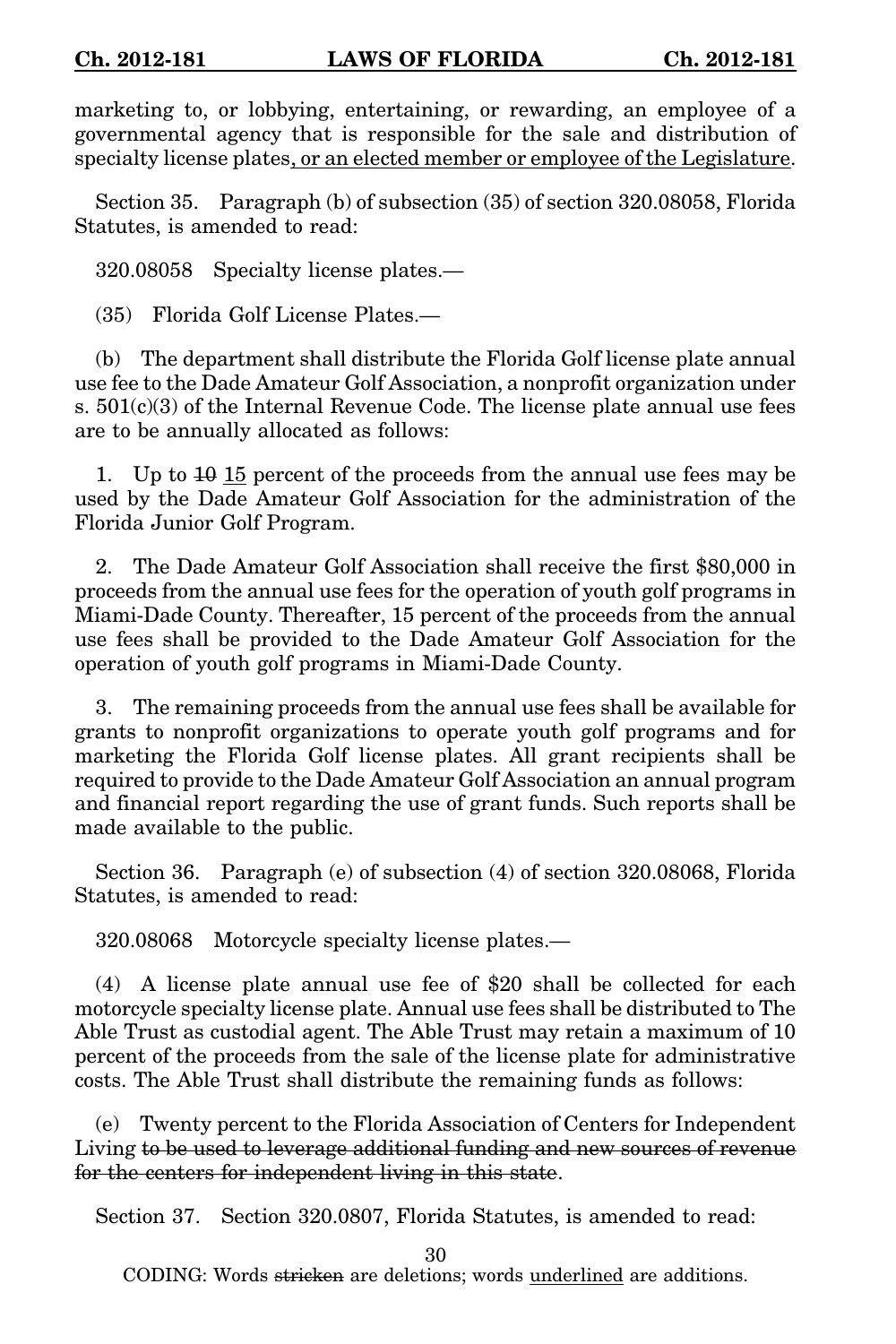marketing to, or lobbying, entertaining, or rewarding, an employee of a governmental agency that is responsible for the sale and distribution of specialty license plates<u>, or an elected member or employee of the Legislature</u>.

Section 35. Paragraph (b) of subsection (35) of section 320.08058, Florida Statutes, is amended to read:

320.08058 Specialty license plates.—

(35) Florida Golf License Plates.—

(b) The department shall distribute the Florida Golf license plate annual use fee to the Dade Amateur Golf Association, a nonprofit organization under s. 501(c)(3) of the Internal Revenue Code. The license plate annual use fees are to be annually allocated as follows:

1. Up to ~~10~~ <u>15</u> percent of the proceeds from the annual use fees may be used by the Dade Amateur Golf Association for the administration of the Florida Junior Golf Program.

2. The Dade Amateur Golf Association shall receive the first $80,000 in proceeds from the annual use fees for the operation of youth golf programs in Miami-Dade County. Thereafter, 15 percent of the proceeds from the annual use fees shall be provided to the Dade Amateur Golf Association for the operation of youth golf programs in Miami-Dade County.

3. The remaining proceeds from the annual use fees shall be available for grants to nonprofit organizations to operate youth golf programs and for marketing the Florida Golf license plates. All grant recipients shall be required to provide to the Dade Amateur Golf Association an annual program and financial report regarding the use of grant funds. Such reports shall be made available to the public.

Section 36. Paragraph (e) of subsection (4) of section 320.08068, Florida Statutes, is amended to read:

320.08068 Motorcycle specialty license plates.—

(4) A license plate annual use fee of $20 shall be collected for each motorcycle specialty license plate. Annual use fees shall be distributed to The Able Trust as custodial agent. The Able Trust may retain a maximum of 10 percent of the proceeds from the sale of the license plate for administrative costs. The Able Trust shall distribute the remaining funds as follows:

(e) Twenty percent to the Florida Association of Centers for Independent Living ~~to be used to leverage additional funding and new sources of revenue for the centers for independent living in this state~~.

Section 37. Section 320.0807, Florida Statutes, is amended to read: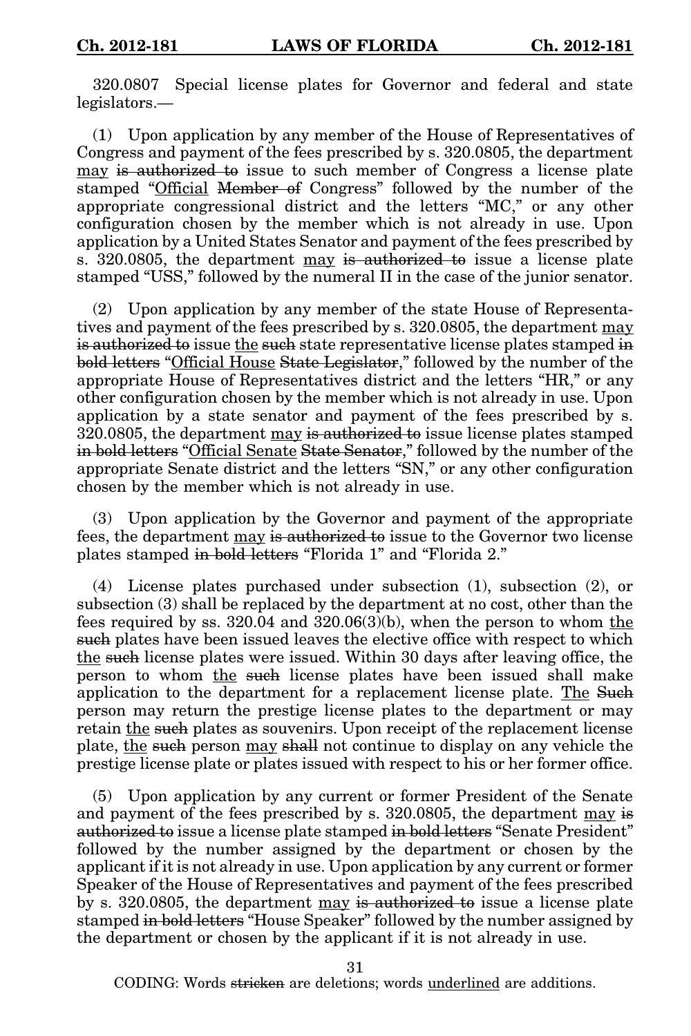320.0807 Special license plates for Governor and federal and state legislators.—

(1) Upon application by any member of the House of Representatives of Congress and payment of the fees prescribed by s. 320.0805, the department <u>may</u> ~~is authorized to~~ issue to such member of Congress a license plate stamped "<u>Official</u> ~~Member of~~ Congress" followed by the number of the appropriate congressional district and the letters "MC," or any other configuration chosen by the member which is not already in use. Upon application by a United States Senator and payment of the fees prescribed by s. 320.0805, the department <u>may</u> ~~is authorized to~~ issue a license plate stamped "USS," followed by the numeral II in the case of the junior senator.

(2) Upon application by any member of the state House of Representatives and payment of the fees prescribed by s. 320.0805, the department <u>may</u> ~~is authorized to~~ issue <u>the</u> ~~such~~ state representative license plates stamped ~~in bold letters~~ "<u>Official House</u> ~~State Legislator~~," followed by the number of the appropriate House of Representatives district and the letters "HR," or any other configuration chosen by the member which is not already in use. Upon application by a state senator and payment of the fees prescribed by s. 320.0805, the department <u>may</u> ~~is authorized to~~ issue license plates stamped ~~in bold letters~~ "<u>Official Senate</u> ~~State Senator~~," followed by the number of the appropriate Senate district and the letters "SN," or any other configuration chosen by the member which is not already in use.

(3) Upon application by the Governor and payment of the appropriate fees, the department <u>may</u> ~~is authorized to~~ issue to the Governor two license plates stamped ~~in bold letters~~ "Florida 1" and "Florida 2."

(4) License plates purchased under subsection (1), subsection (2), or subsection (3) shall be replaced by the department at no cost, other than the fees required by ss. 320.04 and 320.06(3)(b), when the person to whom <u>the</u> ~~such~~ plates have been issued leaves the elective office with respect to which <u>the</u> ~~such~~ license plates were issued. Within 30 days after leaving office, the person to whom <u>the</u> ~~such~~ license plates have been issued shall make application to the department for a replacement license plate. <u>The</u> ~~Such~~ person may return the prestige license plates to the department or may retain <u>the</u> ~~such~~ plates as souvenirs. Upon receipt of the replacement license plate, <u>the</u> ~~such~~ person <u>may</u> ~~shall~~ not continue to display on any vehicle the prestige license plate or plates issued with respect to his or her former office.

(5) Upon application by any current or former President of the Senate and payment of the fees prescribed by s. 320.0805, the department <u>may</u> ~~is authorized to~~ issue a license plate stamped ~~in bold letters~~ "Senate President" followed by the number assigned by the department or chosen by the applicant if it is not already in use. Upon application by any current or former Speaker of the House of Representatives and payment of the fees prescribed by s. 320.0805, the department <u>may</u> ~~is authorized to~~ issue a license plate stamped ~~in bold letters~~ "House Speaker" followed by the number assigned by the department or chosen by the applicant if it is not already in use.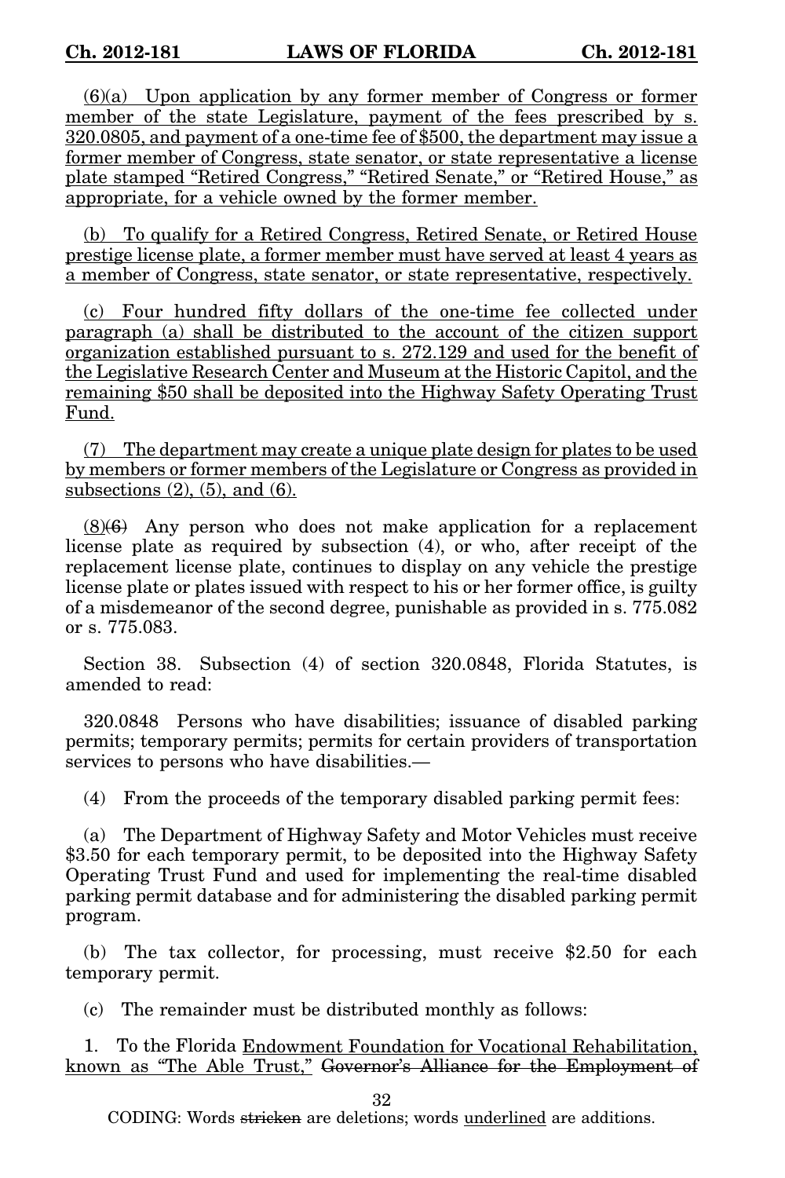<u>(6)(a) Upon application by any former member of Congress or former member of the state Legislature, payment of the fees prescribed by s. 320.0805, and payment of a one-time fee of $500, the department may issue a former member of Congress, state senator, or state representative a license plate stamped "Retired Congress," "Retired Senate," or "Retired House," as appropriate, for a vehicle owned by the former member.</u>

<u>(b) To qualify for a Retired Congress, Retired Senate, or Retired House prestige license plate, a former member must have served at least 4 years as a member of Congress, state senator, or state representative, respectively.</u>

<u>(c) Four hundred fifty dollars of the one-time fee collected under paragraph (a) shall be distributed to the account of the citizen support organization established pursuant to s. 272.129 and used for the benefit of the Legislative Research Center and Museum at the Historic Capitol, and the remaining $50 shall be deposited into the Highway Safety Operating Trust Fund.</u>

<u>(7) The department may create a unique plate design for plates to be used by members or former members of the Legislature or Congress as provided in subsections (2), (5), and (6).</u>

<u>(8)</u>~~(6)~~ Any person who does not make application for a replacement license plate as required by subsection (4), or who, after receipt of the replacement license plate, continues to display on any vehicle the prestige license plate or plates issued with respect to his or her former office, is guilty of a misdemeanor of the second degree, punishable as provided in s. 775.082 or s. 775.083.

Section 38. Subsection (4) of section 320.0848, Florida Statutes, is amended to read:

320.0848 Persons who have disabilities; issuance of disabled parking permits; temporary permits; permits for certain providers of transportation services to persons who have disabilities.—

(4) From the proceeds of the temporary disabled parking permit fees:

(a) The Department of Highway Safety and Motor Vehicles must receive $3.50 for each temporary permit, to be deposited into the Highway Safety Operating Trust Fund and used for implementing the real-time disabled parking permit database and for administering the disabled parking permit program.

(b) The tax collector, for processing, must receive $2.50 for each temporary permit.

(c) The remainder must be distributed monthly as follows:

1. To the Florida <u>Endowment Foundation for Vocational Rehabilitation, known as "The Able Trust,"</u> ~~Governor's Alliance for the Employment of~~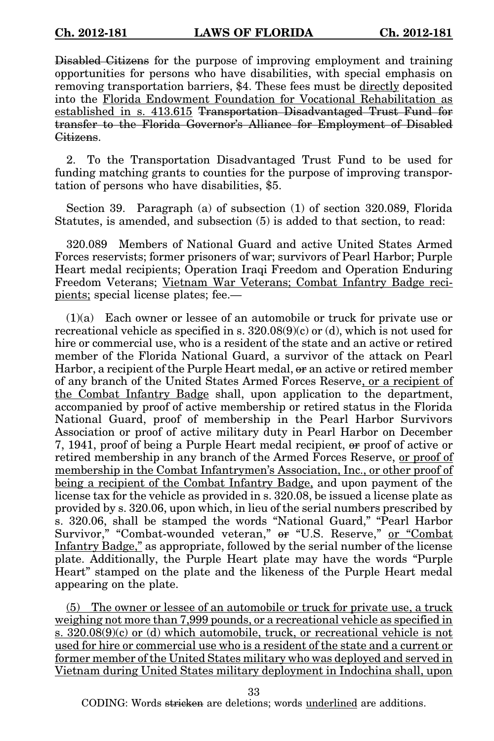~~Disabled Citizens~~ for the purpose of improving employment and training opportunities for persons who have disabilities, with special emphasis on removing transportation barriers, $4. These fees must be <u>directly</u> deposited into the <u>Florida Endowment Foundation for Vocational Rehabilitation as established in s. 413.615</u> ~~Transportation Disadvantaged Trust Fund for transfer to the Florida Governor's Alliance for Employment of Disabled Citizens~~.

2. To the Transportation Disadvantaged Trust Fund to be used for funding matching grants to counties for the purpose of improving transportation of persons who have disabilities, $5.

Section 39. Paragraph (a) of subsection (1) of section 320.089, Florida Statutes, is amended, and subsection (5) is added to that section, to read:

320.089 Members of National Guard and active United States Armed Forces reservists; former prisoners of war; survivors of Pearl Harbor; Purple Heart medal recipients; Operation Iraqi Freedom and Operation Enduring Freedom Veterans; <u>Vietnam War Veterans; Combat Infantry Badge recipients;</u> special license plates; fee.—

(1)(a) Each owner or lessee of an automobile or truck for private use or recreational vehicle as specified in s. 320.08(9)(c) or (d), which is not used for hire or commercial use, who is a resident of the state and an active or retired member of the Florida National Guard, a survivor of the attack on Pearl Harbor, a recipient of the Purple Heart medal, ~~or~~ an active or retired member of any branch of the United States Armed Forces Reserve<u>, or a recipient of the Combat Infantry Badge</u> shall, upon application to the department, accompanied by proof of active membership or retired status in the Florida National Guard, proof of membership in the Pearl Harbor Survivors Association or proof of active military duty in Pearl Harbor on December 7, 1941, proof of being a Purple Heart medal recipient, ~~or~~ proof of active or retired membership in any branch of the Armed Forces Reserve, <u>or proof of membership in the Combat Infantrymen's Association, Inc., or other proof of being a recipient of the Combat Infantry Badge,</u> and upon payment of the license tax for the vehicle as provided in s. 320.08, be issued a license plate as provided by s. 320.06, upon which, in lieu of the serial numbers prescribed by s. 320.06, shall be stamped the words "National Guard," "Pearl Harbor Survivor," "Combat-wounded veteran," ~~or~~ "U.S. Reserve," <u>or "Combat Infantry Badge,"</u> as appropriate, followed by the serial number of the license plate. Additionally, the Purple Heart plate may have the words "Purple Heart" stamped on the plate and the likeness of the Purple Heart medal appearing on the plate.

<u>(5) The owner or lessee of an automobile or truck for private use, a truck weighing not more than 7,999 pounds, or a recreational vehicle as specified in s. 320.08(9)(c) or (d) which automobile, truck, or recreational vehicle is not used for hire or commercial use who is a resident of the state and a current or former member of the United States military who was deployed and served in Vietnam during United States military deployment in Indochina shall, upon</u>

CODING: Words ~~stricken~~ are deletions; words <u>underlined</u> are additions.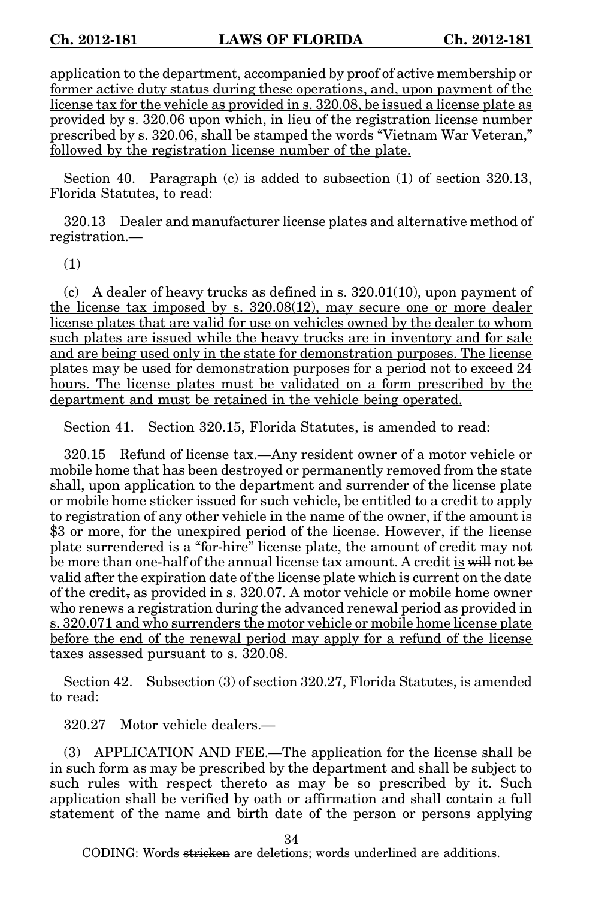<u>application to the department, accompanied by proof of active membership or former active duty status during these operations, and, upon payment of the license tax for the vehicle as provided in s. 320.08, be issued a license plate as provided by s. 320.06 upon which, in lieu of the registration license number prescribed by s. 320.06, shall be stamped the words "Vietnam War Veteran," followed by the registration license number of the plate.</u>

Section 40. Paragraph (c) is added to subsection (1) of section 320.13, Florida Statutes, to read:

320.13 Dealer and manufacturer license plates and alternative method of registration.—

(1)

<u>(c) A dealer of heavy trucks as defined in s. 320.01(10), upon payment of the license tax imposed by s. 320.08(12), may secure one or more dealer license plates that are valid for use on vehicles owned by the dealer to whom such plates are issued while the heavy trucks are in inventory and for sale and are being used only in the state for demonstration purposes. The license plates may be used for demonstration purposes for a period not to exceed 24 hours. The license plates must be validated on a form prescribed by the department and must be retained in the vehicle being operated.</u>

Section 41. Section 320.15, Florida Statutes, is amended to read:

320.15 Refund of license tax.—Any resident owner of a motor vehicle or mobile home that has been destroyed or permanently removed from the state shall, upon application to the department and surrender of the license plate or mobile home sticker issued for such vehicle, be entitled to a credit to apply to registration of any other vehicle in the name of the owner, if the amount is $3 or more, for the unexpired period of the license. However, if the license plate surrendered is a "for-hire" license plate, the amount of credit may not be more than one-half of the annual license tax amount. A credit <u>is</u> ~~will~~ not ~~be~~ valid after the expiration date of the license plate which is current on the date of the credit~~,~~ as provided in s. 320.07. <u>A motor vehicle or mobile home owner who renews a registration during the advanced renewal period as provided in s. 320.071 and who surrenders the motor vehicle or mobile home license plate before the end of the renewal period may apply for a refund of the license taxes assessed pursuant to s. 320.08.</u>

Section 42. Subsection (3) of section 320.27, Florida Statutes, is amended to read:

320.27 Motor vehicle dealers.—

(3) APPLICATION AND FEE.—The application for the license shall be in such form as may be prescribed by the department and shall be subject to such rules with respect thereto as may be so prescribed by it. Such application shall be verified by oath or affirmation and shall contain a full statement of the name and birth date of the person or persons applying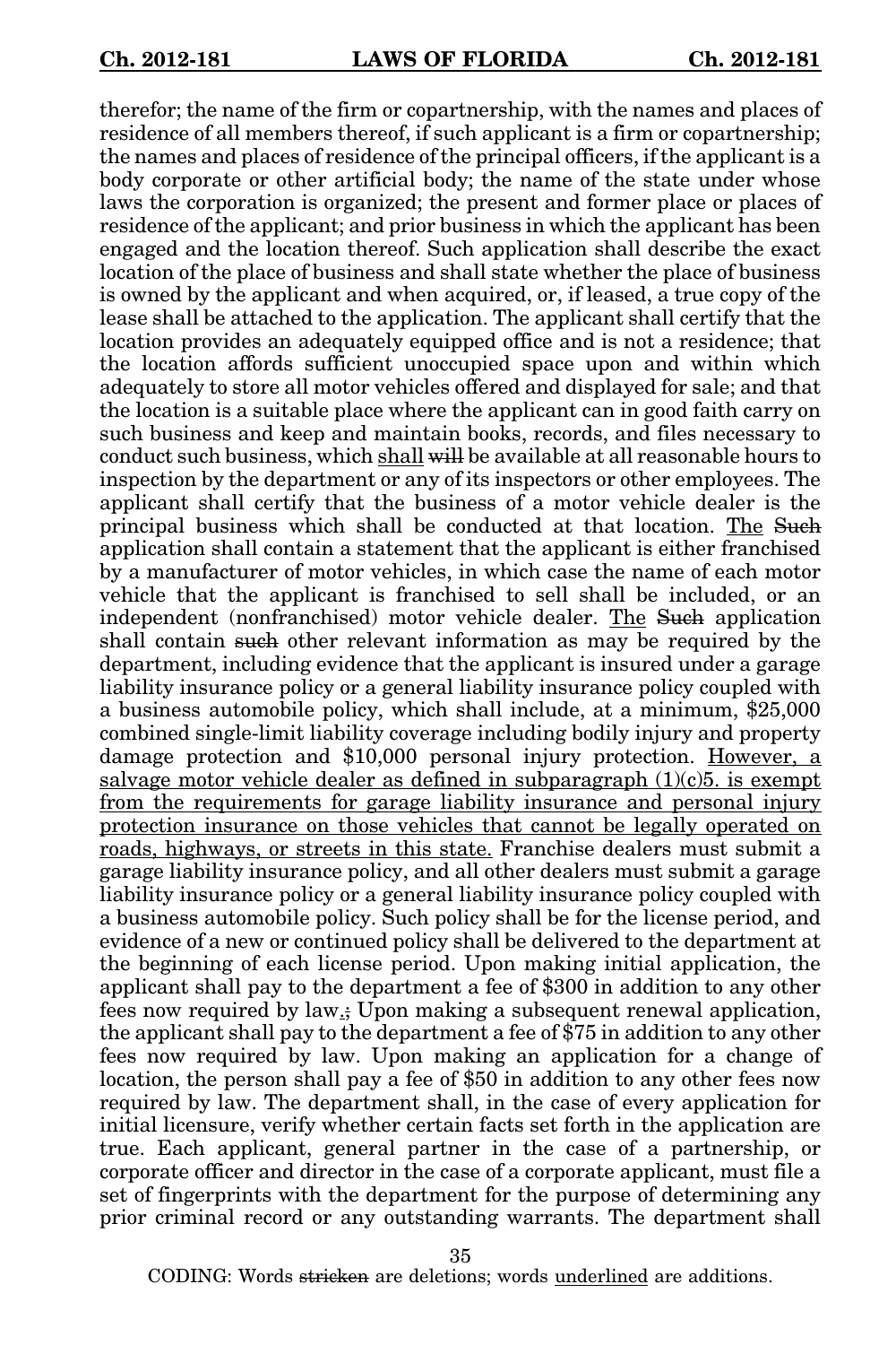therefor; the name of the firm or copartnership, with the names and places of residence of all members thereof, if such applicant is a firm or copartnership; the names and places of residence of the principal officers, if the applicant is a body corporate or other artificial body; the name of the state under whose laws the corporation is organized; the present and former place or places of residence of the applicant; and prior business in which the applicant has been engaged and the location thereof. Such application shall describe the exact location of the place of business and shall state whether the place of business is owned by the applicant and when acquired, or, if leased, a true copy of the lease shall be attached to the application. The applicant shall certify that the location provides an adequately equipped office and is not a residence; that the location affords sufficient unoccupied space upon and within which adequately to store all motor vehicles offered and displayed for sale; and that the location is a suitable place where the applicant can in good faith carry on such business and keep and maintain books, records, and files necessary to conduct such business, which <u>shall</u> ~~will~~ be available at all reasonable hours to inspection by the department or any of its inspectors or other employees. The applicant shall certify that the business of a motor vehicle dealer is the principal business which shall be conducted at that location. <u>The</u> ~~Such~~ application shall contain a statement that the applicant is either franchised by a manufacturer of motor vehicles, in which case the name of each motor vehicle that the applicant is franchised to sell shall be included, or an independent (nonfranchised) motor vehicle dealer. <u>The</u> ~~Such~~ application shall contain ~~such~~ other relevant information as may be required by the department, including evidence that the applicant is insured under a garage liability insurance policy or a general liability insurance policy coupled with a business automobile policy, which shall include, at a minimum, $25,000 combined single-limit liability coverage including bodily injury and property damage protection and $10,000 personal injury protection. <u>However, a salvage motor vehicle dealer as defined in subparagraph (1)(c)5. is exempt from the requirements for garage liability insurance and personal injury protection insurance on those vehicles that cannot be legally operated on roads, highways, or streets in this state.</u> Franchise dealers must submit a garage liability insurance policy, and all other dealers must submit a garage liability insurance policy or a general liability insurance policy coupled with a business automobile policy. Such policy shall be for the license period, and evidence of a new or continued policy shall be delivered to the department at the beginning of each license period. Upon making initial application, the applicant shall pay to the department a fee of $300 in addition to any other fees now required by law<u>.</u>~~;~~ Upon making a subsequent renewal application, the applicant shall pay to the department a fee of $75 in addition to any other fees now required by law. Upon making an application for a change of location, the person shall pay a fee of $50 in addition to any other fees now required by law. The department shall, in the case of every application for initial licensure, verify whether certain facts set forth in the application are true. Each applicant, general partner in the case of a partnership, or corporate officer and director in the case of a corporate applicant, must file a set of fingerprints with the department for the purpose of determining any prior criminal record or any outstanding warrants. The department shall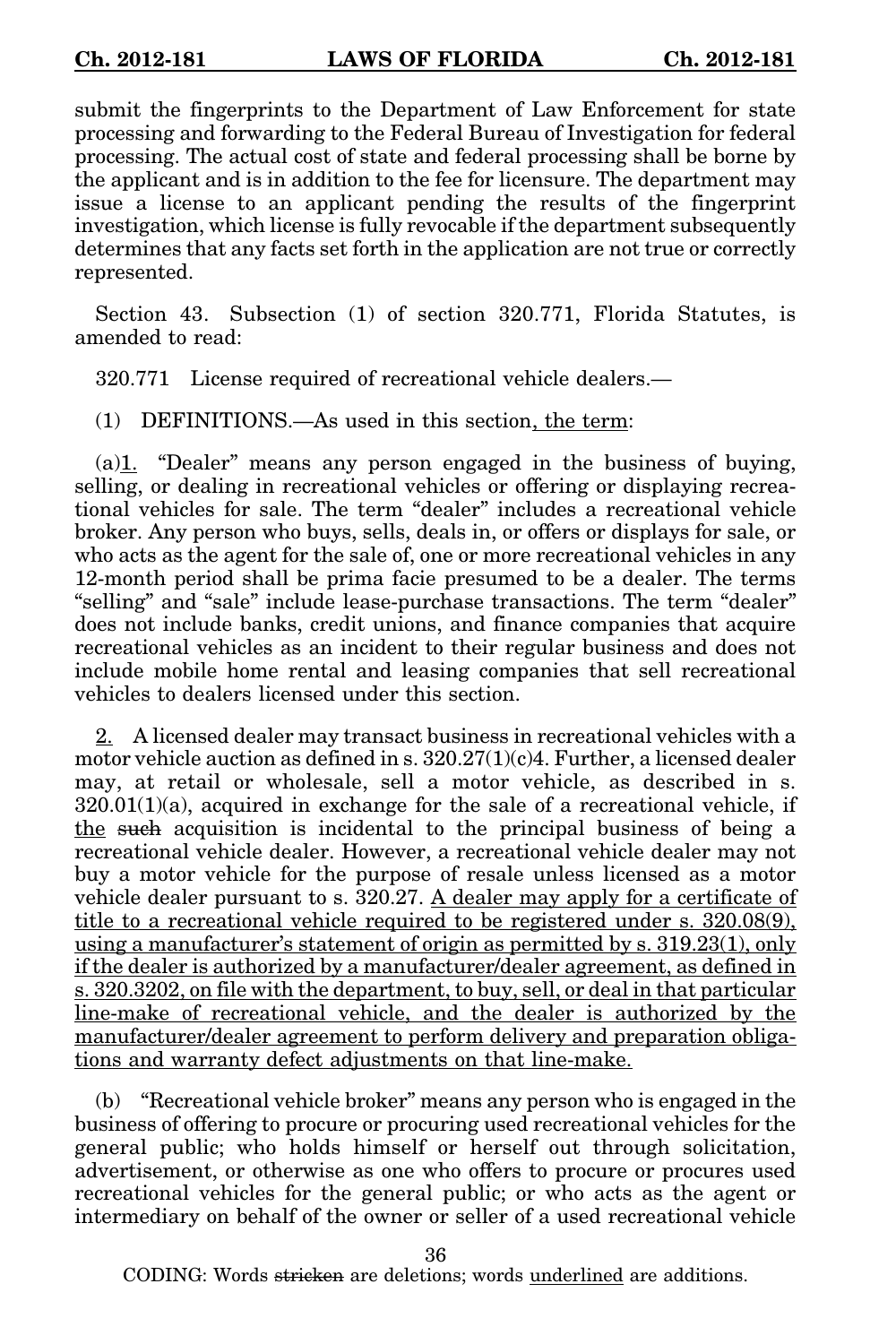submit the fingerprints to the Department of Law Enforcement for state processing and forwarding to the Federal Bureau of Investigation for federal processing. The actual cost of state and federal processing shall be borne by the applicant and is in addition to the fee for licensure. The department may issue a license to an applicant pending the results of the fingerprint investigation, which license is fully revocable if the department subsequently determines that any facts set forth in the application are not true or correctly represented.

Section 43. Subsection (1) of section 320.771, Florida Statutes, is amended to read:

320.771 License required of recreational vehicle dealers.—

(1) DEFINITIONS.—As used in this section, the term:

(a)1. "Dealer" means any person engaged in the business of buying, selling, or dealing in recreational vehicles or offering or displaying recreational vehicles for sale. The term "dealer" includes a recreational vehicle broker. Any person who buys, sells, deals in, or offers or displays for sale, or who acts as the agent for the sale of, one or more recreational vehicles in any 12-month period shall be prima facie presumed to be a dealer. The terms "selling" and "sale" include lease-purchase transactions. The term "dealer" does not include banks, credit unions, and finance companies that acquire recreational vehicles as an incident to their regular business and does not include mobile home rental and leasing companies that sell recreational vehicles to dealers licensed under this section.

2. A licensed dealer may transact business in recreational vehicles with a motor vehicle auction as defined in s. 320.27(1)(c)4. Further, a licensed dealer may, at retail or wholesale, sell a motor vehicle, as described in s. 320.01(1)(a), acquired in exchange for the sale of a recreational vehicle, if the ~~such~~ acquisition is incidental to the principal business of being a recreational vehicle dealer. However, a recreational vehicle dealer may not buy a motor vehicle for the purpose of resale unless licensed as a motor vehicle dealer pursuant to s. 320.27. A dealer may apply for a certificate of title to a recreational vehicle required to be registered under s. 320.08(9), using a manufacturer's statement of origin as permitted by s. 319.23(1), only if the dealer is authorized by a manufacturer/dealer agreement, as defined in s. 320.3202, on file with the department, to buy, sell, or deal in that particular line-make of recreational vehicle, and the dealer is authorized by the manufacturer/dealer agreement to perform delivery and preparation obligations and warranty defect adjustments on that line-make.

(b) "Recreational vehicle broker" means any person who is engaged in the business of offering to procure or procuring used recreational vehicles for the general public; who holds himself or herself out through solicitation, advertisement, or otherwise as one who offers to procure or procures used recreational vehicles for the general public; or who acts as the agent or intermediary on behalf of the owner or seller of a used recreational vehicle

CODING: Words ~~stricken~~ are deletions; words underlined are additions.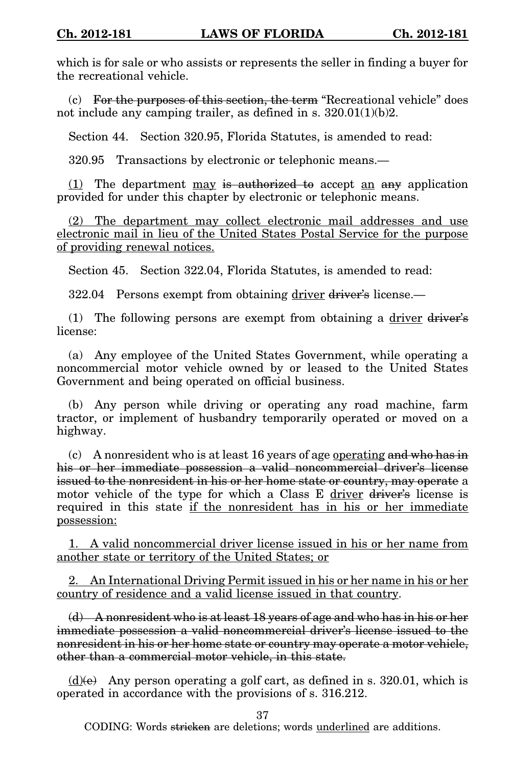which is for sale or who assists or represents the seller in finding a buyer for the recreational vehicle.

(c) ~~For the purposes of this section, the term~~ "Recreational vehicle" does not include any camping trailer, as defined in s. 320.01(1)(b)2.

Section 44. Section 320.95, Florida Statutes, is amended to read:

320.95 Transactions by electronic or telephonic means.—

<u>(1)</u> The department <u>may</u> ~~is authorized to~~ accept <u>an</u> ~~any~~ application provided for under this chapter by electronic or telephonic means.

<u>(2) The department may collect electronic mail addresses and use electronic mail in lieu of the United States Postal Service for the purpose of providing renewal notices.</u>

Section 45. Section 322.04, Florida Statutes, is amended to read:

322.04 Persons exempt from obtaining <u>driver</u> ~~driver's~~ license.—

(1) The following persons are exempt from obtaining a <u>driver</u> ~~driver's~~ license:

(a) Any employee of the United States Government, while operating a noncommercial motor vehicle owned by or leased to the United States Government and being operated on official business.

(b) Any person while driving or operating any road machine, farm tractor, or implement of husbandry temporarily operated or moved on a highway.

(c) A nonresident who is at least 16 years of age <u>operating</u> ~~and who has in his or her immediate possession a valid noncommercial driver's license issued to the nonresident in his or her home state or country, may operate~~ a motor vehicle of the type for which a Class E <u>driver</u> ~~driver's~~ license is required in this state <u>if the nonresident has in his or her immediate possession:</u>

<u>1. A valid noncommercial driver license issued in his or her name from another state or territory of the United States; or</u>

<u>2. An International Driving Permit issued in his or her name in his or her country of residence and a valid license issued in that country</u>.

~~(d) A nonresident who is at least 18 years of age and who has in his or her immediate possession a valid noncommercial driver's license issued to the nonresident in his or her home state or country may operate a motor vehicle, other than a commercial motor vehicle, in this state.~~

<u>(d)</u>~~(e)~~ Any person operating a golf cart, as defined in s. 320.01, which is operated in accordance with the provisions of s. 316.212.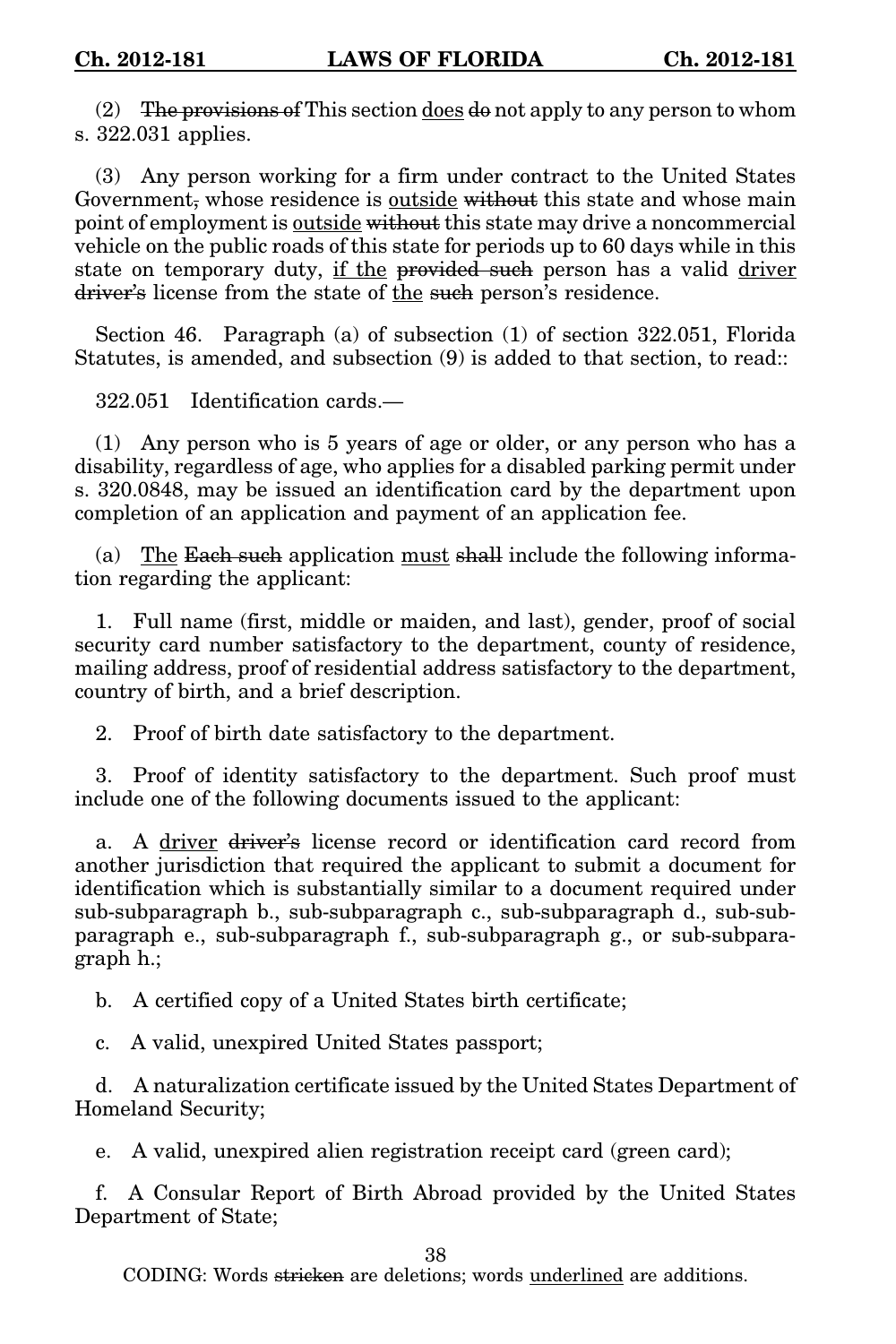(2) ~~The provisions of~~ This section <u>does</u> ~~do~~ not apply to any person to whom s. 322.031 applies.

(3) Any person working for a firm under contract to the United States Government~~,~~ whose residence is <u>outside</u> ~~without~~ this state and whose main point of employment is <u>outside</u> ~~without~~ this state may drive a noncommercial vehicle on the public roads of this state for periods up to 60 days while in this state on temporary duty, <u>if the</u> ~~provided such~~ person has a valid <u>driver</u> ~~driver's~~ license from the state of <u>the</u> ~~such~~ person's residence.

Section 46. Paragraph (a) of subsection (1) of section 322.051, Florida Statutes, is amended, and subsection (9) is added to that section, to read::

322.051 Identification cards.—

(1) Any person who is 5 years of age or older, or any person who has a disability, regardless of age, who applies for a disabled parking permit under s. 320.0848, may be issued an identification card by the department upon completion of an application and payment of an application fee.

(a) <u>The</u> ~~Each such~~ application <u>must</u> ~~shall~~ include the following information regarding the applicant:

1. Full name (first, middle or maiden, and last), gender, proof of social security card number satisfactory to the department, county of residence, mailing address, proof of residential address satisfactory to the department, country of birth, and a brief description.

2. Proof of birth date satisfactory to the department.

3. Proof of identity satisfactory to the department. Such proof must include one of the following documents issued to the applicant:

a. A <u>driver</u> ~~driver's~~ license record or identification card record from another jurisdiction that required the applicant to submit a document for identification which is substantially similar to a document required under sub-subparagraph b., sub-subparagraph c., sub-subparagraph d., sub-subparagraph e., sub-subparagraph f., sub-subparagraph g., or sub-subparagraph h.;

b. A certified copy of a United States birth certificate;

c. A valid, unexpired United States passport;

d. A naturalization certificate issued by the United States Department of Homeland Security;

e. A valid, unexpired alien registration receipt card (green card);

f. A Consular Report of Birth Abroad provided by the United States Department of State;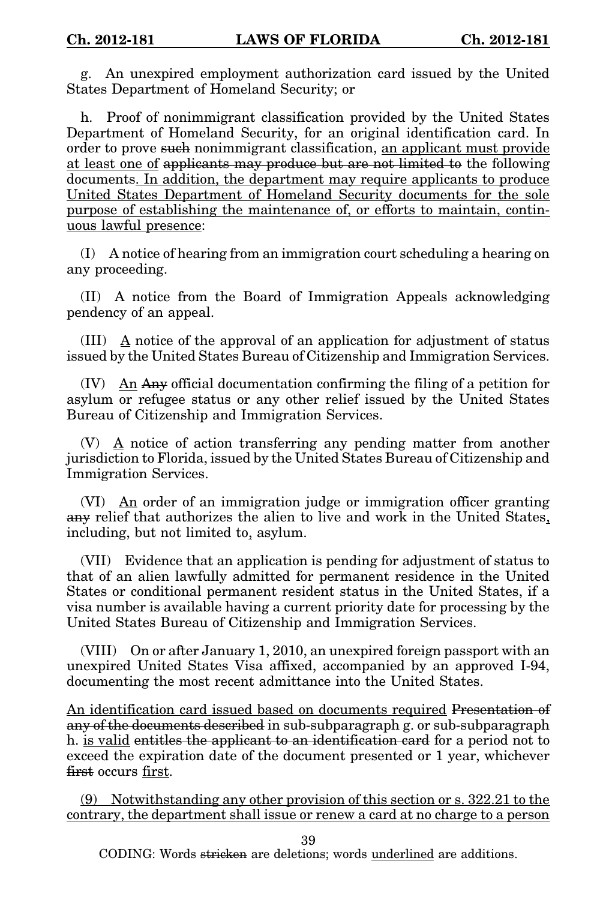g. An unexpired employment authorization card issued by the United States Department of Homeland Security; or

h. Proof of nonimmigrant classification provided by the United States Department of Homeland Security, for an original identification card. In order to prove ~~such~~ nonimmigrant classification, <u>an applicant must provide at least one of</u> ~~applicants may produce but are not limited to~~ the following documents<u>. In addition, the department may require applicants to produce United States Department of Homeland Security documents for the sole purpose of establishing the maintenance of, or efforts to maintain, continuous lawful presence</u>:

(I) A notice of hearing from an immigration court scheduling a hearing on any proceeding.

(II) A notice from the Board of Immigration Appeals acknowledging pendency of an appeal.

(III) <u>A</u> notice of the approval of an application for adjustment of status issued by the United States Bureau of Citizenship and Immigration Services.

(IV) <u>An</u> ~~Any~~ official documentation confirming the filing of a petition for asylum or refugee status or any other relief issued by the United States Bureau of Citizenship and Immigration Services.

(V) <u>A</u> notice of action transferring any pending matter from another jurisdiction to Florida, issued by the United States Bureau of Citizenship and Immigration Services.

(VI) <u>An</u> order of an immigration judge or immigration officer granting ~~any~~ relief that authorizes the alien to live and work in the United States<u>,</u> including, but not limited to<u>,</u> asylum.

(VII) Evidence that an application is pending for adjustment of status to that of an alien lawfully admitted for permanent residence in the United States or conditional permanent resident status in the United States, if a visa number is available having a current priority date for processing by the United States Bureau of Citizenship and Immigration Services.

(VIII) On or after January 1, 2010, an unexpired foreign passport with an unexpired United States Visa affixed, accompanied by an approved I-94, documenting the most recent admittance into the United States.

<u>An identification card issued based on documents required</u> ~~Presentation of any of the documents described~~ in sub-subparagraph g. or sub-subparagraph h. <u>is valid</u> ~~entitles the applicant to an identification card~~ for a period not to exceed the expiration date of the document presented or 1 year, whichever ~~first~~ occurs <u>first</u>.

<u>(9) Notwithstanding any other provision of this section or s. 322.21 to the contrary, the department shall issue or renew a card at no charge to a person</u>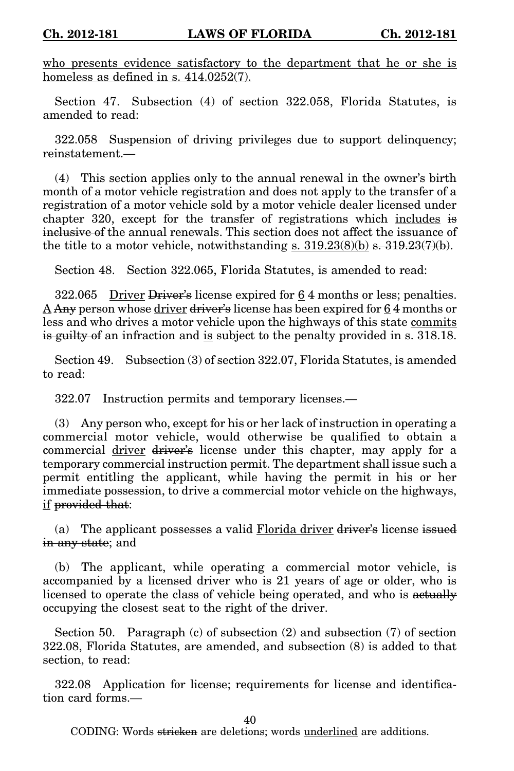<u>who presents evidence satisfactory to the department that he or she is homeless as defined in s. 414.0252(7).</u>

Section 47. Subsection (4) of section 322.058, Florida Statutes, is amended to read:

322.058 Suspension of driving privileges due to support delinquency; reinstatement.—

(4) This section applies only to the annual renewal in the owner's birth month of a motor vehicle registration and does not apply to the transfer of a registration of a motor vehicle sold by a motor vehicle dealer licensed under chapter 320, except for the transfer of registrations which <u>includes</u> ~~is inclusive of~~ the annual renewals. This section does not affect the issuance of the title to a motor vehicle, notwithstanding <u>s. 319.23(8)(b)</u> ~~s. 319.23(7)(b)~~.

Section 48. Section 322.065, Florida Statutes, is amended to read:

322.065 <u>Driver</u> ~~Driver's~~ license expired for <u>6</u> ~~4~~ months or less; penalties. <u>A</u> ~~Any~~ person whose <u>driver</u> ~~driver's~~ license has been expired for <u>6</u> ~~4~~ months or less and who drives a motor vehicle upon the highways of this state <u>commits</u> ~~is guilty of~~ an infraction and <u>is</u> subject to the penalty provided in s. 318.18.

Section 49. Subsection (3) of section 322.07, Florida Statutes, is amended to read:

322.07 Instruction permits and temporary licenses.—

(3) Any person who, except for his or her lack of instruction in operating a commercial motor vehicle, would otherwise be qualified to obtain a commercial <u>driver</u> ~~driver's~~ license under this chapter, may apply for a temporary commercial instruction permit. The department shall issue such a permit entitling the applicant, while having the permit in his or her immediate possession, to drive a commercial motor vehicle on the highways, <u>if</u> ~~provided that~~:

(a) The applicant possesses a valid <u>Florida driver</u> ~~driver's~~ license ~~issued in any state~~; and

(b) The applicant, while operating a commercial motor vehicle, is accompanied by a licensed driver who is 21 years of age or older, who is licensed to operate the class of vehicle being operated, and who is ~~actually~~ occupying the closest seat to the right of the driver.

Section 50. Paragraph (c) of subsection (2) and subsection (7) of section 322.08, Florida Statutes, are amended, and subsection (8) is added to that section, to read:

322.08 Application for license; requirements for license and identification card forms.—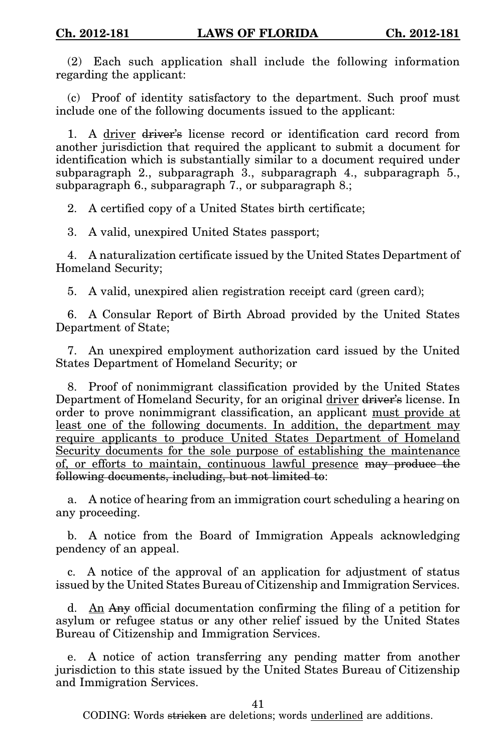(2) Each such application shall include the following information regarding the applicant:

(c) Proof of identity satisfactory to the department. Such proof must include one of the following documents issued to the applicant:

1. A <u>driver</u> ~~driver's~~ license record or identification card record from another jurisdiction that required the applicant to submit a document for identification which is substantially similar to a document required under subparagraph 2., subparagraph 3., subparagraph 4., subparagraph 5., subparagraph 6., subparagraph 7., or subparagraph 8.;

2. A certified copy of a United States birth certificate;

3. A valid, unexpired United States passport;

4. A naturalization certificate issued by the United States Department of Homeland Security;

5. A valid, unexpired alien registration receipt card (green card);

6. A Consular Report of Birth Abroad provided by the United States Department of State;

7. An unexpired employment authorization card issued by the United States Department of Homeland Security; or

8. Proof of nonimmigrant classification provided by the United States Department of Homeland Security, for an original <u>driver</u> ~~driver's~~ license. In order to prove nonimmigrant classification, an applicant <u>must provide at least one of the following documents. In addition, the department may require applicants to produce United States Department of Homeland Security documents for the sole purpose of establishing the maintenance of, or efforts to maintain, continuous lawful presence</u> ~~may produce the following documents, including, but not limited to~~:

a. A notice of hearing from an immigration court scheduling a hearing on any proceeding.

b. A notice from the Board of Immigration Appeals acknowledging pendency of an appeal.

c. A notice of the approval of an application for adjustment of status issued by the United States Bureau of Citizenship and Immigration Services.

d. <u>An</u> ~~Any~~ official documentation confirming the filing of a petition for asylum or refugee status or any other relief issued by the United States Bureau of Citizenship and Immigration Services.

e. A notice of action transferring any pending matter from another jurisdiction to this state issued by the United States Bureau of Citizenship and Immigration Services.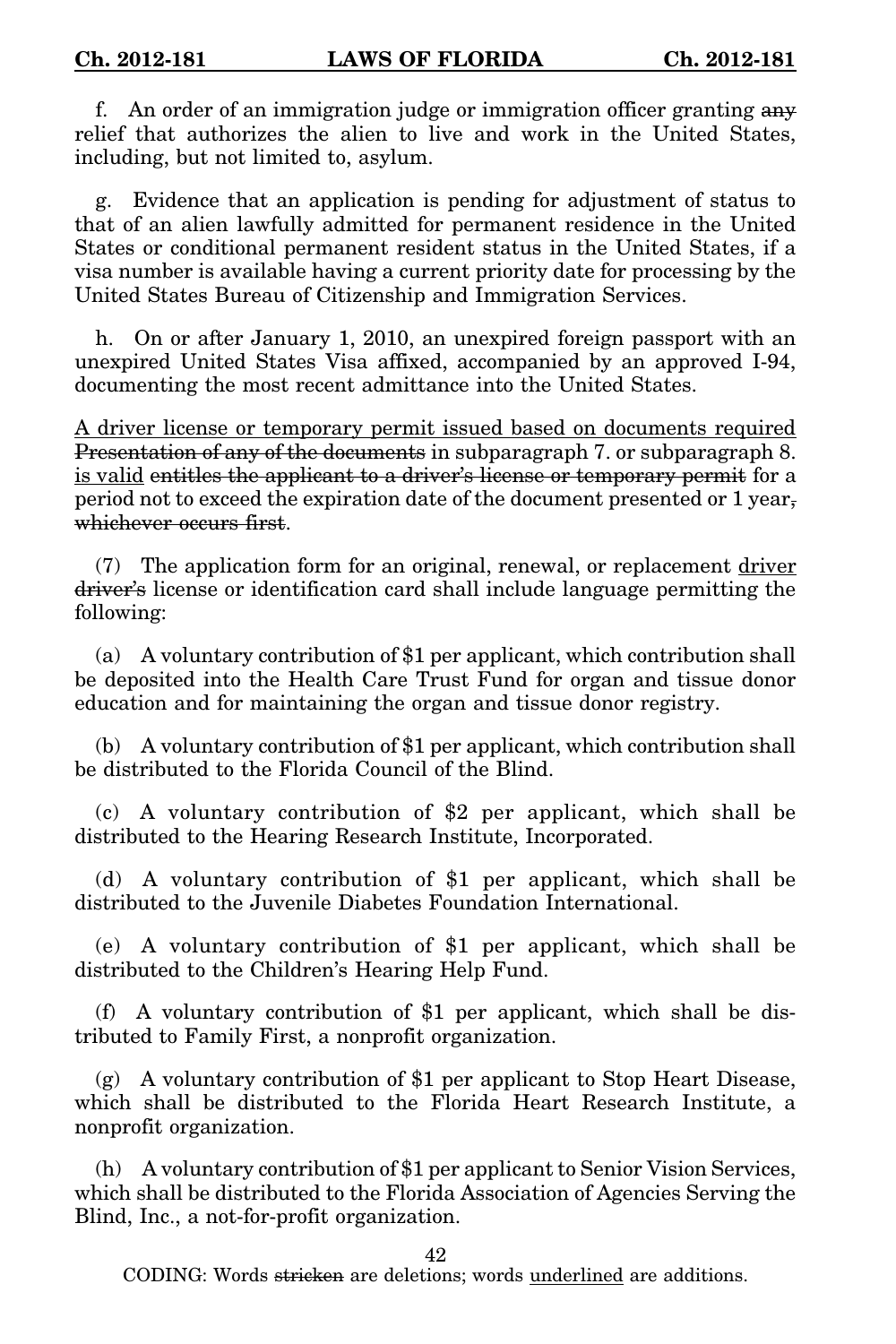f. An order of an immigration judge or immigration officer granting ~~any~~ relief that authorizes the alien to live and work in the United States, including, but not limited to, asylum.

g. Evidence that an application is pending for adjustment of status to that of an alien lawfully admitted for permanent residence in the United States or conditional permanent resident status in the United States, if a visa number is available having a current priority date for processing by the United States Bureau of Citizenship and Immigration Services.

h. On or after January 1, 2010, an unexpired foreign passport with an unexpired United States Visa affixed, accompanied by an approved I-94, documenting the most recent admittance into the United States.

<u>A driver license or temporary permit issued based on documents required</u> ~~Presentation of any of the documents~~ in subparagraph 7. or subparagraph 8. <u>is valid</u> ~~entitles the applicant to a driver's license or temporary permit~~ for a period not to exceed the expiration date of the document presented or 1 year~~, whichever occurs first~~.

(7) The application form for an original, renewal, or replacement <u>driver</u> ~~driver's~~ license or identification card shall include language permitting the following:

(a) A voluntary contribution of $1 per applicant, which contribution shall be deposited into the Health Care Trust Fund for organ and tissue donor education and for maintaining the organ and tissue donor registry.

(b) A voluntary contribution of $1 per applicant, which contribution shall be distributed to the Florida Council of the Blind.

(c) A voluntary contribution of $2 per applicant, which shall be distributed to the Hearing Research Institute, Incorporated.

(d) A voluntary contribution of $1 per applicant, which shall be distributed to the Juvenile Diabetes Foundation International.

(e) A voluntary contribution of $1 per applicant, which shall be distributed to the Children's Hearing Help Fund.

(f) A voluntary contribution of $1 per applicant, which shall be distributed to Family First, a nonprofit organization.

(g) A voluntary contribution of $1 per applicant to Stop Heart Disease, which shall be distributed to the Florida Heart Research Institute, a nonprofit organization.

(h) A voluntary contribution of $1 per applicant to Senior Vision Services, which shall be distributed to the Florida Association of Agencies Serving the Blind, Inc., a not-for-profit organization.

CODING: Words ~~stricken~~ are deletions; words <u>underlined</u> are additions.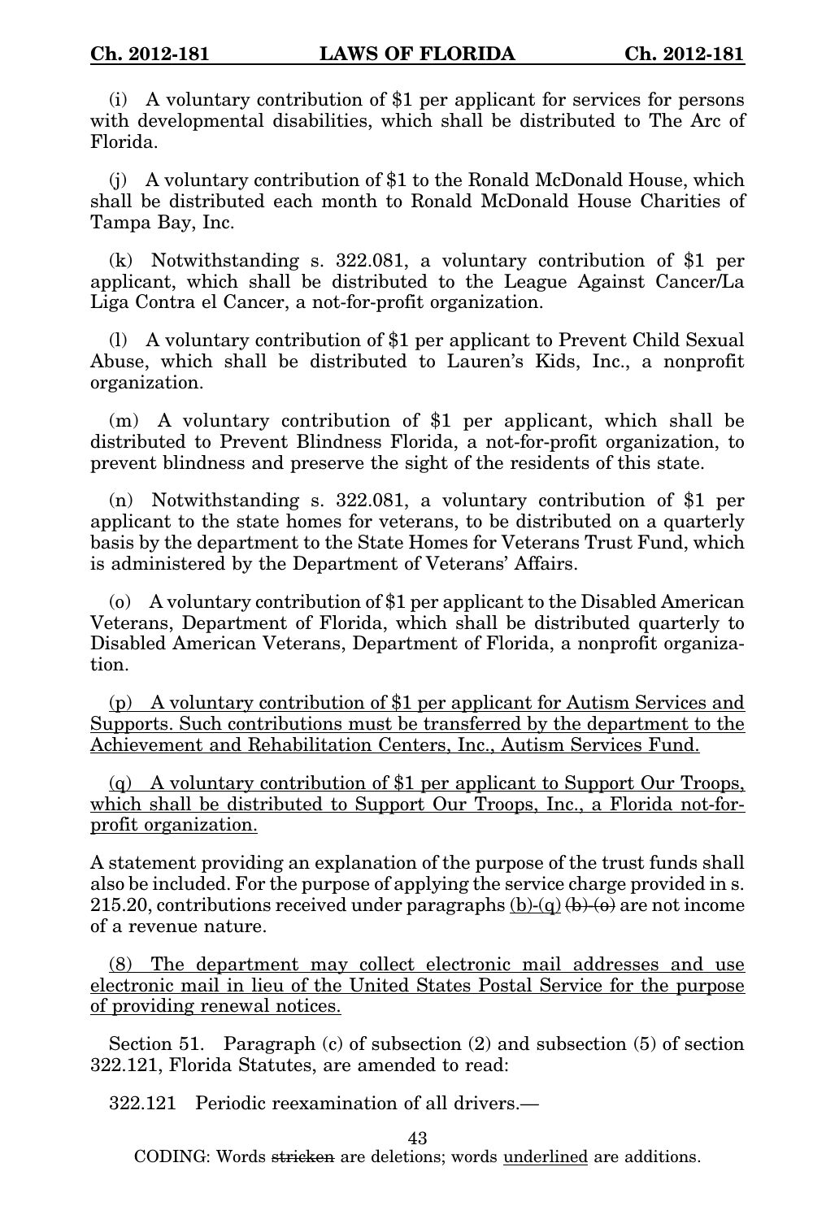(i) A voluntary contribution of $1 per applicant for services for persons with developmental disabilities, which shall be distributed to The Arc of Florida.

(j) A voluntary contribution of $1 to the Ronald McDonald House, which shall be distributed each month to Ronald McDonald House Charities of Tampa Bay, Inc.

(k) Notwithstanding s. 322.081, a voluntary contribution of $1 per applicant, which shall be distributed to the League Against Cancer/La Liga Contra el Cancer, a not-for-profit organization.

(l) A voluntary contribution of $1 per applicant to Prevent Child Sexual Abuse, which shall be distributed to Lauren's Kids, Inc., a nonprofit organization.

(m) A voluntary contribution of $1 per applicant, which shall be distributed to Prevent Blindness Florida, a not-for-profit organization, to prevent blindness and preserve the sight of the residents of this state.

(n) Notwithstanding s. 322.081, a voluntary contribution of $1 per applicant to the state homes for veterans, to be distributed on a quarterly basis by the department to the State Homes for Veterans Trust Fund, which is administered by the Department of Veterans' Affairs.

(o) A voluntary contribution of $1 per applicant to the Disabled American Veterans, Department of Florida, which shall be distributed quarterly to Disabled American Veterans, Department of Florida, a nonprofit organization.

<u>(p) A voluntary contribution of $1 per applicant for Autism Services and Supports. Such contributions must be transferred by the department to the Achievement and Rehabilitation Centers, Inc., Autism Services Fund.</u>

<u>(q) A voluntary contribution of $1 per applicant to Support Our Troops, which shall be distributed to Support Our Troops, Inc., a Florida not-for-profit organization.</u>

A statement providing an explanation of the purpose of the trust funds shall also be included. For the purpose of applying the service charge provided in s. 215.20, contributions received under paragraphs <u>(b)-(q)</u> ~~(b)-(o)~~ are not income of a revenue nature.

<u>(8) The department may collect electronic mail addresses and use electronic mail in lieu of the United States Postal Service for the purpose of providing renewal notices.</u>

Section 51. Paragraph (c) of subsection (2) and subsection (5) of section 322.121, Florida Statutes, are amended to read:

322.121 Periodic reexamination of all drivers.—

CODING: Words ~~stricken~~ are deletions; words <u>underlined</u> are additions.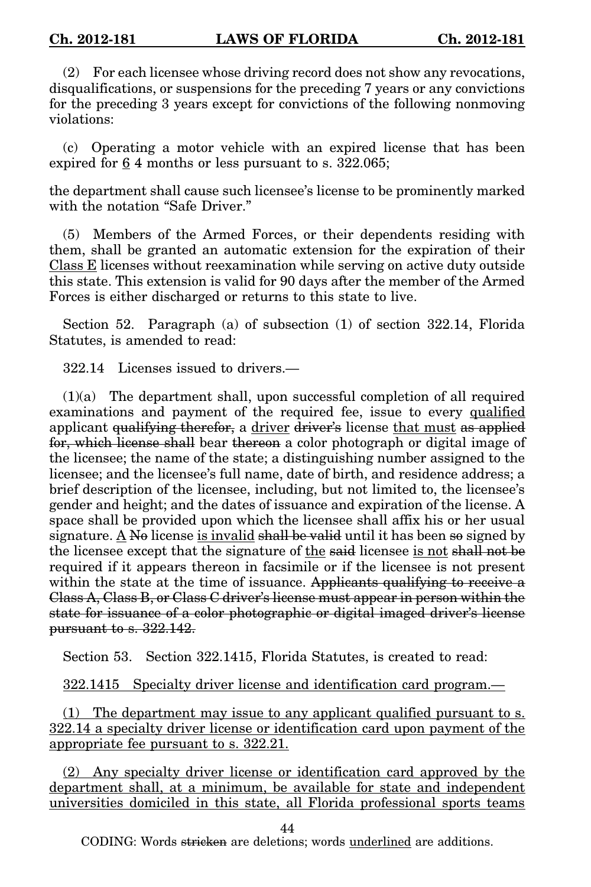(2) For each licensee whose driving record does not show any revocations, disqualifications, or suspensions for the preceding 7 years or any convictions for the preceding 3 years except for convictions of the following nonmoving violations:

(c) Operating a motor vehicle with an expired license that has been expired for <u>6</u> ~~4~~ months or less pursuant to s. 322.065;

the department shall cause such licensee's license to be prominently marked with the notation "Safe Driver."

(5) Members of the Armed Forces, or their dependents residing with them, shall be granted an automatic extension for the expiration of their <u>Class E</u> licenses without reexamination while serving on active duty outside this state. This extension is valid for 90 days after the member of the Armed Forces is either discharged or returns to this state to live.

Section 52. Paragraph (a) of subsection (1) of section 322.14, Florida Statutes, is amended to read:

322.14 Licenses issued to drivers.—

(1)(a) The department shall, upon successful completion of all required examinations and payment of the required fee, issue to every <u>qualified</u> applicant ~~qualifying therefor,~~ a <u>driver</u> ~~driver's~~ license <u>that must</u> ~~as applied for, which license shall~~ bear ~~thereon~~ a color photograph or digital image of the licensee; the name of the state; a distinguishing number assigned to the licensee; and the licensee's full name, date of birth, and residence address; a brief description of the licensee, including, but not limited to, the licensee's gender and height; and the dates of issuance and expiration of the license. A space shall be provided upon which the licensee shall affix his or her usual signature. <u>A</u> ~~No~~ license <u>is invalid</u> ~~shall be valid~~ until it has been ~~so~~ signed by the licensee except that the signature of <u>the</u> ~~said~~ licensee <u>is not</u> ~~shall not be~~ required if it appears thereon in facsimile or if the licensee is not present within the state at the time of issuance. ~~Applicants qualifying to receive a Class A, Class B, or Class C driver's license must appear in person within the state for issuance of a color photographic or digital imaged driver's license pursuant to s. 322.142.~~

Section 53. Section 322.1415, Florida Statutes, is created to read:

<u>322.1415 Specialty driver license and identification card program.—</u>

<u>(1) The department may issue to any applicant qualified pursuant to s. 322.14 a specialty driver license or identification card upon payment of the appropriate fee pursuant to s. 322.21.</u>

<u>(2) Any specialty driver license or identification card approved by the department shall, at a minimum, be available for state and independent universities domiciled in this state, all Florida professional sports teams</u>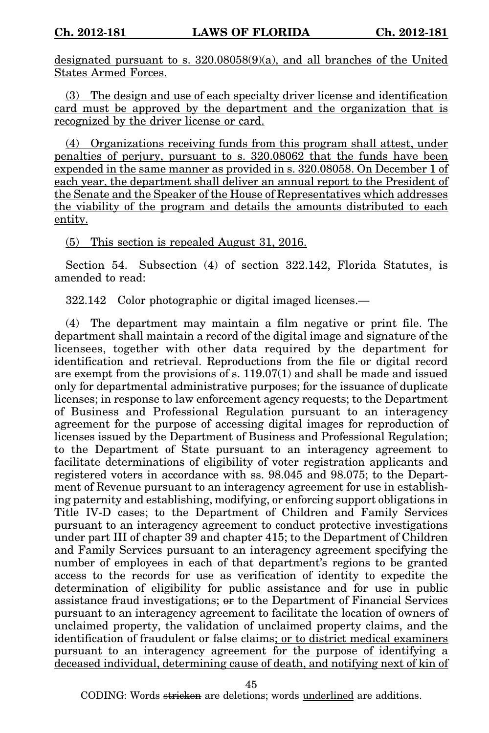designated pursuant to s. 320.08058(9)(a), and all branches of the United States Armed Forces.

(3) The design and use of each specialty driver license and identification card must be approved by the department and the organization that is recognized by the driver license or card.

(4) Organizations receiving funds from this program shall attest, under penalties of perjury, pursuant to s. 320.08062 that the funds have been expended in the same manner as provided in s. 320.08058. On December 1 of each year, the department shall deliver an annual report to the President of the Senate and the Speaker of the House of Representatives which addresses the viability of the program and details the amounts distributed to each entity.

(5) This section is repealed August 31, 2016.

Section 54. Subsection (4) of section 322.142, Florida Statutes, is amended to read:

322.142 Color photographic or digital imaged licenses.—

(4) The department may maintain a film negative or print file. The department shall maintain a record of the digital image and signature of the licensees, together with other data required by the department for identification and retrieval. Reproductions from the file or digital record are exempt from the provisions of s. 119.07(1) and shall be made and issued only for departmental administrative purposes; for the issuance of duplicate licenses; in response to law enforcement agency requests; to the Department of Business and Professional Regulation pursuant to an interagency agreement for the purpose of accessing digital images for reproduction of licenses issued by the Department of Business and Professional Regulation; to the Department of State pursuant to an interagency agreement to facilitate determinations of eligibility of voter registration applicants and registered voters in accordance with ss. 98.045 and 98.075; to the Department of Revenue pursuant to an interagency agreement for use in establishing paternity and establishing, modifying, or enforcing support obligations in Title IV-D cases; to the Department of Children and Family Services pursuant to an interagency agreement to conduct protective investigations under part III of chapter 39 and chapter 415; to the Department of Children and Family Services pursuant to an interagency agreement specifying the number of employees in each of that department's regions to be granted access to the records for use as verification of identity to expedite the determination of eligibility for public assistance and for use in public assistance fraud investigations; ~~or~~ to the Department of Financial Services pursuant to an interagency agreement to facilitate the location of owners of unclaimed property, the validation of unclaimed property claims, and the identification of fraudulent or false claims; or to district medical examiners pursuant to an interagency agreement for the purpose of identifying a deceased individual, determining cause of death, and notifying next of kin of

CODING: Words ~~stricken~~ are deletions; words underlined are additions.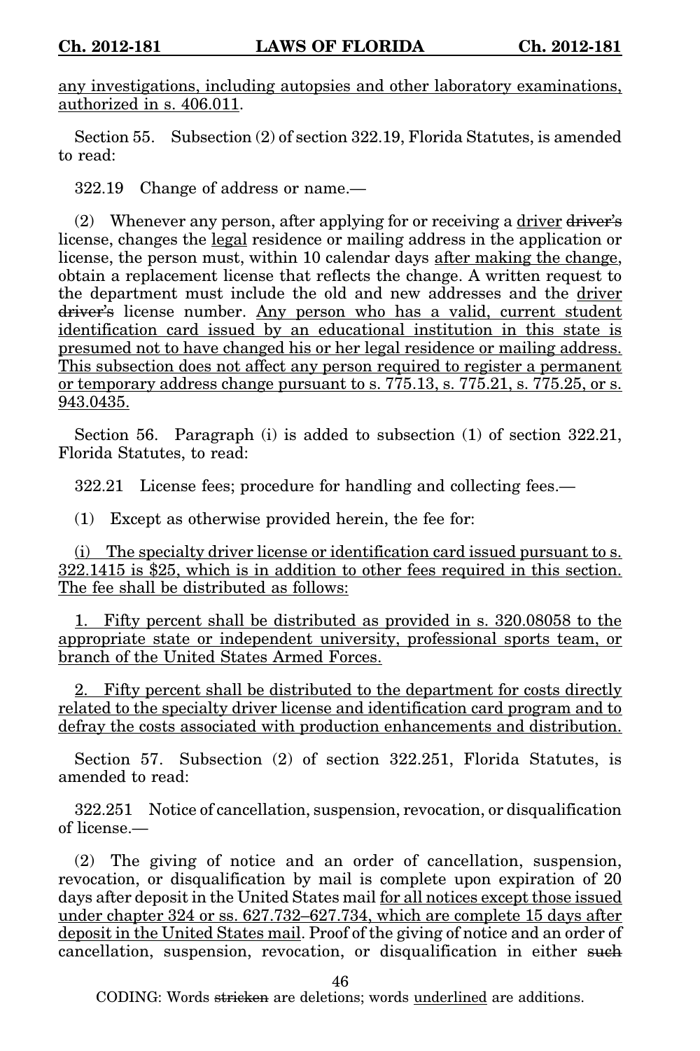<u>any investigations, including autopsies and other laboratory examinations, authorized in s. 406.011</u>.

Section 55. Subsection (2) of section 322.19, Florida Statutes, is amended to read:

322.19 Change of address or name.—

(2) Whenever any person, after applying for or receiving a <u>driver</u> ~~driver's~~ license, changes the <u>legal</u> residence or mailing address in the application or license, the person must, within 10 calendar days <u>after making the change</u>, obtain a replacement license that reflects the change. A written request to the department must include the old and new addresses and the <u>driver</u> ~~driver's~~ license number. <u>Any person who has a valid, current student identification card issued by an educational institution in this state is presumed not to have changed his or her legal residence or mailing address. This subsection does not affect any person required to register a permanent or temporary address change pursuant to s. 775.13, s. 775.21, s. 775.25, or s. 943.0435.</u>

Section 56. Paragraph (i) is added to subsection (1) of section 322.21, Florida Statutes, to read:

322.21 License fees; procedure for handling and collecting fees.—

(1) Except as otherwise provided herein, the fee for:

<u>(i) The specialty driver license or identification card issued pursuant to s. 322.1415 is $25, which is in addition to other fees required in this section. The fee shall be distributed as follows:</u>

<u>1. Fifty percent shall be distributed as provided in s. 320.08058 to the appropriate state or independent university, professional sports team, or branch of the United States Armed Forces.</u>

<u>2. Fifty percent shall be distributed to the department for costs directly related to the specialty driver license and identification card program and to defray the costs associated with production enhancements and distribution.</u>

Section 57. Subsection (2) of section 322.251, Florida Statutes, is amended to read:

322.251 Notice of cancellation, suspension, revocation, or disqualification of license.—

(2) The giving of notice and an order of cancellation, suspension, revocation, or disqualification by mail is complete upon expiration of 20 days after deposit in the United States mail <u>for all notices except those issued under chapter 324 or ss. 627.732–627.734, which are complete 15 days after deposit in the United States mail</u>. Proof of the giving of notice and an order of cancellation, suspension, revocation, or disqualification in either ~~such~~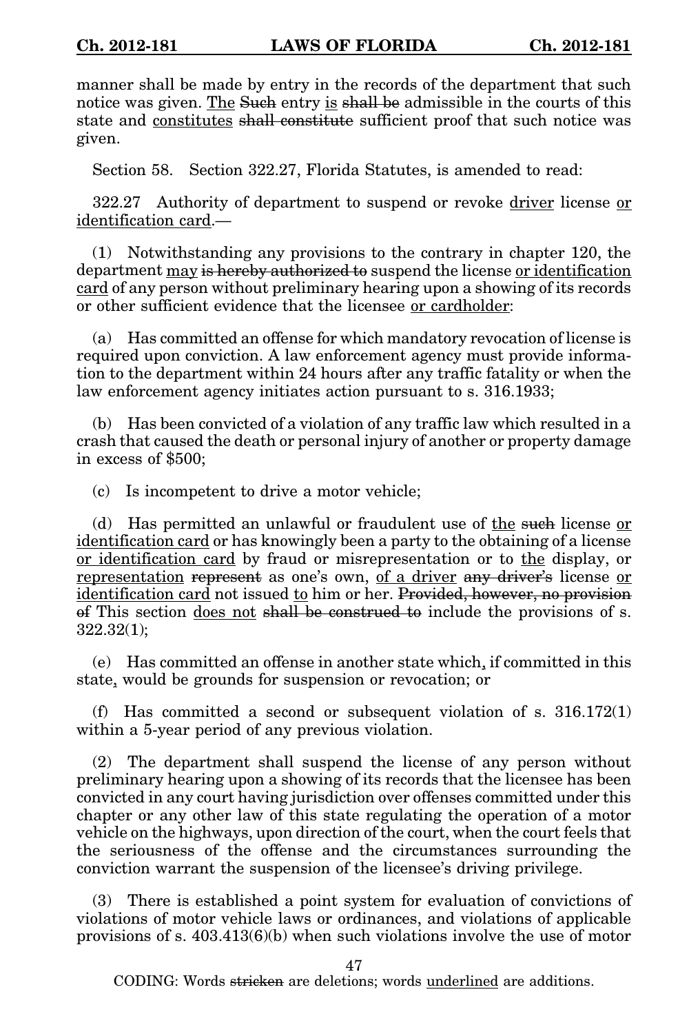manner shall be made by entry in the records of the department that such notice was given. <u>The</u> ~~Such~~ entry <u>is</u> ~~shall be~~ admissible in the courts of this state and <u>constitutes</u> ~~shall constitute~~ sufficient proof that such notice was given.

Section 58. Section 322.27, Florida Statutes, is amended to read:

322.27 Authority of department to suspend or revoke <u>driver</u> license <u>or identification card</u>.—

(1) Notwithstanding any provisions to the contrary in chapter 120, the department <u>may</u> ~~is hereby authorized to~~ suspend the license <u>or identification card</u> of any person without preliminary hearing upon a showing of its records or other sufficient evidence that the licensee <u>or cardholder</u>:

(a) Has committed an offense for which mandatory revocation of license is required upon conviction. A law enforcement agency must provide information to the department within 24 hours after any traffic fatality or when the law enforcement agency initiates action pursuant to s. 316.1933;

(b) Has been convicted of a violation of any traffic law which resulted in a crash that caused the death or personal injury of another or property damage in excess of $500;

(c) Is incompetent to drive a motor vehicle;

(d) Has permitted an unlawful or fraudulent use of <u>the</u> ~~such~~ license <u>or identification card</u> or has knowingly been a party to the obtaining of a license <u>or identification card</u> by fraud or misrepresentation or to <u>the</u> display, or <u>representation</u> ~~represent~~ as one's own, <u>of a driver</u> ~~any driver's~~ license <u>or identification card</u> not issued <u>to</u> him or her. ~~Provided, however, no provision of~~ This section <u>does not</u> ~~shall be construed to~~ include the provisions of s. 322.32(1);

(e) Has committed an offense in another state which, if committed in this state, would be grounds for suspension or revocation; or

(f) Has committed a second or subsequent violation of s. 316.172(1) within a 5-year period of any previous violation.

(2) The department shall suspend the license of any person without preliminary hearing upon a showing of its records that the licensee has been convicted in any court having jurisdiction over offenses committed under this chapter or any other law of this state regulating the operation of a motor vehicle on the highways, upon direction of the court, when the court feels that the seriousness of the offense and the circumstances surrounding the conviction warrant the suspension of the licensee's driving privilege.

(3) There is established a point system for evaluation of convictions of violations of motor vehicle laws or ordinances, and violations of applicable provisions of s. 403.413(6)(b) when such violations involve the use of motor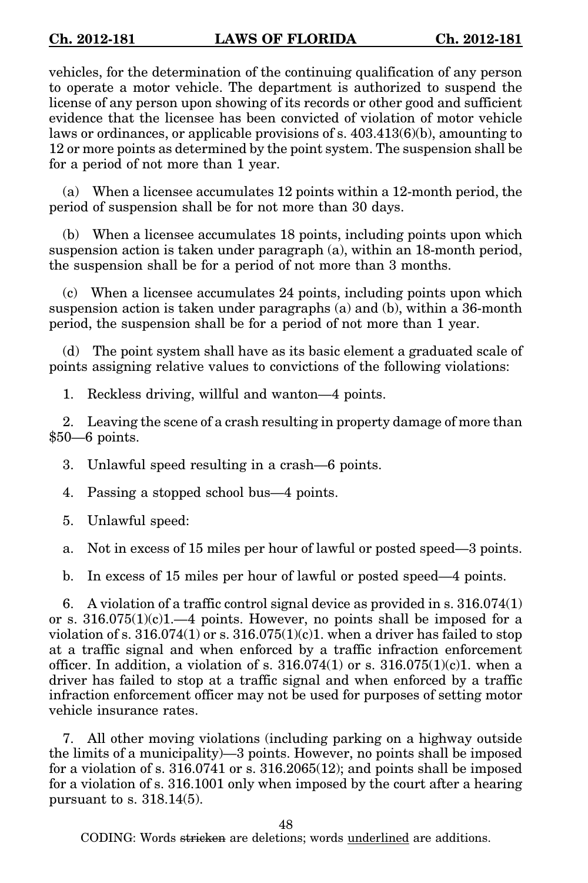vehicles, for the determination of the continuing qualification of any person to operate a motor vehicle. The department is authorized to suspend the license of any person upon showing of its records or other good and sufficient evidence that the licensee has been convicted of violation of motor vehicle laws or ordinances, or applicable provisions of s. 403.413(6)(b), amounting to 12 or more points as determined by the point system. The suspension shall be for a period of not more than 1 year.

(a) When a licensee accumulates 12 points within a 12-month period, the period of suspension shall be for not more than 30 days.

(b) When a licensee accumulates 18 points, including points upon which suspension action is taken under paragraph (a), within an 18-month period, the suspension shall be for a period of not more than 3 months.

(c) When a licensee accumulates 24 points, including points upon which suspension action is taken under paragraphs (a) and (b), within a 36-month period, the suspension shall be for a period of not more than 1 year.

(d) The point system shall have as its basic element a graduated scale of points assigning relative values to convictions of the following violations:

1. Reckless driving, willful and wanton—4 points.

2. Leaving the scene of a crash resulting in property damage of more than $50—6 points.

3. Unlawful speed resulting in a crash—6 points.

4. Passing a stopped school bus—4 points.

5. Unlawful speed:

a. Not in excess of 15 miles per hour of lawful or posted speed—3 points.

b. In excess of 15 miles per hour of lawful or posted speed—4 points.

6. A violation of a traffic control signal device as provided in s. 316.074(1) or s. 316.075(1)(c)1.—4 points. However, no points shall be imposed for a violation of s. 316.074(1) or s. 316.075(1)(c)1. when a driver has failed to stop at a traffic signal and when enforced by a traffic infraction enforcement officer. In addition, a violation of s. 316.074(1) or s. 316.075(1)(c)1. when a driver has failed to stop at a traffic signal and when enforced by a traffic infraction enforcement officer may not be used for purposes of setting motor vehicle insurance rates.

7. All other moving violations (including parking on a highway outside the limits of a municipality)—3 points. However, no points shall be imposed for a violation of s. 316.0741 or s. 316.2065(12); and points shall be imposed for a violation of s. 316.1001 only when imposed by the court after a hearing pursuant to s. 318.14(5).

CODING: Words ~~stricken~~ are deletions; words underlined are additions.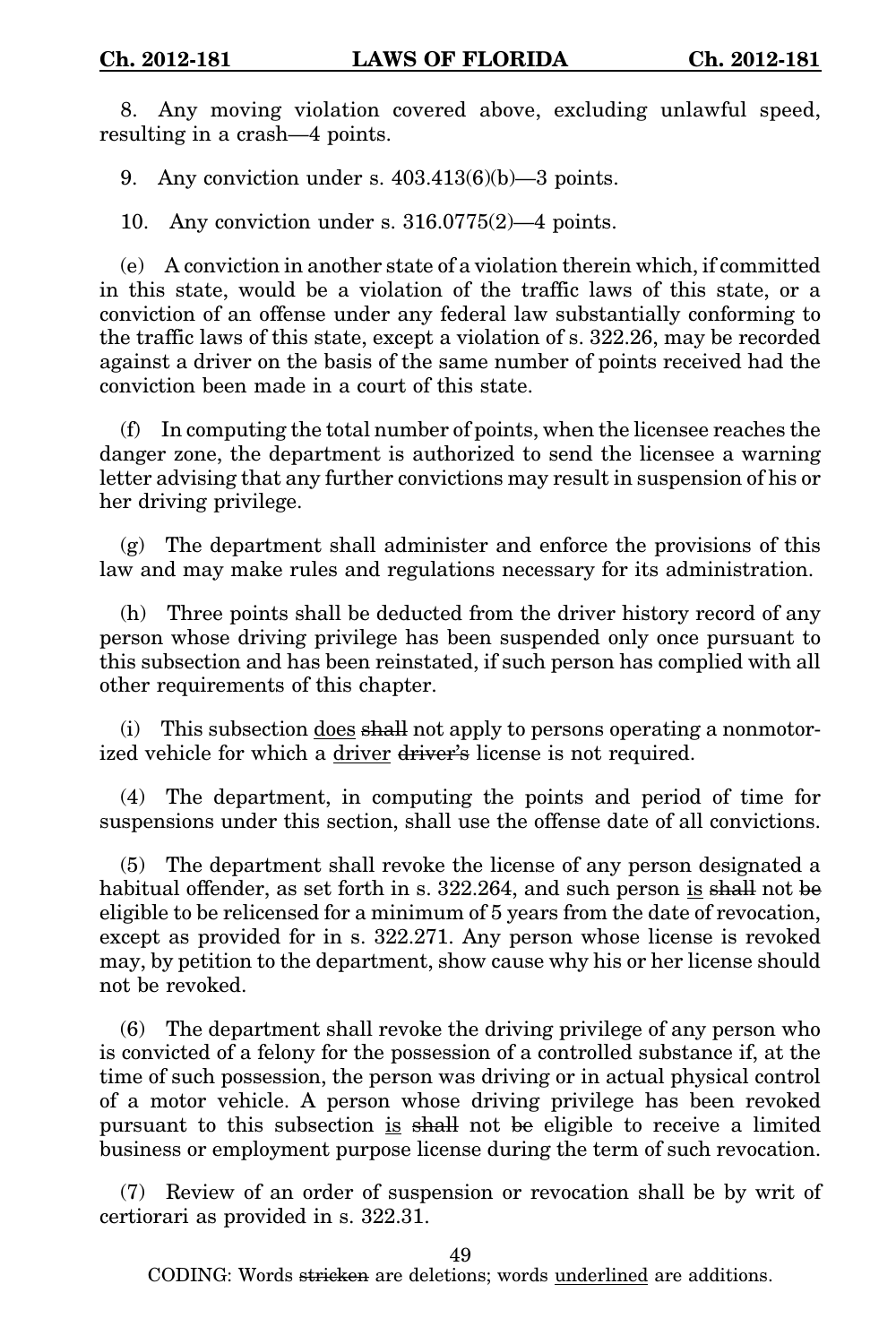8. Any moving violation covered above, excluding unlawful speed, resulting in a crash—4 points.

9. Any conviction under s. 403.413(6)(b)—3 points.

10. Any conviction under s. 316.0775(2)—4 points.

(e) A conviction in another state of a violation therein which, if committed in this state, would be a violation of the traffic laws of this state, or a conviction of an offense under any federal law substantially conforming to the traffic laws of this state, except a violation of s. 322.26, may be recorded against a driver on the basis of the same number of points received had the conviction been made in a court of this state.

(f) In computing the total number of points, when the licensee reaches the danger zone, the department is authorized to send the licensee a warning letter advising that any further convictions may result in suspension of his or her driving privilege.

(g) The department shall administer and enforce the provisions of this law and may make rules and regulations necessary for its administration.

(h) Three points shall be deducted from the driver history record of any person whose driving privilege has been suspended only once pursuant to this subsection and has been reinstated, if such person has complied with all other requirements of this chapter.

(i) This subsection <u>does</u> ~~shall~~ not apply to persons operating a nonmotorized vehicle for which a <u>driver</u> ~~driver's~~ license is not required.

(4) The department, in computing the points and period of time for suspensions under this section, shall use the offense date of all convictions.

(5) The department shall revoke the license of any person designated a habitual offender, as set forth in s. 322.264, and such person <u>is</u> ~~shall~~ not ~~be~~ eligible to be relicensed for a minimum of 5 years from the date of revocation, except as provided for in s. 322.271. Any person whose license is revoked may, by petition to the department, show cause why his or her license should not be revoked.

(6) The department shall revoke the driving privilege of any person who is convicted of a felony for the possession of a controlled substance if, at the time of such possession, the person was driving or in actual physical control of a motor vehicle. A person whose driving privilege has been revoked pursuant to this subsection <u>is</u> ~~shall~~ not ~~be~~ eligible to receive a limited business or employment purpose license during the term of such revocation.

(7) Review of an order of suspension or revocation shall be by writ of certiorari as provided in s. 322.31.

CODING: Words ~~stricken~~ are deletions; words <u>underlined</u> are additions.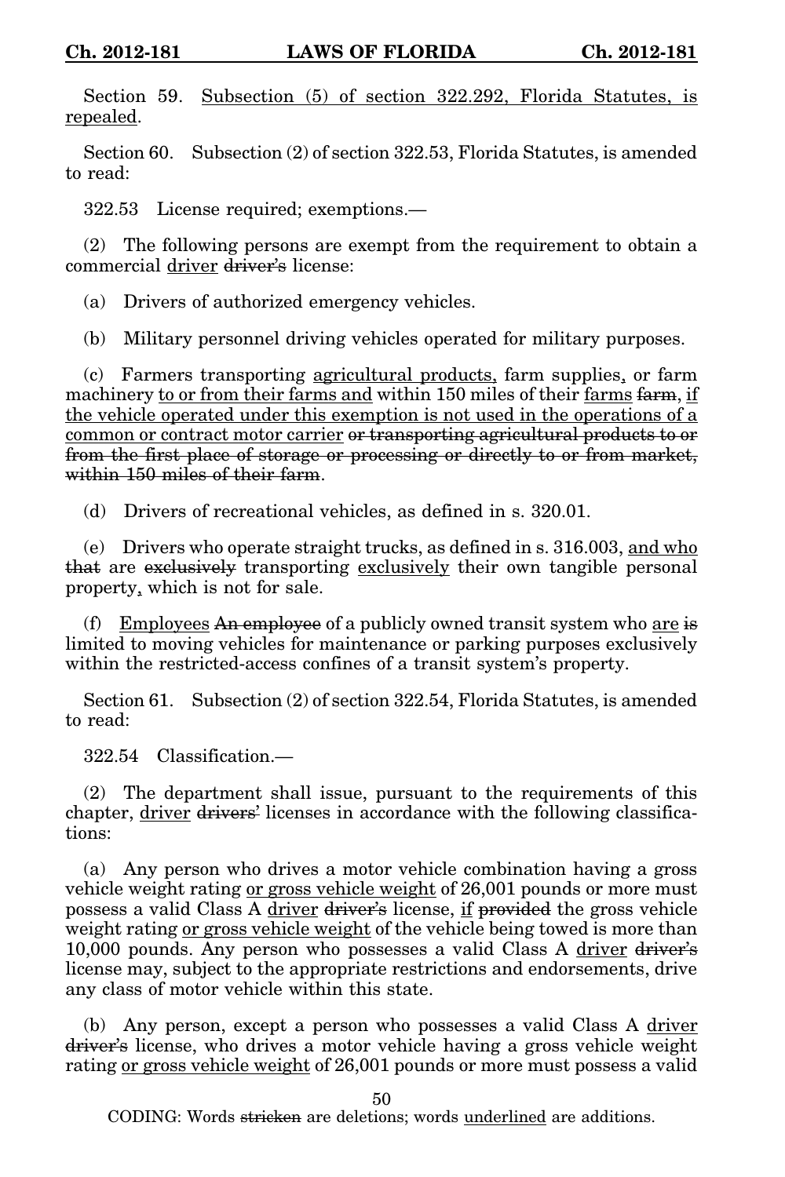Section 59. <u>Subsection (5) of section 322.292, Florida Statutes, is repealed</u>.

Section 60. Subsection (2) of section 322.53, Florida Statutes, is amended to read:

322.53 License required; exemptions.—

(2) The following persons are exempt from the requirement to obtain a commercial <u>driver</u> ~~driver's~~ license:

(a) Drivers of authorized emergency vehicles.

(b) Military personnel driving vehicles operated for military purposes.

(c) Farmers transporting <u>agricultural products,</u> farm supplies<u>,</u> or farm machinery <u>to or from their farms and</u> within 150 miles of their <u>farms</u> ~~farm~~, <u>if the vehicle operated under this exemption is not used in the operations of a common or contract motor carrier</u> ~~or transporting agricultural products to or from the first place of storage or processing or directly to or from market, within 150 miles of their farm~~.

(d) Drivers of recreational vehicles, as defined in s. 320.01.

(e) Drivers who operate straight trucks, as defined in s. 316.003, <u>and who</u> ~~that~~ are ~~exclusively~~ transporting <u>exclusively</u> their own tangible personal property<u>,</u> which is not for sale.

(f) <u>Employees</u> ~~An employee~~ of a publicly owned transit system who <u>are</u> ~~is~~ limited to moving vehicles for maintenance or parking purposes exclusively within the restricted-access confines of a transit system's property.

Section 61. Subsection (2) of section 322.54, Florida Statutes, is amended to read:

322.54 Classification.—

(2) The department shall issue, pursuant to the requirements of this chapter, <u>driver</u> ~~drivers'~~ licenses in accordance with the following classifications:

(a) Any person who drives a motor vehicle combination having a gross vehicle weight rating <u>or gross vehicle weight</u> of 26,001 pounds or more must possess a valid Class A <u>driver</u> ~~driver's~~ license, <u>if</u> ~~provided~~ the gross vehicle weight rating <u>or gross vehicle weight</u> of the vehicle being towed is more than 10,000 pounds. Any person who possesses a valid Class A <u>driver</u> ~~driver's~~ license may, subject to the appropriate restrictions and endorsements, drive any class of motor vehicle within this state.

(b) Any person, except a person who possesses a valid Class A <u>driver</u> ~~driver's~~ license, who drives a motor vehicle having a gross vehicle weight rating <u>or gross vehicle weight</u> of 26,001 pounds or more must possess a valid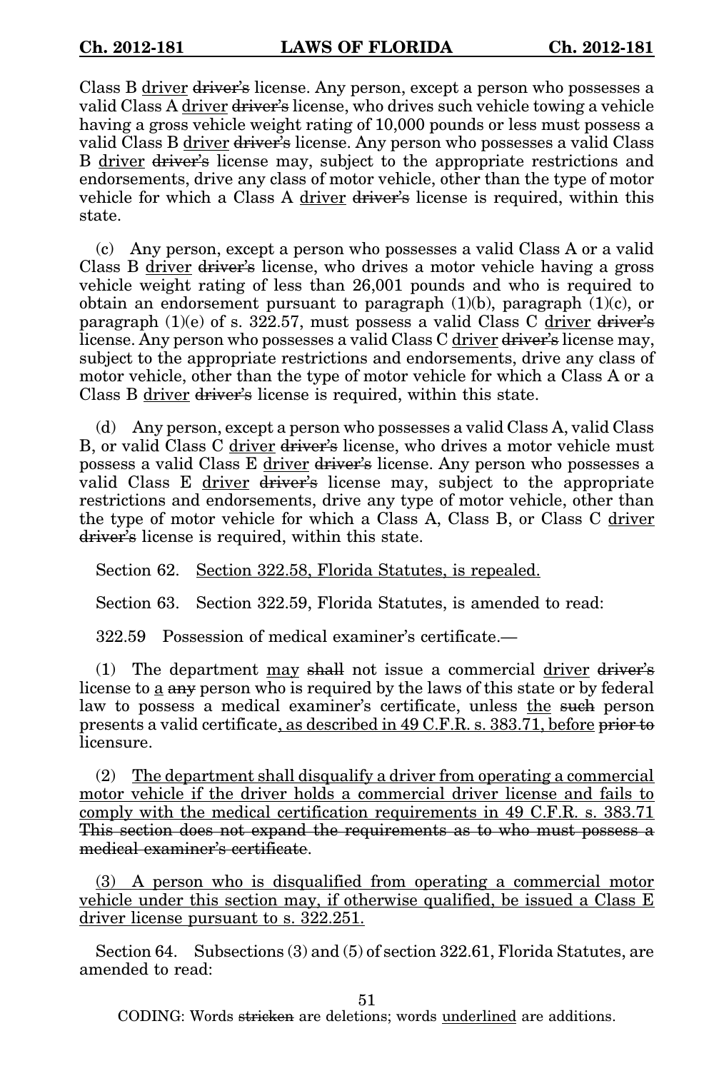Class B <u>driver</u> ~~driver's~~ license. Any person, except a person who possesses a valid Class A <u>driver</u> ~~driver's~~ license, who drives such vehicle towing a vehicle having a gross vehicle weight rating of 10,000 pounds or less must possess a valid Class B <u>driver</u> ~~driver's~~ license. Any person who possesses a valid Class B <u>driver</u> ~~driver's~~ license may, subject to the appropriate restrictions and endorsements, drive any class of motor vehicle, other than the type of motor vehicle for which a Class A <u>driver</u> ~~driver's~~ license is required, within this state.

(c) Any person, except a person who possesses a valid Class A or a valid Class B <u>driver</u> ~~driver's~~ license, who drives a motor vehicle having a gross vehicle weight rating of less than 26,001 pounds and who is required to obtain an endorsement pursuant to paragraph (1)(b), paragraph (1)(c), or paragraph (1)(e) of s. 322.57, must possess a valid Class C <u>driver</u> ~~driver's~~ license. Any person who possesses a valid Class C <u>driver</u> ~~driver's~~ license may, subject to the appropriate restrictions and endorsements, drive any class of motor vehicle, other than the type of motor vehicle for which a Class A or a Class B <u>driver</u> ~~driver's~~ license is required, within this state.

(d) Any person, except a person who possesses a valid Class A, valid Class B, or valid Class C <u>driver</u> ~~driver's~~ license, who drives a motor vehicle must possess a valid Class E <u>driver</u> ~~driver's~~ license. Any person who possesses a valid Class E <u>driver</u> ~~driver's~~ license may, subject to the appropriate restrictions and endorsements, drive any type of motor vehicle, other than the type of motor vehicle for which a Class A, Class B, or Class C <u>driver</u> ~~driver's~~ license is required, within this state.

Section 62. <u>Section 322.58, Florida Statutes, is repealed.</u>

Section 63. Section 322.59, Florida Statutes, is amended to read:

322.59 Possession of medical examiner's certificate.—

(1) The department <u>may</u> ~~shall~~ not issue a commercial <u>driver</u> ~~driver's~~ license to <u>a</u> ~~any~~ person who is required by the laws of this state or by federal law to possess a medical examiner's certificate, unless <u>the</u> ~~such~~ person presents a valid certificate<u>, as described in 49 C.F.R. s. 383.71, before</u> ~~prior to~~ licensure.

(2) <u>The department shall disqualify a driver from operating a commercial motor vehicle if the driver holds a commercial driver license and fails to comply with the medical certification requirements in 49 C.F.R. s. 383.71</u> ~~This section does not expand the requirements as to who must possess a medical examiner's certificate~~.

<u>(3) A person who is disqualified from operating a commercial motor vehicle under this section may, if otherwise qualified, be issued a Class E driver license pursuant to s. 322.251.</u>

Section 64. Subsections (3) and (5) of section 322.61, Florida Statutes, are amended to read: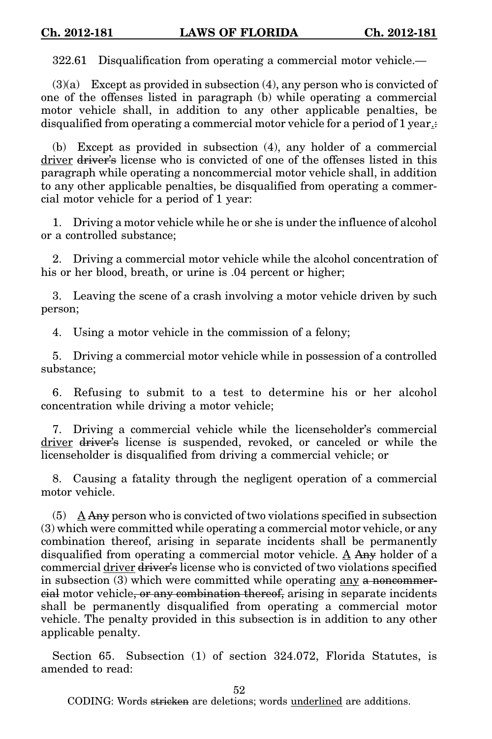322.61 Disqualification from operating a commercial motor vehicle.—

(3)(a) Except as provided in subsection (4), any person who is convicted of one of the offenses listed in paragraph (b) while operating a commercial motor vehicle shall, in addition to any other applicable penalties, be disqualified from operating a commercial motor vehicle for a period of 1 year<u>.</u>~~:~~

(b) Except as provided in subsection (4), any holder of a commercial <u>driver</u> ~~driver's~~ license who is convicted of one of the offenses listed in this paragraph while operating a noncommercial motor vehicle shall, in addition to any other applicable penalties, be disqualified from operating a commercial motor vehicle for a period of 1 year:

1. Driving a motor vehicle while he or she is under the influence of alcohol or a controlled substance;

2. Driving a commercial motor vehicle while the alcohol concentration of his or her blood, breath, or urine is .04 percent or higher;

3. Leaving the scene of a crash involving a motor vehicle driven by such person;

4. Using a motor vehicle in the commission of a felony;

5. Driving a commercial motor vehicle while in possession of a controlled substance;

6. Refusing to submit to a test to determine his or her alcohol concentration while driving a motor vehicle;

7. Driving a commercial vehicle while the licenseholder's commercial <u>driver</u> ~~driver's~~ license is suspended, revoked, or canceled or while the licenseholder is disqualified from driving a commercial vehicle; or

8. Causing a fatality through the negligent operation of a commercial motor vehicle.

(5) <u>A</u> ~~Any~~ person who is convicted of two violations specified in subsection (3) which were committed while operating a commercial motor vehicle, or any combination thereof, arising in separate incidents shall be permanently disqualified from operating a commercial motor vehicle. <u>A</u> ~~Any~~ holder of a commercial <u>driver</u> ~~driver's~~ license who is convicted of two violations specified in subsection (3) which were committed while operating <u>any</u> ~~a noncommercial~~ motor vehicle~~, or any combination thereof,~~ arising in separate incidents shall be permanently disqualified from operating a commercial motor vehicle. The penalty provided in this subsection is in addition to any other applicable penalty.

Section 65. Subsection (1) of section 324.072, Florida Statutes, is amended to read: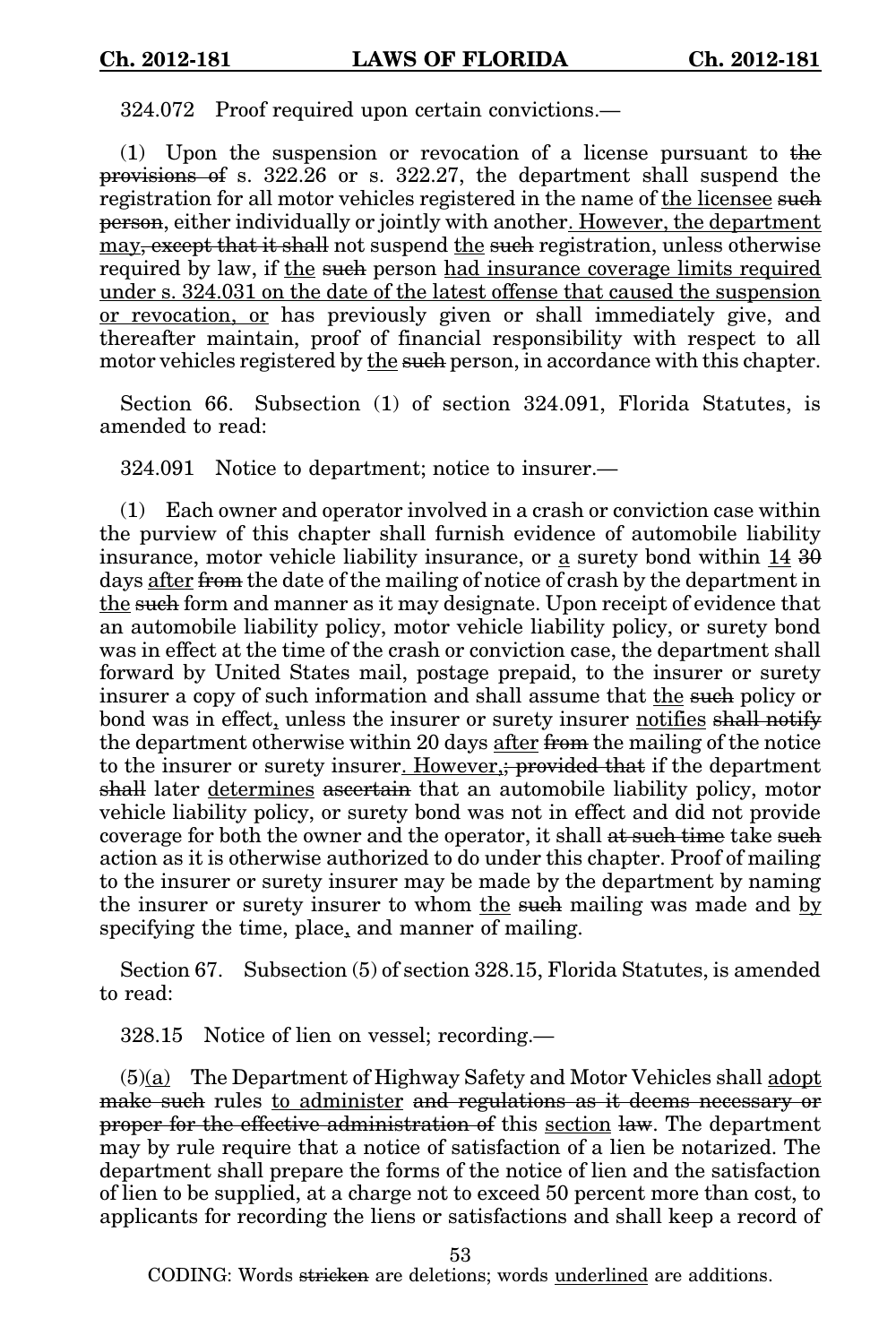324.072 Proof required upon certain convictions.—

(1) Upon the suspension or revocation of a license pursuant to ~~the provisions of~~ s. 322.26 or s. 322.27, the department shall suspend the registration for all motor vehicles registered in the name of <u>the licensee</u> ~~such person~~, either individually or jointly with another<u>. However, the department may</u>~~, except that it shall~~ not suspend <u>the</u> ~~such~~ registration, unless otherwise required by law, if <u>the</u> ~~such~~ person <u>had insurance coverage limits required under s. 324.031 on the date of the latest offense that caused the suspension or revocation, or</u> has previously given or shall immediately give, and thereafter maintain, proof of financial responsibility with respect to all motor vehicles registered by <u>the</u> ~~such~~ person, in accordance with this chapter.

Section 66. Subsection (1) of section 324.091, Florida Statutes, is amended to read:

324.091 Notice to department; notice to insurer.—

(1) Each owner and operator involved in a crash or conviction case within the purview of this chapter shall furnish evidence of automobile liability insurance, motor vehicle liability insurance, or <u>a</u> surety bond within <u>14</u> ~~30~~ days <u>after</u> ~~from~~ the date of the mailing of notice of crash by the department in <u>the</u> ~~such~~ form and manner as it may designate. Upon receipt of evidence that an automobile liability policy, motor vehicle liability policy, or surety bond was in effect at the time of the crash or conviction case, the department shall forward by United States mail, postage prepaid, to the insurer or surety insurer a copy of such information and shall assume that <u>the</u> ~~such~~ policy or bond was in effect<u>,</u> unless the insurer or surety insurer <u>notifies</u> ~~shall notify~~ the department otherwise within 20 days <u>after</u> ~~from~~ the mailing of the notice to the insurer or surety insurer<u>. However,</u>~~; provided that~~ if the department ~~shall~~ later <u>determines</u> ~~ascertain~~ that an automobile liability policy, motor vehicle liability policy, or surety bond was not in effect and did not provide coverage for both the owner and the operator, it shall ~~at such time~~ take ~~such~~ action as it is otherwise authorized to do under this chapter. Proof of mailing to the insurer or surety insurer may be made by the department by naming the insurer or surety insurer to whom <u>the</u> ~~such~~ mailing was made and <u>by</u> specifying the time, place<u>,</u> and manner of mailing.

Section 67. Subsection (5) of section 328.15, Florida Statutes, is amended to read:

328.15 Notice of lien on vessel; recording.—

(5)<u>(a)</u> The Department of Highway Safety and Motor Vehicles shall <u>adopt</u> ~~make such~~ rules <u>to administer</u> ~~and regulations as it deems necessary or proper for the effective administration of~~ this <u>section</u> ~~law~~. The department may by rule require that a notice of satisfaction of a lien be notarized. The department shall prepare the forms of the notice of lien and the satisfaction of lien to be supplied, at a charge not to exceed 50 percent more than cost, to applicants for recording the liens or satisfactions and shall keep a record of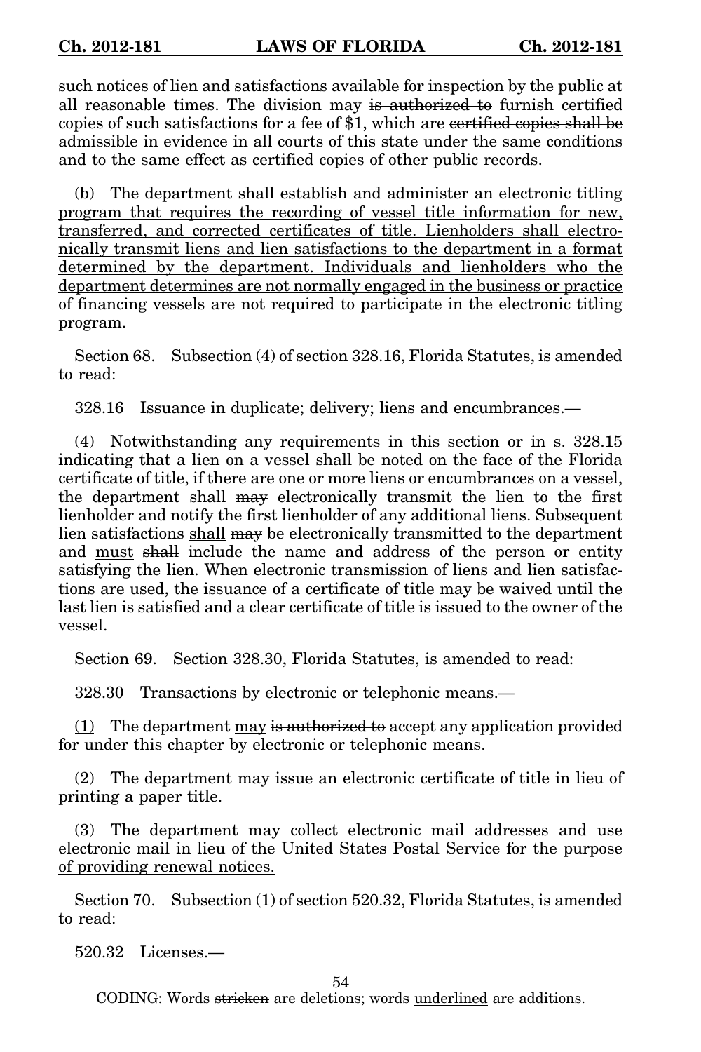such notices of lien and satisfactions available for inspection by the public at all reasonable times. The division <u>may</u> ~~is authorized to~~ furnish certified copies of such satisfactions for a fee of $1, which <u>are</u> ~~certified copies shall be~~ admissible in evidence in all courts of this state under the same conditions and to the same effect as certified copies of other public records.

<u>(b) The department shall establish and administer an electronic titling program that requires the recording of vessel title information for new, transferred, and corrected certificates of title. Lienholders shall electronically transmit liens and lien satisfactions to the department in a format determined by the department. Individuals and lienholders who the department determines are not normally engaged in the business or practice of financing vessels are not required to participate in the electronic titling program.</u>

Section 68. Subsection (4) of section 328.16, Florida Statutes, is amended to read:

328.16 Issuance in duplicate; delivery; liens and encumbrances.—

(4) Notwithstanding any requirements in this section or in s. 328.15 indicating that a lien on a vessel shall be noted on the face of the Florida certificate of title, if there are one or more liens or encumbrances on a vessel, the department <u>shall</u> ~~may~~ electronically transmit the lien to the first lienholder and notify the first lienholder of any additional liens. Subsequent lien satisfactions <u>shall</u> ~~may~~ be electronically transmitted to the department and <u>must</u> ~~shall~~ include the name and address of the person or entity satisfying the lien. When electronic transmission of liens and lien satisfactions are used, the issuance of a certificate of title may be waived until the last lien is satisfied and a clear certificate of title is issued to the owner of the vessel.

Section 69. Section 328.30, Florida Statutes, is amended to read:

328.30 Transactions by electronic or telephonic means.—

<u>(1)</u> The department <u>may</u> ~~is authorized to~~ accept any application provided for under this chapter by electronic or telephonic means.

<u>(2) The department may issue an electronic certificate of title in lieu of printing a paper title.</u>

<u>(3) The department may collect electronic mail addresses and use electronic mail in lieu of the United States Postal Service for the purpose of providing renewal notices.</u>

Section 70. Subsection (1) of section 520.32, Florida Statutes, is amended to read:

520.32 Licenses.—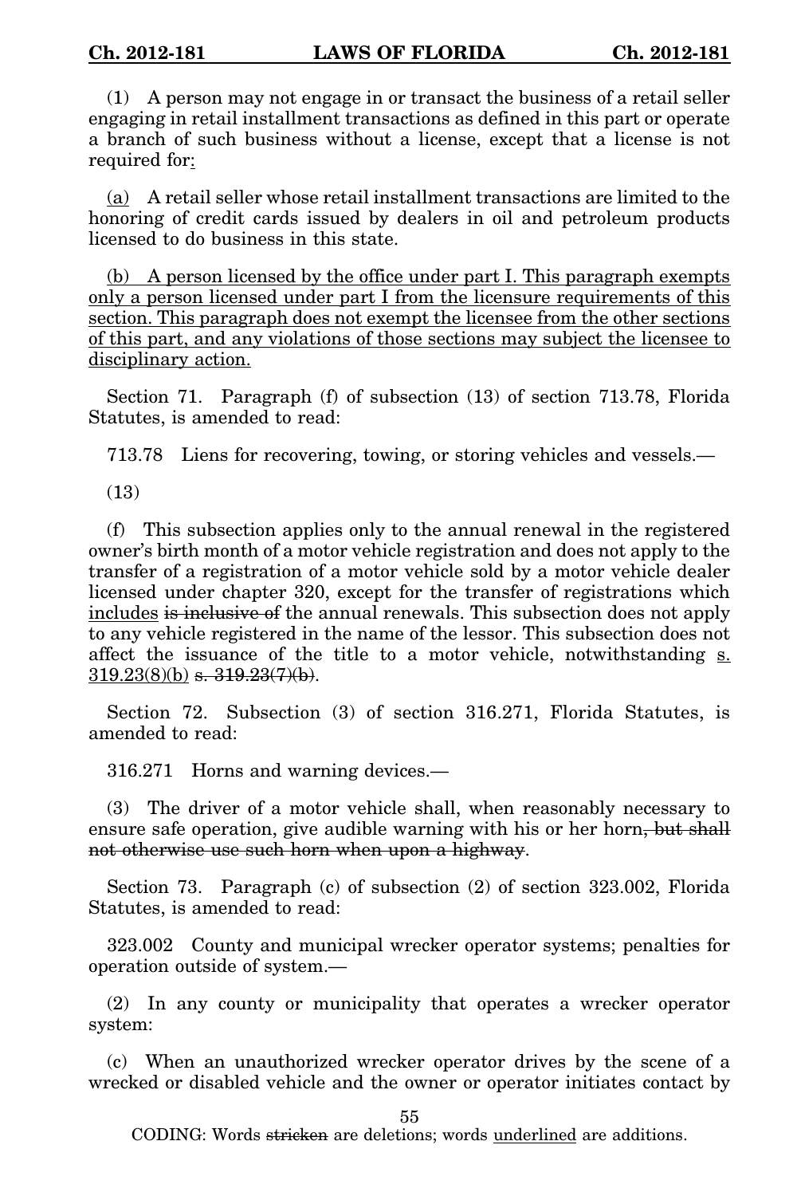(1) A person may not engage in or transact the business of a retail seller engaging in retail installment transactions as defined in this part or operate a branch of such business without a license, except that a license is not required for<u>:</u>

<u>(a)</u> A retail seller whose retail installment transactions are limited to the honoring of credit cards issued by dealers in oil and petroleum products licensed to do business in this state.

<u>(b) A person licensed by the office under part I. This paragraph exempts only a person licensed under part I from the licensure requirements of this section. This paragraph does not exempt the licensee from the other sections of this part, and any violations of those sections may subject the licensee to disciplinary action.</u>

Section 71. Paragraph (f) of subsection (13) of section 713.78, Florida Statutes, is amended to read:

713.78 Liens for recovering, towing, or storing vehicles and vessels.—

(13)

(f) This subsection applies only to the annual renewal in the registered owner's birth month of a motor vehicle registration and does not apply to the transfer of a registration of a motor vehicle sold by a motor vehicle dealer licensed under chapter 320, except for the transfer of registrations which <u>includes</u> ~~is inclusive of~~ the annual renewals. This subsection does not apply to any vehicle registered in the name of the lessor. This subsection does not affect the issuance of the title to a motor vehicle, notwithstanding <u>s. 319.23(8)(b)</u> ~~s. 319.23(7)(b)~~.

Section 72. Subsection (3) of section 316.271, Florida Statutes, is amended to read:

316.271 Horns and warning devices.—

(3) The driver of a motor vehicle shall, when reasonably necessary to ensure safe operation, give audible warning with his or her horn~~, but shall not otherwise use such horn when upon a highway~~.

Section 73. Paragraph (c) of subsection (2) of section 323.002, Florida Statutes, is amended to read:

323.002 County and municipal wrecker operator systems; penalties for operation outside of system.—

(2) In any county or municipality that operates a wrecker operator system:

(c) When an unauthorized wrecker operator drives by the scene of a wrecked or disabled vehicle and the owner or operator initiates contact by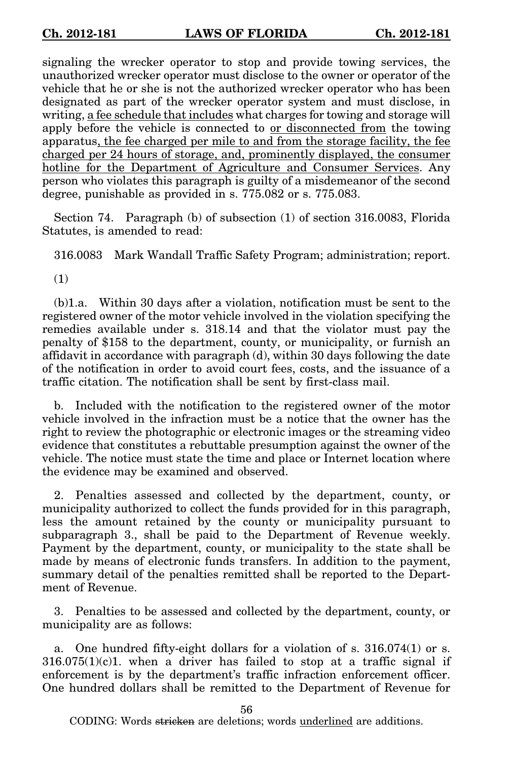signaling the wrecker operator to stop and provide towing services, the unauthorized wrecker operator must disclose to the owner or operator of the vehicle that he or she is not the authorized wrecker operator who has been designated as part of the wrecker operator system and must disclose, in writing, <u>a fee schedule that includes</u> what charges for towing and storage will apply before the vehicle is connected to <u>or disconnected from</u> the towing apparatus<u>, the fee charged per mile to and from the storage facility, the fee charged per 24 hours of storage, and, prominently displayed, the consumer hotline for the Department of Agriculture and Consumer Services</u>. Any person who violates this paragraph is guilty of a misdemeanor of the second degree, punishable as provided in s. 775.082 or s. 775.083.

Section 74. Paragraph (b) of subsection (1) of section 316.0083, Florida Statutes, is amended to read:

316.0083 Mark Wandall Traffic Safety Program; administration; report.

(1)

(b)1.a. Within 30 days after a violation, notification must be sent to the registered owner of the motor vehicle involved in the violation specifying the remedies available under s. 318.14 and that the violator must pay the penalty of $158 to the department, county, or municipality, or furnish an affidavit in accordance with paragraph (d), within 30 days following the date of the notification in order to avoid court fees, costs, and the issuance of a traffic citation. The notification shall be sent by first-class mail.

b. Included with the notification to the registered owner of the motor vehicle involved in the infraction must be a notice that the owner has the right to review the photographic or electronic images or the streaming video evidence that constitutes a rebuttable presumption against the owner of the vehicle. The notice must state the time and place or Internet location where the evidence may be examined and observed.

2. Penalties assessed and collected by the department, county, or municipality authorized to collect the funds provided for in this paragraph, less the amount retained by the county or municipality pursuant to subparagraph 3., shall be paid to the Department of Revenue weekly. Payment by the department, county, or municipality to the state shall be made by means of electronic funds transfers. In addition to the payment, summary detail of the penalties remitted shall be reported to the Department of Revenue.

3. Penalties to be assessed and collected by the department, county, or municipality are as follows:

a. One hundred fifty-eight dollars for a violation of s. 316.074(1) or s. 316.075(1)(c)1. when a driver has failed to stop at a traffic signal if enforcement is by the department's traffic infraction enforcement officer. One hundred dollars shall be remitted to the Department of Revenue for

CODING: Words ~~stricken~~ are deletions; words <u>underlined</u> are additions.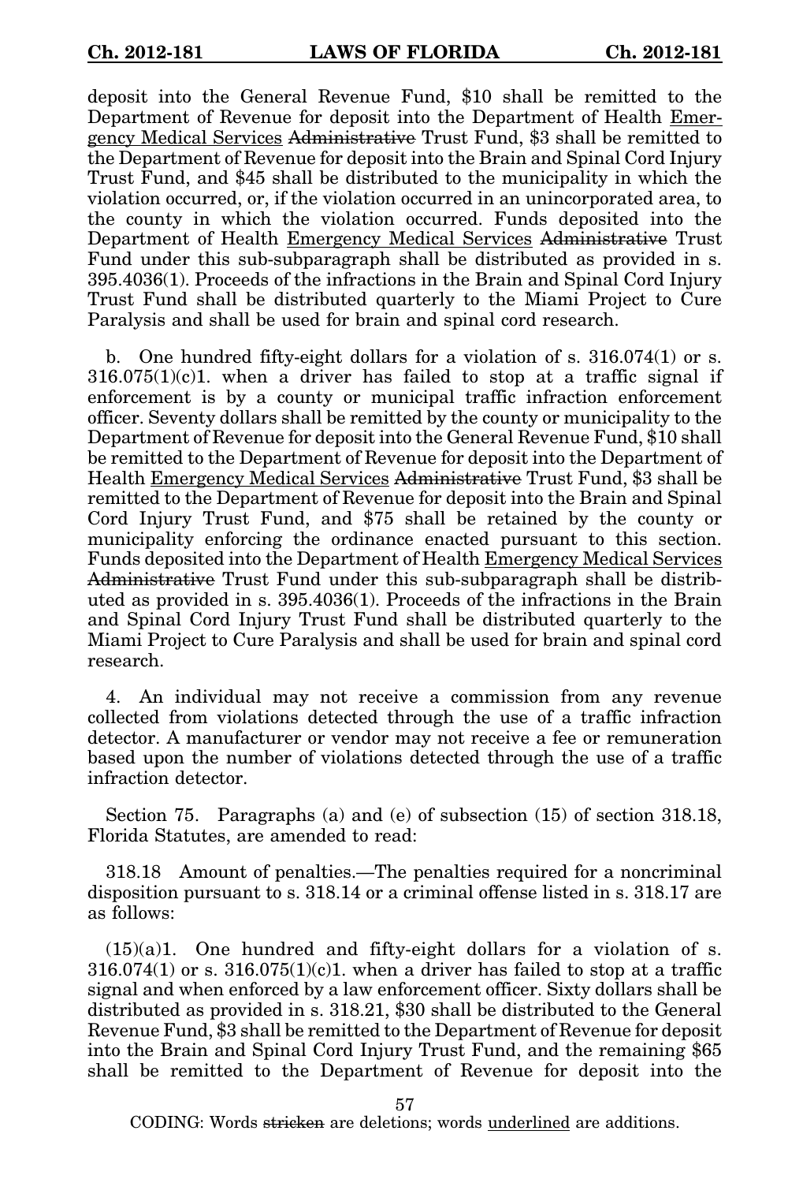deposit into the General Revenue Fund, $10 shall be remitted to the Department of Revenue for deposit into the Department of Health <u>Emergency Medical Services</u> ~~Administrative~~ Trust Fund, $3 shall be remitted to the Department of Revenue for deposit into the Brain and Spinal Cord Injury Trust Fund, and $45 shall be distributed to the municipality in which the violation occurred, or, if the violation occurred in an unincorporated area, to the county in which the violation occurred. Funds deposited into the Department of Health <u>Emergency Medical Services</u> ~~Administrative~~ Trust Fund under this sub-subparagraph shall be distributed as provided in s. 395.4036(1). Proceeds of the infractions in the Brain and Spinal Cord Injury Trust Fund shall be distributed quarterly to the Miami Project to Cure Paralysis and shall be used for brain and spinal cord research.

b. One hundred fifty-eight dollars for a violation of s. 316.074(1) or s. 316.075(1)(c)1. when a driver has failed to stop at a traffic signal if enforcement is by a county or municipal traffic infraction enforcement officer. Seventy dollars shall be remitted by the county or municipality to the Department of Revenue for deposit into the General Revenue Fund, $10 shall be remitted to the Department of Revenue for deposit into the Department of Health <u>Emergency Medical Services</u> ~~Administrative~~ Trust Fund, $3 shall be remitted to the Department of Revenue for deposit into the Brain and Spinal Cord Injury Trust Fund, and $75 shall be retained by the county or municipality enforcing the ordinance enacted pursuant to this section. Funds deposited into the Department of Health <u>Emergency Medical Services</u> ~~Administrative~~ Trust Fund under this sub-subparagraph shall be distributed as provided in s. 395.4036(1). Proceeds of the infractions in the Brain and Spinal Cord Injury Trust Fund shall be distributed quarterly to the Miami Project to Cure Paralysis and shall be used for brain and spinal cord research.

4. An individual may not receive a commission from any revenue collected from violations detected through the use of a traffic infraction detector. A manufacturer or vendor may not receive a fee or remuneration based upon the number of violations detected through the use of a traffic infraction detector.

Section 75. Paragraphs (a) and (e) of subsection (15) of section 318.18, Florida Statutes, are amended to read:

318.18 Amount of penalties.—The penalties required for a noncriminal disposition pursuant to s. 318.14 or a criminal offense listed in s. 318.17 are as follows:

(15)(a)1. One hundred and fifty-eight dollars for a violation of s. 316.074(1) or s. 316.075(1)(c)1. when a driver has failed to stop at a traffic signal and when enforced by a law enforcement officer. Sixty dollars shall be distributed as provided in s. 318.21, $30 shall be distributed to the General Revenue Fund, $3 shall be remitted to the Department of Revenue for deposit into the Brain and Spinal Cord Injury Trust Fund, and the remaining $65 shall be remitted to the Department of Revenue for deposit into the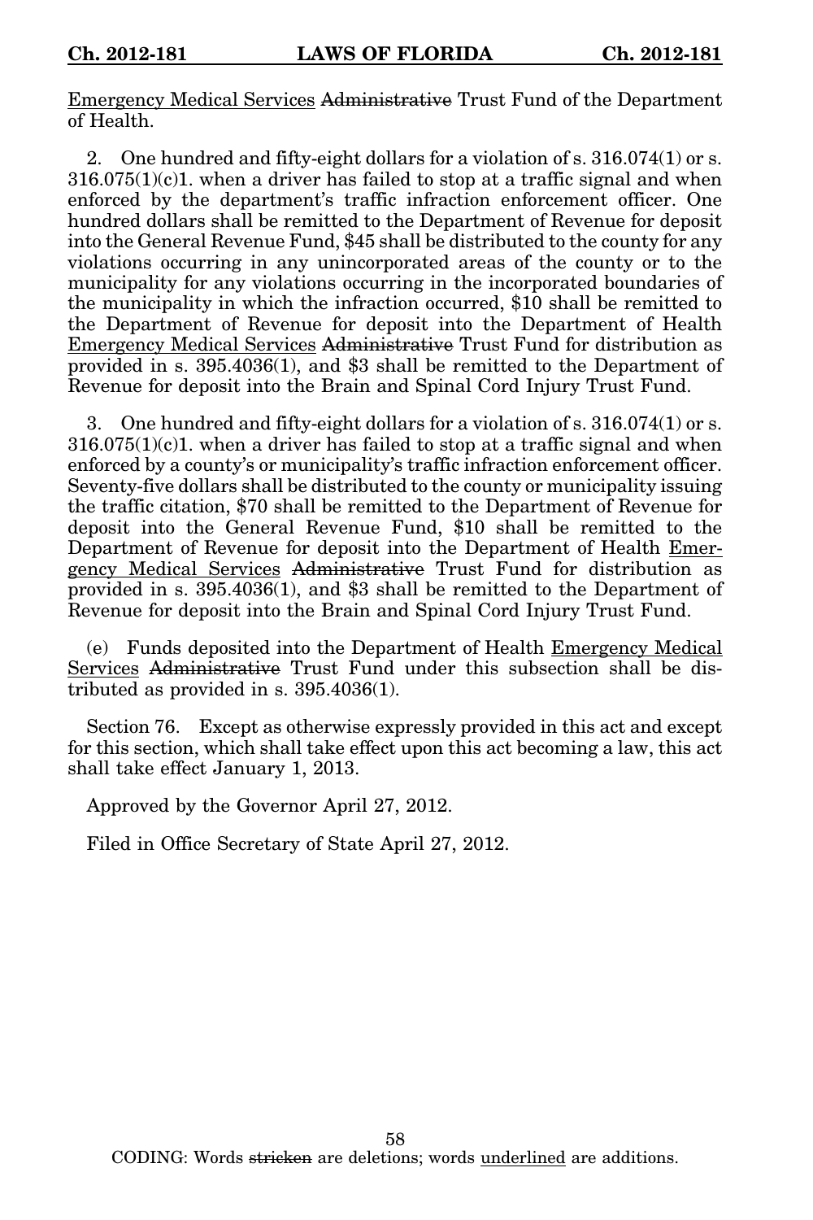<u>Emergency Medical Services</u> ~~Administrative~~ Trust Fund of the Department of Health.

2. One hundred and fifty-eight dollars for a violation of s. 316.074(1) or s. 316.075(1)(c)1. when a driver has failed to stop at a traffic signal and when enforced by the department's traffic infraction enforcement officer. One hundred dollars shall be remitted to the Department of Revenue for deposit into the General Revenue Fund, $45 shall be distributed to the county for any violations occurring in any unincorporated areas of the county or to the municipality for any violations occurring in the incorporated boundaries of the municipality in which the infraction occurred, $10 shall be remitted to the Department of Revenue for deposit into the Department of Health <u>Emergency Medical Services</u> ~~Administrative~~ Trust Fund for distribution as provided in s. 395.4036(1), and $3 shall be remitted to the Department of Revenue for deposit into the Brain and Spinal Cord Injury Trust Fund.

3. One hundred and fifty-eight dollars for a violation of s. 316.074(1) or s. 316.075(1)(c)1. when a driver has failed to stop at a traffic signal and when enforced by a county's or municipality's traffic infraction enforcement officer. Seventy-five dollars shall be distributed to the county or municipality issuing the traffic citation, $70 shall be remitted to the Department of Revenue for deposit into the General Revenue Fund, $10 shall be remitted to the Department of Revenue for deposit into the Department of Health <u>Emergency Medical Services</u> ~~Administrative~~ Trust Fund for distribution as provided in s. 395.4036(1), and $3 shall be remitted to the Department of Revenue for deposit into the Brain and Spinal Cord Injury Trust Fund.

(e) Funds deposited into the Department of Health <u>Emergency Medical Services</u> ~~Administrative~~ Trust Fund under this subsection shall be distributed as provided in s. 395.4036(1).

Section 76. Except as otherwise expressly provided in this act and except for this section, which shall take effect upon this act becoming a law, this act shall take effect January 1, 2013.

Approved by the Governor April 27, 2012.

Filed in Office Secretary of State April 27, 2012.

CODING: Words ~~stricken~~ are deletions; words <u>underlined</u> are additions.